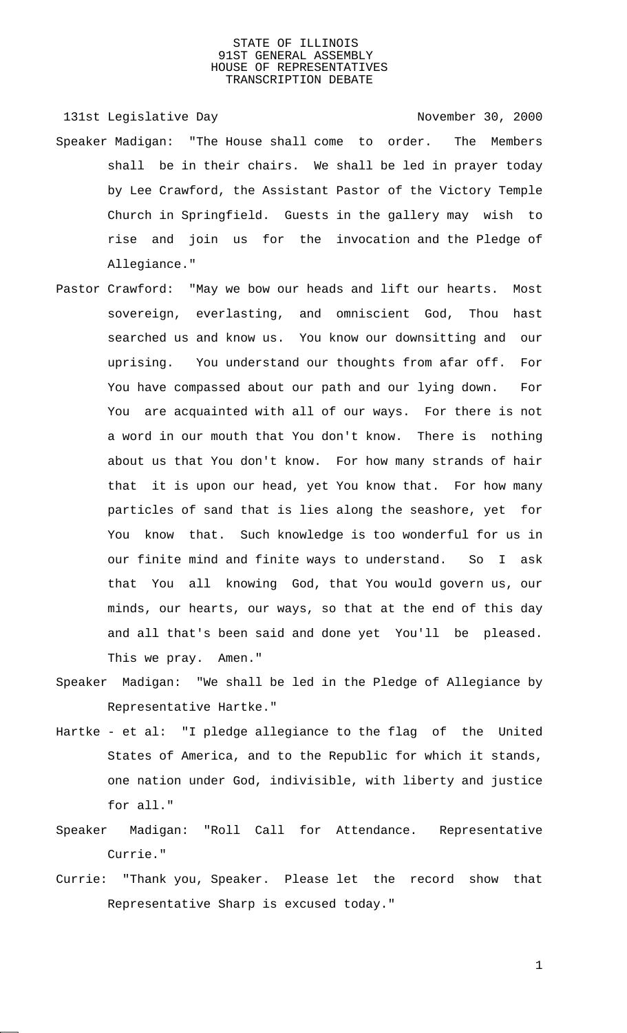STATE OF ILLINOIS
91ST GENERAL ASSEMBLY
HOUSE OF REPRESENTATIVES
TRANSCRIPTION DEBATE

131st Legislative Day                                    November 30, 2000

Speaker Madigan: "The House shall come to order. The Members shall be in their chairs. We shall be led in prayer today by Lee Crawford, the Assistant Pastor of the Victory Temple Church in Springfield. Guests in the gallery may wish to rise and join us for the invocation and the Pledge of Allegiance."

Pastor Crawford: "May we bow our heads and lift our hearts. Most sovereign, everlasting, and omniscient God, Thou hast searched us and know us. You know our downsitting and our uprising. You understand our thoughts from afar off. For You have compassed about our path and our lying down. For You are acquainted with all of our ways. For there is not a word in our mouth that You don't know. There is nothing about us that You don't know. For how many strands of hair that it is upon our head, yet You know that. For how many particles of sand that is lies along the seashore, yet for You know that. Such knowledge is too wonderful for us in our finite mind and finite ways to understand. So I ask that You all knowing God, that You would govern us, our minds, our hearts, our ways, so that at the end of this day and all that's been said and done yet You'll be pleased. This we pray. Amen."

Speaker Madigan: "We shall be led in the Pledge of Allegiance by Representative Hartke."

Hartke - et al: "I pledge allegiance to the flag of the United States of America, and to the Republic for which it stands, one nation under God, indivisible, with liberty and justice for all."

Speaker Madigan: "Roll Call for Attendance. Representative Currie."

Currie: "Thank you, Speaker. Please let the record show that Representative Sharp is excused today."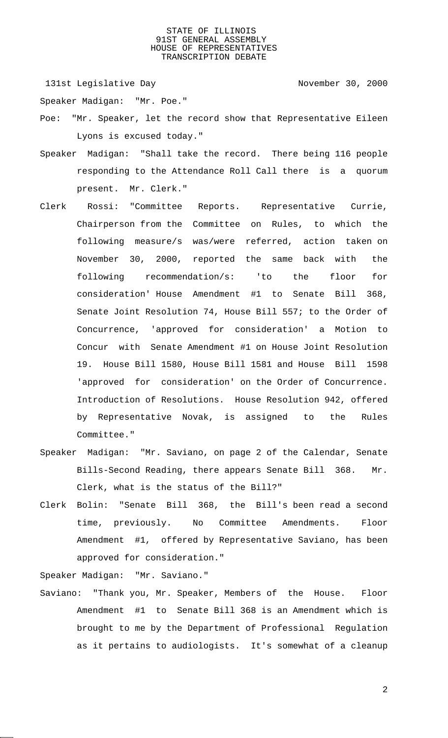131st Legislative Day November 30, 2000

Speaker Madigan: "Mr. Poe."

Poe: "Mr. Speaker, let the record show that Representative Eileen Lyons is excused today."

Speaker Madigan: "Shall take the record. There being 116 people responding to the Attendance Roll Call there is a quorum present. Mr. Clerk."

Clerk Rossi: "Committee Reports. Representative Currie, Chairperson from the Committee on Rules, to which the following measure/s was/were referred, action taken on November 30, 2000, reported the same back with the following recommendation/s: 'to the floor for consideration' House Amendment #1 to Senate Bill 368, Senate Joint Resolution 74, House Bill 557; to the Order of Concurrence, 'approved for consideration' a Motion to Concur with Senate Amendment #1 on House Joint Resolution 19. House Bill 1580, House Bill 1581 and House Bill 1598 'approved for consideration' on the Order of Concurrence. Introduction of Resolutions. House Resolution 942, offered by Representative Novak, is assigned to the Rules Committee."

Speaker Madigan: "Mr. Saviano, on page 2 of the Calendar, Senate Bills-Second Reading, there appears Senate Bill 368. Mr. Clerk, what is the status of the Bill?"

Clerk Bolin: "Senate Bill 368, the Bill's been read a second time, previously. No Committee Amendments. Floor Amendment #1, offered by Representative Saviano, has been approved for consideration."

Speaker Madigan: "Mr. Saviano."

Saviano: "Thank you, Mr. Speaker, Members of the House. Floor Amendment #1 to Senate Bill 368 is an Amendment which is brought to me by the Department of Professional Regulation as it pertains to audiologists. It's somewhat of a cleanup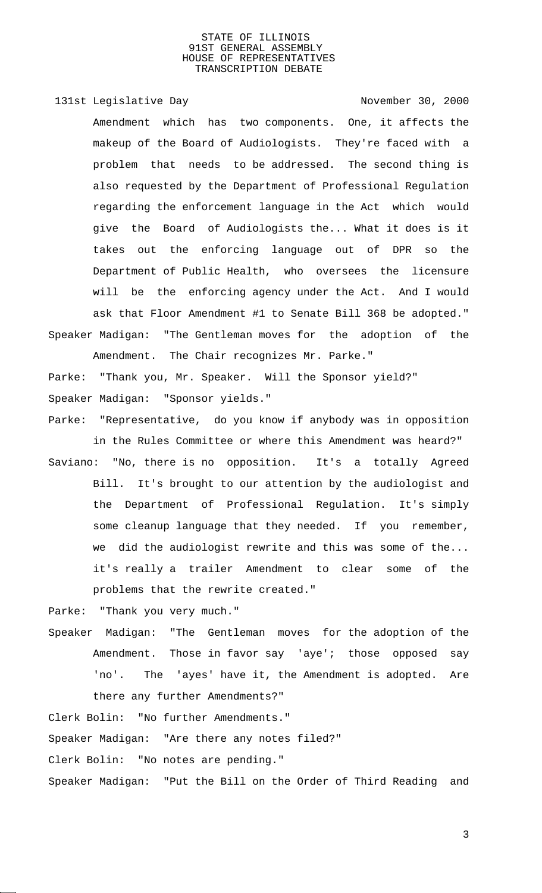Amendment which has two components. One, it affects the makeup of the Board of Audiologists. They're faced with a problem that needs to be addressed. The second thing is also requested by the Department of Professional Regulation regarding the enforcement language in the Act which would give the Board of Audiologists the... What it does is it takes out the enforcing language out of DPR so the Department of Public Health, who oversees the licensure will be the enforcing agency under the Act. And I would ask that Floor Amendment #1 to Senate Bill 368 be adopted."

Speaker Madigan: "The Gentleman moves for the adoption of the Amendment. The Chair recognizes Mr. Parke."

Parke: "Thank you, Mr. Speaker. Will the Sponsor yield?"

Speaker Madigan: "Sponsor yields."

Parke: "Representative, do you know if anybody was in opposition in the Rules Committee or where this Amendment was heard?"

Saviano: "No, there is no opposition. It's a totally Agreed Bill. It's brought to our attention by the audiologist and the Department of Professional Regulation. It's simply some cleanup language that they needed. If you remember, we did the audiologist rewrite and this was some of the... it's really a trailer Amendment to clear some of the problems that the rewrite created."

Parke: "Thank you very much."

Speaker Madigan: "The Gentleman moves for the adoption of the Amendment. Those in favor say 'aye'; those opposed say 'no'. The 'ayes' have it, the Amendment is adopted. Are there any further Amendments?"

Clerk Bolin: "No further Amendments."

Speaker Madigan: "Are there any notes filed?"

Clerk Bolin: "No notes are pending."

Speaker Madigan: "Put the Bill on the Order of Third Reading and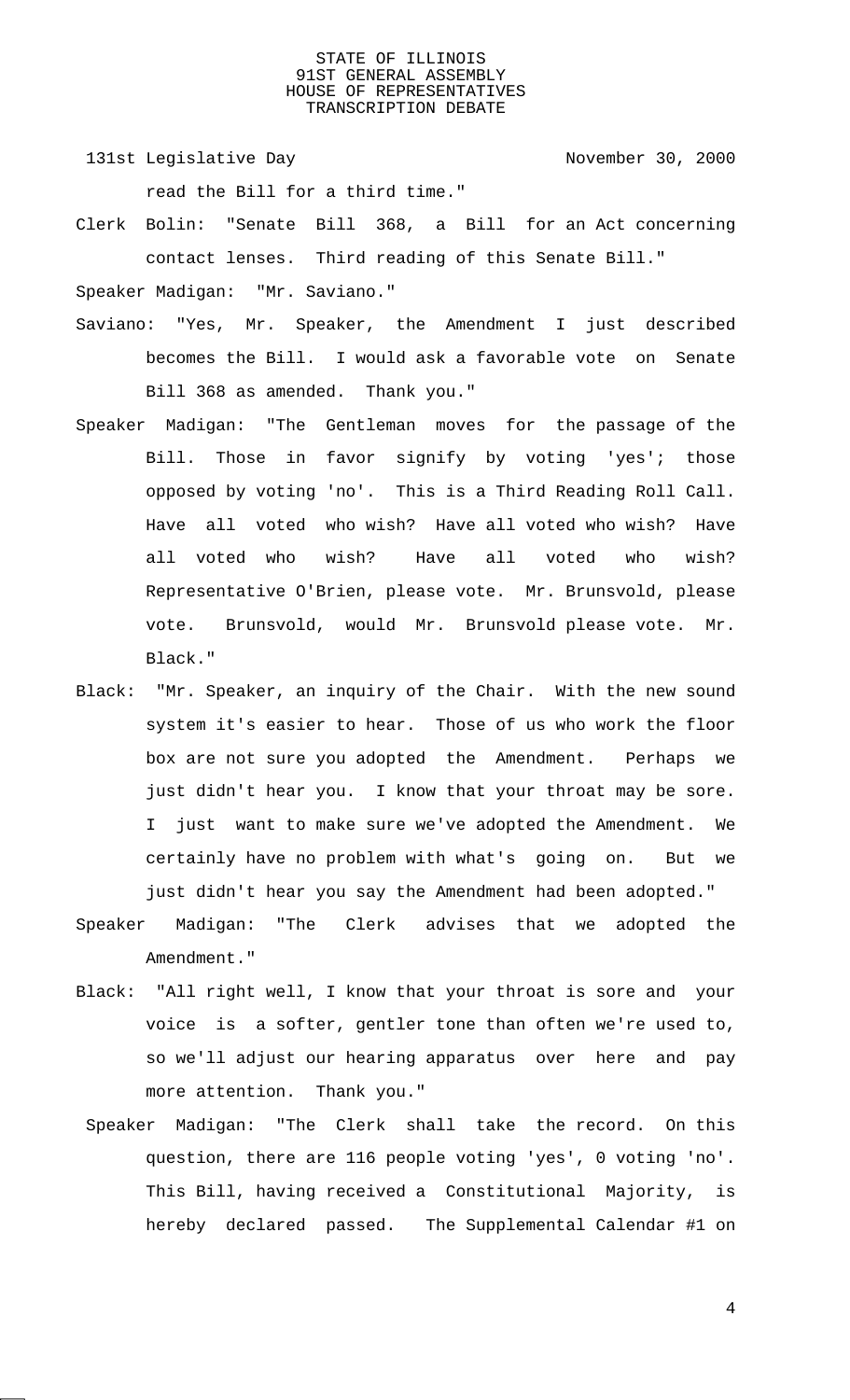read the Bill for a third time."

Clerk Bolin: "Senate Bill 368, a Bill for an Act concerning contact lenses. Third reading of this Senate Bill."

Speaker Madigan: "Mr. Saviano."

Saviano: "Yes, Mr. Speaker, the Amendment I just described becomes the Bill. I would ask a favorable vote on Senate Bill 368 as amended. Thank you."

Speaker Madigan: "The Gentleman moves for the passage of the Bill. Those in favor signify by voting 'yes'; those opposed by voting 'no'. This is a Third Reading Roll Call. Have all voted who wish? Have all voted who wish? Have all voted who wish? Have all voted who wish? Representative O'Brien, please vote. Mr. Brunsvold, please vote. Brunsvold, would Mr. Brunsvold please vote. Mr. Black."

Black: "Mr. Speaker, an inquiry of the Chair. With the new sound system it's easier to hear. Those of us who work the floor box are not sure you adopted the Amendment. Perhaps we just didn't hear you. I know that your throat may be sore. I just want to make sure we've adopted the Amendment. We certainly have no problem with what's going on. But we just didn't hear you say the Amendment had been adopted."

Speaker Madigan: "The Clerk advises that we adopted the Amendment."

Black: "All right well, I know that your throat is sore and your voice is a softer, gentler tone than often we're used to, so we'll adjust our hearing apparatus over here and pay more attention. Thank you."

Speaker Madigan: "The Clerk shall take the record. On this question, there are 116 people voting 'yes', 0 voting 'no'. This Bill, having received a Constitutional Majority, is hereby declared passed. The Supplemental Calendar #1 on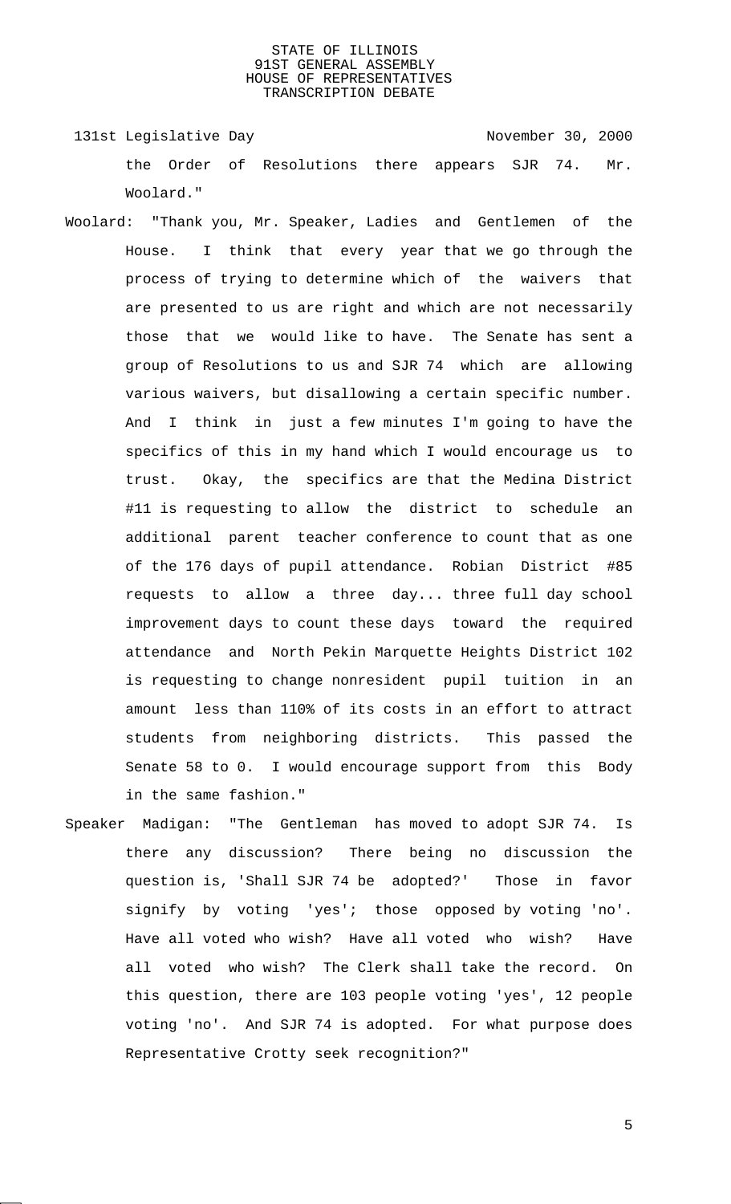the Order of Resolutions there appears SJR 74. Mr. Woolard."

Woolard: "Thank you, Mr. Speaker, Ladies and Gentlemen of the House. I think that every year that we go through the process of trying to determine which of the waivers that are presented to us are right and which are not necessarily those that we would like to have. The Senate has sent a group of Resolutions to us and SJR 74 which are allowing various waivers, but disallowing a certain specific number. And I think in just a few minutes I'm going to have the specifics of this in my hand which I would encourage us to trust. Okay, the specifics are that the Medina District #11 is requesting to allow the district to schedule an additional parent teacher conference to count that as one of the 176 days of pupil attendance. Robian District #85 requests to allow a three day... three full day school improvement days to count these days toward the required attendance and North Pekin Marquette Heights District 102 is requesting to change nonresident pupil tuition in an amount less than 110% of its costs in an effort to attract students from neighboring districts. This passed the Senate 58 to 0. I would encourage support from this Body in the same fashion."

Speaker Madigan: "The Gentleman has moved to adopt SJR 74. Is there any discussion? There being no discussion the question is, 'Shall SJR 74 be adopted?' Those in favor signify by voting 'yes'; those opposed by voting 'no'. Have all voted who wish? Have all voted who wish? Have all voted who wish? The Clerk shall take the record. On this question, there are 103 people voting 'yes', 12 people voting 'no'. And SJR 74 is adopted. For what purpose does Representative Crotty seek recognition?"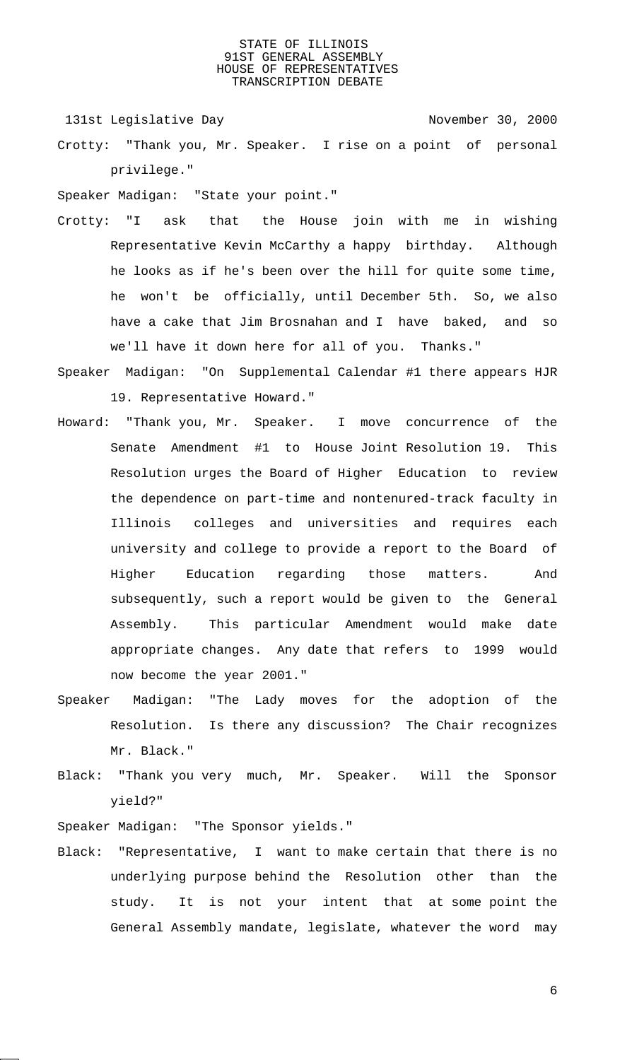Crotty: "Thank you, Mr. Speaker. I rise on a point of personal privilege."

Speaker Madigan: "State your point."

Crotty: "I ask that the House join with me in wishing Representative Kevin McCarthy a happy birthday. Although he looks as if he's been over the hill for quite some time, he won't be officially, until December 5th. So, we also have a cake that Jim Brosnahan and I have baked, and so we'll have it down here for all of you. Thanks."

Speaker Madigan: "On Supplemental Calendar #1 there appears HJR 19. Representative Howard."

Howard: "Thank you, Mr. Speaker. I move concurrence of the Senate Amendment #1 to House Joint Resolution 19. This Resolution urges the Board of Higher Education to review the dependence on part-time and nontenured-track faculty in Illinois colleges and universities and requires each university and college to provide a report to the Board of Higher Education regarding those matters. And subsequently, such a report would be given to the General Assembly. This particular Amendment would make date appropriate changes. Any date that refers to 1999 would now become the year 2001."

Speaker Madigan: "The Lady moves for the adoption of the Resolution. Is there any discussion? The Chair recognizes Mr. Black."

Black: "Thank you very much, Mr. Speaker. Will the Sponsor yield?"

Speaker Madigan: "The Sponsor yields."

Black: "Representative, I want to make certain that there is no underlying purpose behind the Resolution other than the study. It is not your intent that at some point the General Assembly mandate, legislate, whatever the word may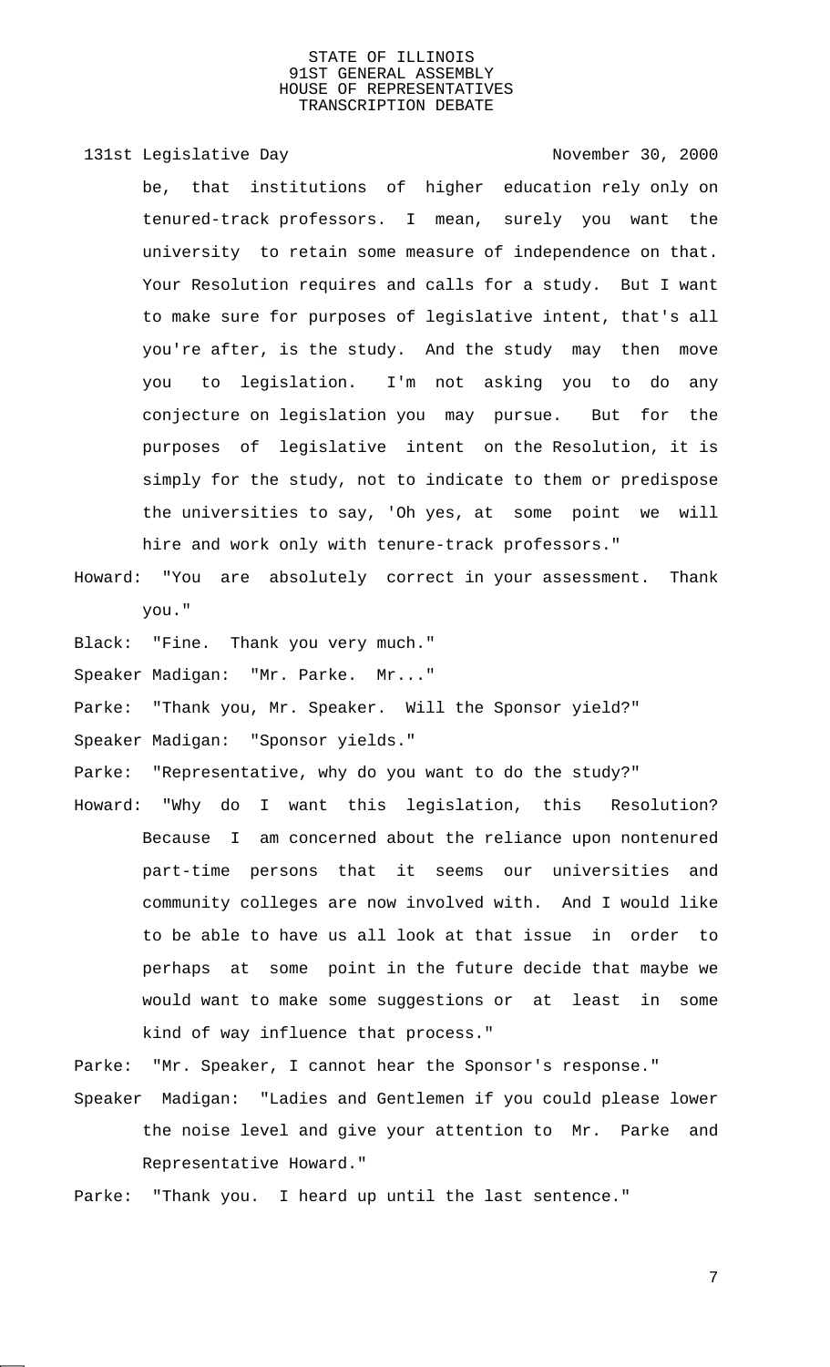be, that institutions of higher education rely only on tenured-track professors. I mean, surely you want the university to retain some measure of independence on that. Your Resolution requires and calls for a study. But I want to make sure for purposes of legislative intent, that's all you're after, is the study. And the study may then move you to legislation. I'm not asking you to do any conjecture on legislation you may pursue. But for the purposes of legislative intent on the Resolution, it is simply for the study, not to indicate to them or predispose the universities to say, 'Oh yes, at some point we will hire and work only with tenure-track professors."

Howard: "You are absolutely correct in your assessment. Thank you."

Black: "Fine. Thank you very much."

Speaker Madigan: "Mr. Parke. Mr..."

Parke: "Thank you, Mr. Speaker. Will the Sponsor yield?"

Speaker Madigan: "Sponsor yields."

Parke: "Representative, why do you want to do the study?"

Howard: "Why do I want this legislation, this Resolution? Because I am concerned about the reliance upon nontenured part-time persons that it seems our universities and community colleges are now involved with. And I would like to be able to have us all look at that issue in order to perhaps at some point in the future decide that maybe we would want to make some suggestions or at least in some kind of way influence that process."

Parke: "Mr. Speaker, I cannot hear the Sponsor's response."

Speaker Madigan: "Ladies and Gentlemen if you could please lower the noise level and give your attention to Mr. Parke and Representative Howard."

Parke: "Thank you. I heard up until the last sentence."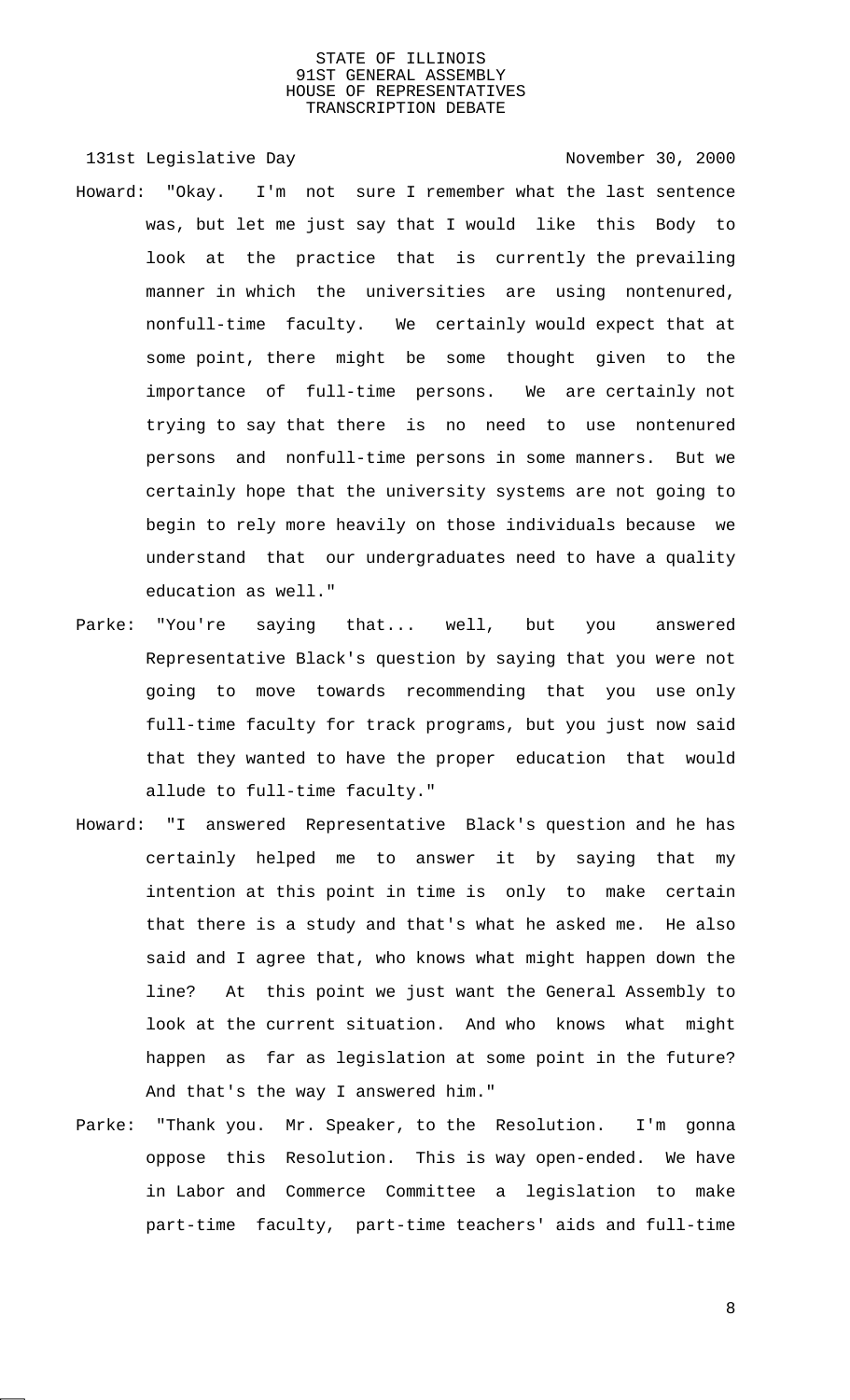Howard: "Okay. I'm not sure I remember what the last sentence was, but let me just say that I would like this Body to look at the practice that is currently the prevailing manner in which the universities are using nontenured, nonfull-time faculty. We certainly would expect that at some point, there might be some thought given to the importance of full-time persons. We are certainly not trying to say that there is no need to use nontenured persons and nonfull-time persons in some manners. But we certainly hope that the university systems are not going to begin to rely more heavily on those individuals because we understand that our undergraduates need to have a quality education as well."

Parke: "You're saying that... well, but you answered Representative Black's question by saying that you were not going to move towards recommending that you use only full-time faculty for track programs, but you just now said that they wanted to have the proper education that would allude to full-time faculty."

Howard: "I answered Representative Black's question and he has certainly helped me to answer it by saying that my intention at this point in time is only to make certain that there is a study and that's what he asked me. He also said and I agree that, who knows what might happen down the line? At this point we just want the General Assembly to look at the current situation. And who knows what might happen as far as legislation at some point in the future? And that's the way I answered him."

Parke: "Thank you. Mr. Speaker, to the Resolution. I'm gonna oppose this Resolution. This is way open-ended. We have in Labor and Commerce Committee a legislation to make part-time faculty, part-time teachers' aids and full-time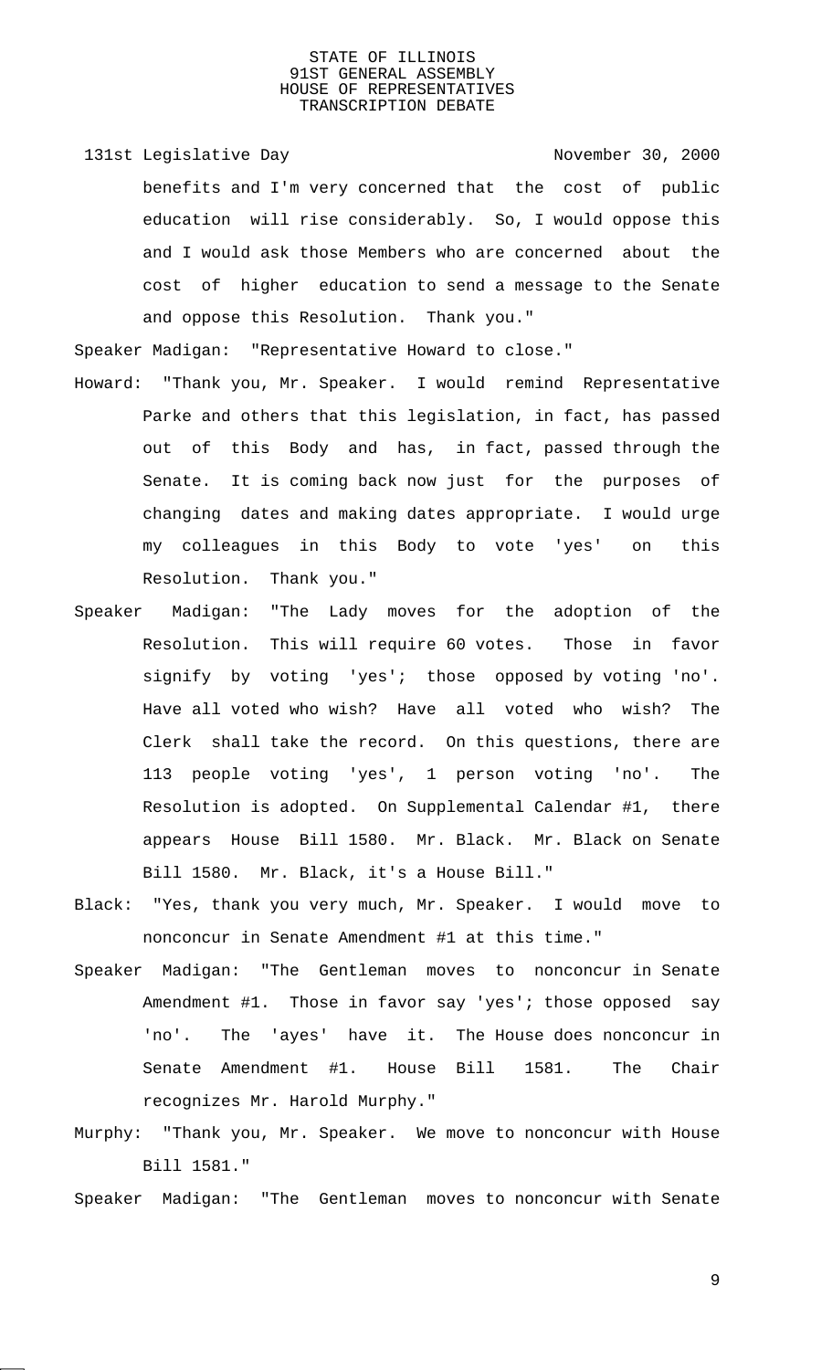131st Legislative Day November 30, 2000

benefits and I'm very concerned that the cost of public education will rise considerably. So, I would oppose this and I would ask those Members who are concerned about the cost of higher education to send a message to the Senate and oppose this Resolution. Thank you."

Speaker Madigan: "Representative Howard to close."

Howard: "Thank you, Mr. Speaker. I would remind Representative Parke and others that this legislation, in fact, has passed out of this Body and has, in fact, passed through the Senate. It is coming back now just for the purposes of changing dates and making dates appropriate. I would urge my colleagues in this Body to vote 'yes' on this Resolution. Thank you."

Speaker Madigan: "The Lady moves for the adoption of the Resolution. This will require 60 votes. Those in favor signify by voting 'yes'; those opposed by voting 'no'. Have all voted who wish? Have all voted who wish? The Clerk shall take the record. On this questions, there are 113 people voting 'yes', 1 person voting 'no'. The Resolution is adopted. On Supplemental Calendar #1, there appears House Bill 1580. Mr. Black. Mr. Black on Senate Bill 1580. Mr. Black, it's a House Bill."

Black: "Yes, thank you very much, Mr. Speaker. I would move to nonconcur in Senate Amendment #1 at this time."

Speaker Madigan: "The Gentleman moves to nonconcur in Senate Amendment #1. Those in favor say 'yes'; those opposed say 'no'. The 'ayes' have it. The House does nonconcur in Senate Amendment #1. House Bill 1581. The Chair recognizes Mr. Harold Murphy."

Murphy: "Thank you, Mr. Speaker. We move to nonconcur with House Bill 1581."

Speaker Madigan: "The Gentleman moves to nonconcur with Senate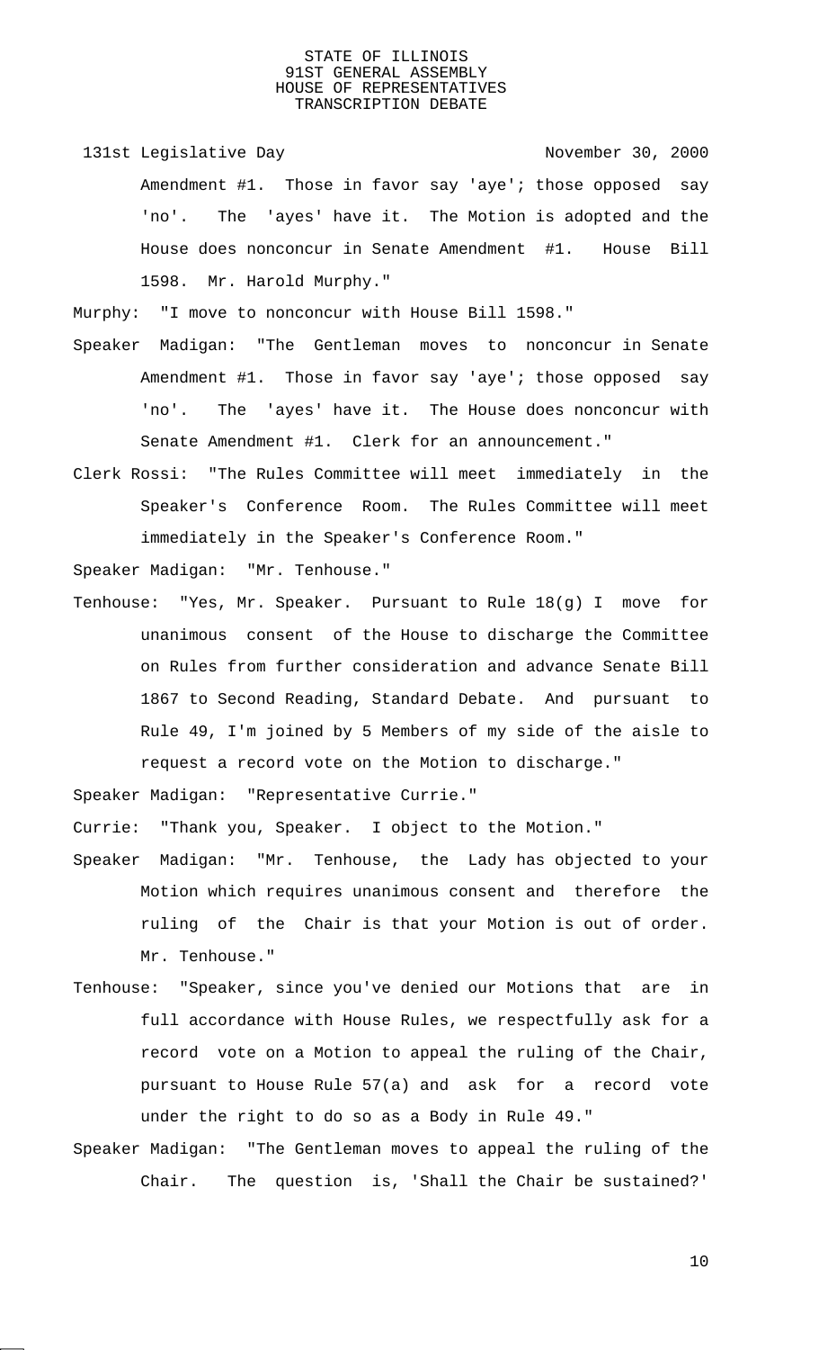131st Legislative Day November 30, 2000

Amendment #1. Those in favor say 'aye'; those opposed say 'no'. The 'ayes' have it. The Motion is adopted and the House does nonconcur in Senate Amendment #1. House Bill 1598. Mr. Harold Murphy."

Murphy: "I move to nonconcur with House Bill 1598."

Speaker Madigan: "The Gentleman moves to nonconcur in Senate Amendment #1. Those in favor say 'aye'; those opposed say 'no'. The 'ayes' have it. The House does nonconcur with Senate Amendment #1. Clerk for an announcement."

Clerk Rossi: "The Rules Committee will meet immediately in the Speaker's Conference Room. The Rules Committee will meet immediately in the Speaker's Conference Room."

Speaker Madigan: "Mr. Tenhouse."

Tenhouse: "Yes, Mr. Speaker. Pursuant to Rule 18(g) I move for unanimous consent of the House to discharge the Committee on Rules from further consideration and advance Senate Bill 1867 to Second Reading, Standard Debate. And pursuant to Rule 49, I'm joined by 5 Members of my side of the aisle to request a record vote on the Motion to discharge."

Speaker Madigan: "Representative Currie."

Currie: "Thank you, Speaker. I object to the Motion."

Speaker Madigan: "Mr. Tenhouse, the Lady has objected to your Motion which requires unanimous consent and therefore the ruling of the Chair is that your Motion is out of order. Mr. Tenhouse."

Tenhouse: "Speaker, since you've denied our Motions that are in full accordance with House Rules, we respectfully ask for a record vote on a Motion to appeal the ruling of the Chair, pursuant to House Rule 57(a) and ask for a record vote under the right to do so as a Body in Rule 49."

Speaker Madigan: "The Gentleman moves to appeal the ruling of the Chair. The question is, 'Shall the Chair be sustained?'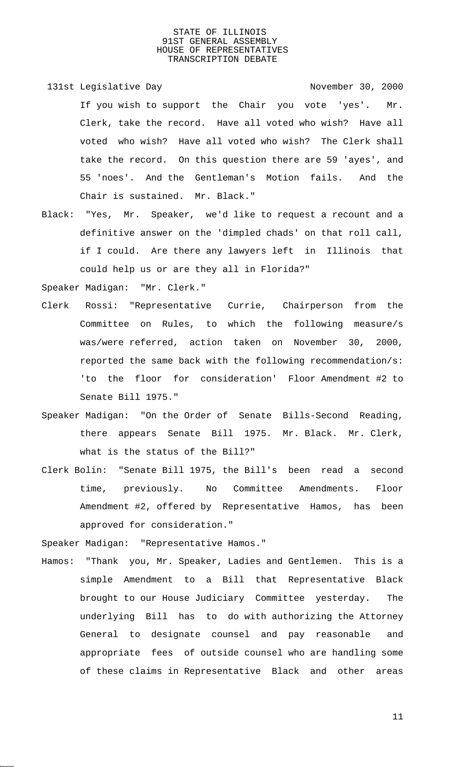If you wish to support the Chair you vote 'yes'. Mr. Clerk, take the record. Have all voted who wish? Have all voted who wish? Have all voted who wish? The Clerk shall take the record. On this question there are 59 'ayes', and 55 'noes'. And the Gentleman's Motion fails. And the Chair is sustained. Mr. Black."

Black: "Yes, Mr. Speaker, we'd like to request a recount and a definitive answer on the 'dimpled chads' on that roll call, if I could. Are there any lawyers left in Illinois that could help us or are they all in Florida?"

Speaker Madigan: "Mr. Clerk."

Clerk Rossi: "Representative Currie, Chairperson from the Committee on Rules, to which the following measure/s was/were referred, action taken on November 30, 2000, reported the same back with the following recommendation/s: 'to the floor for consideration' Floor Amendment #2 to Senate Bill 1975."

Speaker Madigan: "On the Order of Senate Bills-Second Reading, there appears Senate Bill 1975. Mr. Black. Mr. Clerk, what is the status of the Bill?"

Clerk Bolin: "Senate Bill 1975, the Bill's been read a second time, previously. No Committee Amendments. Floor Amendment #2, offered by Representative Hamos, has been approved for consideration."

Speaker Madigan: "Representative Hamos."

Hamos: "Thank you, Mr. Speaker, Ladies and Gentlemen. This is a simple Amendment to a Bill that Representative Black brought to our House Judiciary Committee yesterday. The underlying Bill has to do with authorizing the Attorney General to designate counsel and pay reasonable and appropriate fees of outside counsel who are handling some of these claims in Representative Black and other areas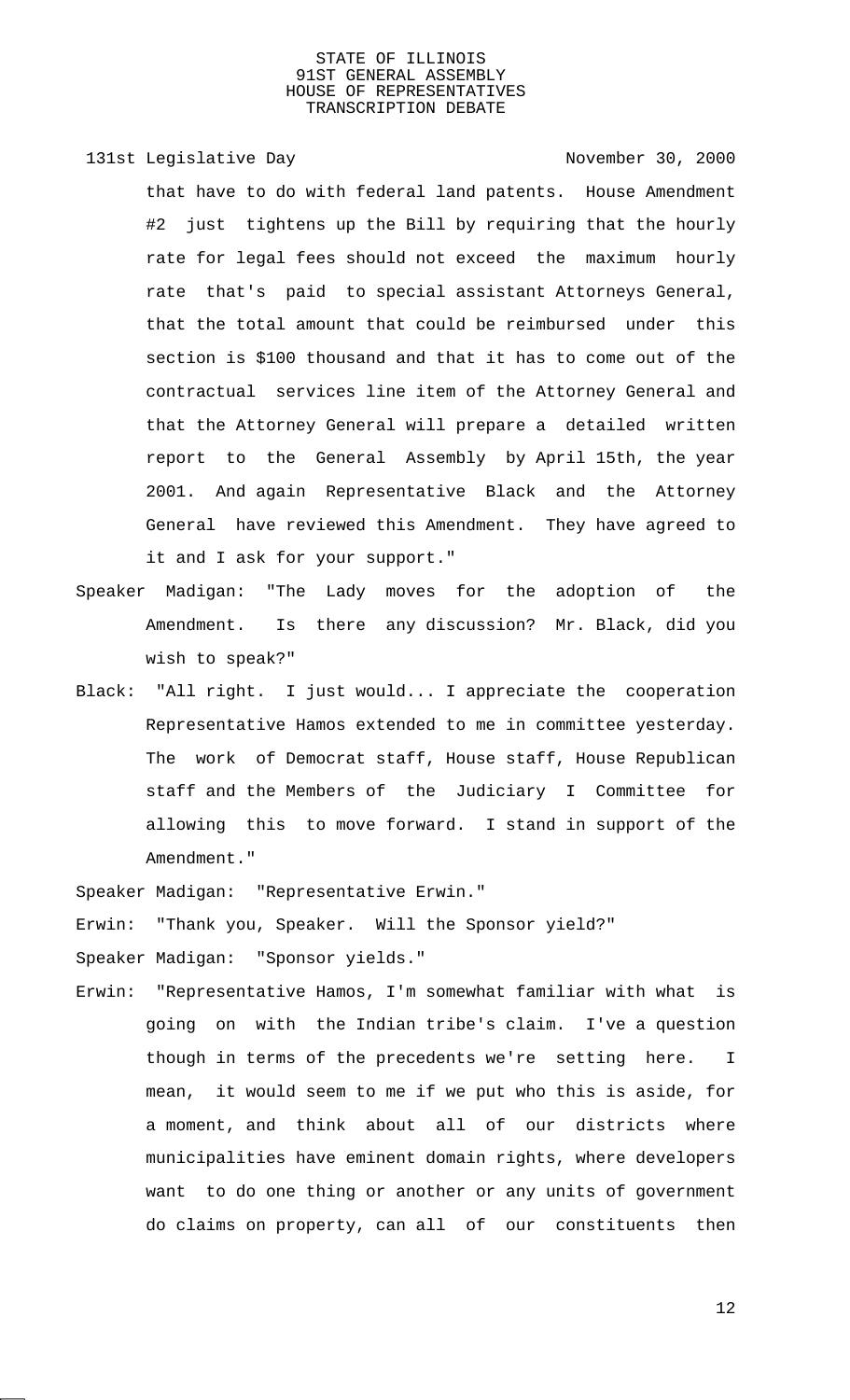that have to do with federal land patents. House Amendment #2 just tightens up the Bill by requiring that the hourly rate for legal fees should not exceed the maximum hourly rate that's paid to special assistant Attorneys General, that the total amount that could be reimbursed under this section is $100 thousand and that it has to come out of the contractual services line item of the Attorney General and that the Attorney General will prepare a detailed written report to the General Assembly by April 15th, the year 2001. And again Representative Black and the Attorney General have reviewed this Amendment. They have agreed to it and I ask for your support."

Speaker Madigan: "The Lady moves for the adoption of the Amendment. Is there any discussion? Mr. Black, did you wish to speak?"

Black: "All right. I just would... I appreciate the cooperation Representative Hamos extended to me in committee yesterday. The work of Democrat staff, House staff, House Republican staff and the Members of the Judiciary I Committee for allowing this to move forward. I stand in support of the Amendment."

Speaker Madigan: "Representative Erwin."

Erwin: "Thank you, Speaker. Will the Sponsor yield?"

Speaker Madigan: "Sponsor yields."

Erwin: "Representative Hamos, I'm somewhat familiar with what is going on with the Indian tribe's claim. I've a question though in terms of the precedents we're setting here. I mean, it would seem to me if we put who this is aside, for a moment, and think about all of our districts where municipalities have eminent domain rights, where developers want to do one thing or another or any units of government do claims on property, can all of our constituents then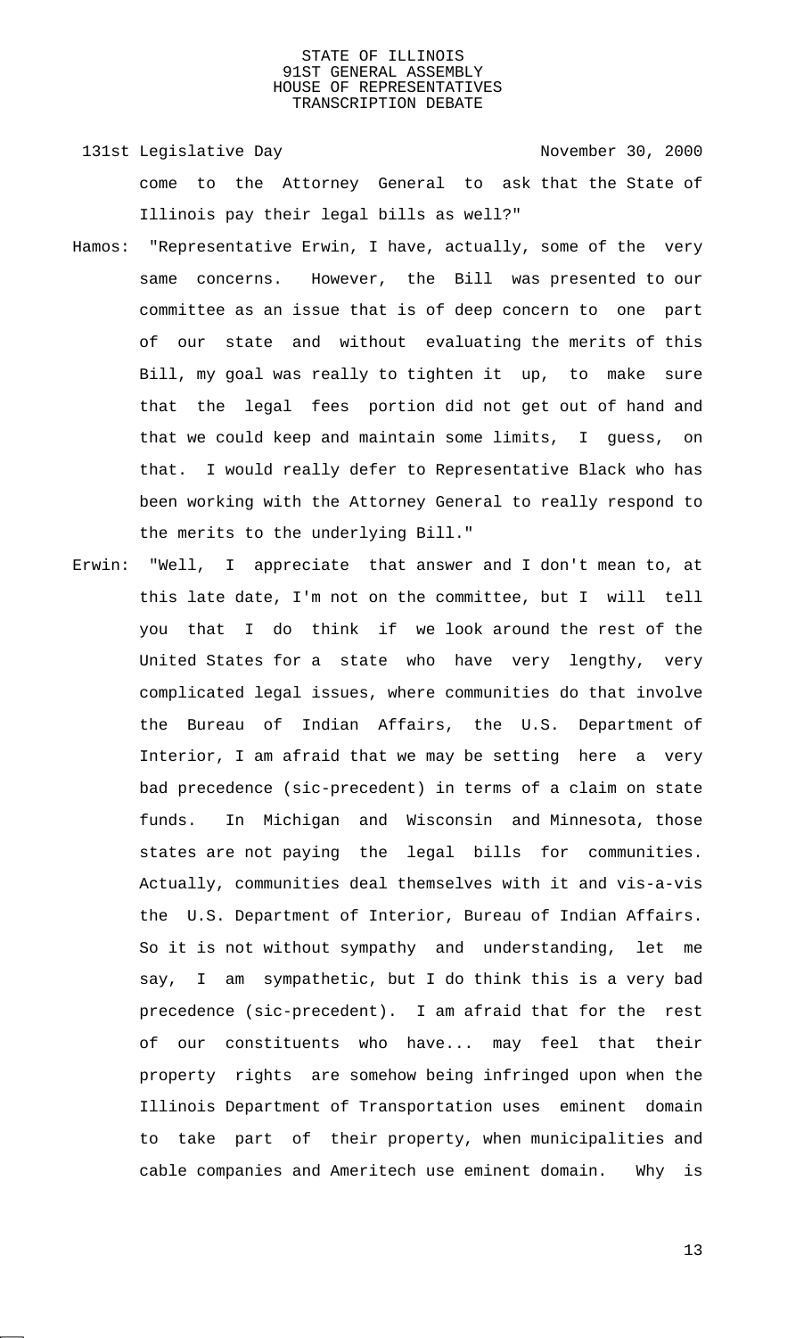come to the Attorney General to ask that the State of Illinois pay their legal bills as well?"

Hamos: "Representative Erwin, I have, actually, some of the very same concerns. However, the Bill was presented to our committee as an issue that is of deep concern to one part of our state and without evaluating the merits of this Bill, my goal was really to tighten it up, to make sure that the legal fees portion did not get out of hand and that we could keep and maintain some limits, I guess, on that. I would really defer to Representative Black who has been working with the Attorney General to really respond to the merits to the underlying Bill."

Erwin: "Well, I appreciate that answer and I don't mean to, at this late date, I'm not on the committee, but I will tell you that I do think if we look around the rest of the United States for a state who have very lengthy, very complicated legal issues, where communities do that involve the Bureau of Indian Affairs, the U.S. Department of Interior, I am afraid that we may be setting here a very bad precedence (sic-precedent) in terms of a claim on state funds. In Michigan and Wisconsin and Minnesota, those states are not paying the legal bills for communities. Actually, communities deal themselves with it and vis-a-vis the U.S. Department of Interior, Bureau of Indian Affairs. So it is not without sympathy and understanding, let me say, I am sympathetic, but I do think this is a very bad precedence (sic-precedent). I am afraid that for the rest of our constituents who have... may feel that their property rights are somehow being infringed upon when the Illinois Department of Transportation uses eminent domain to take part of their property, when municipalities and cable companies and Ameritech use eminent domain. Why is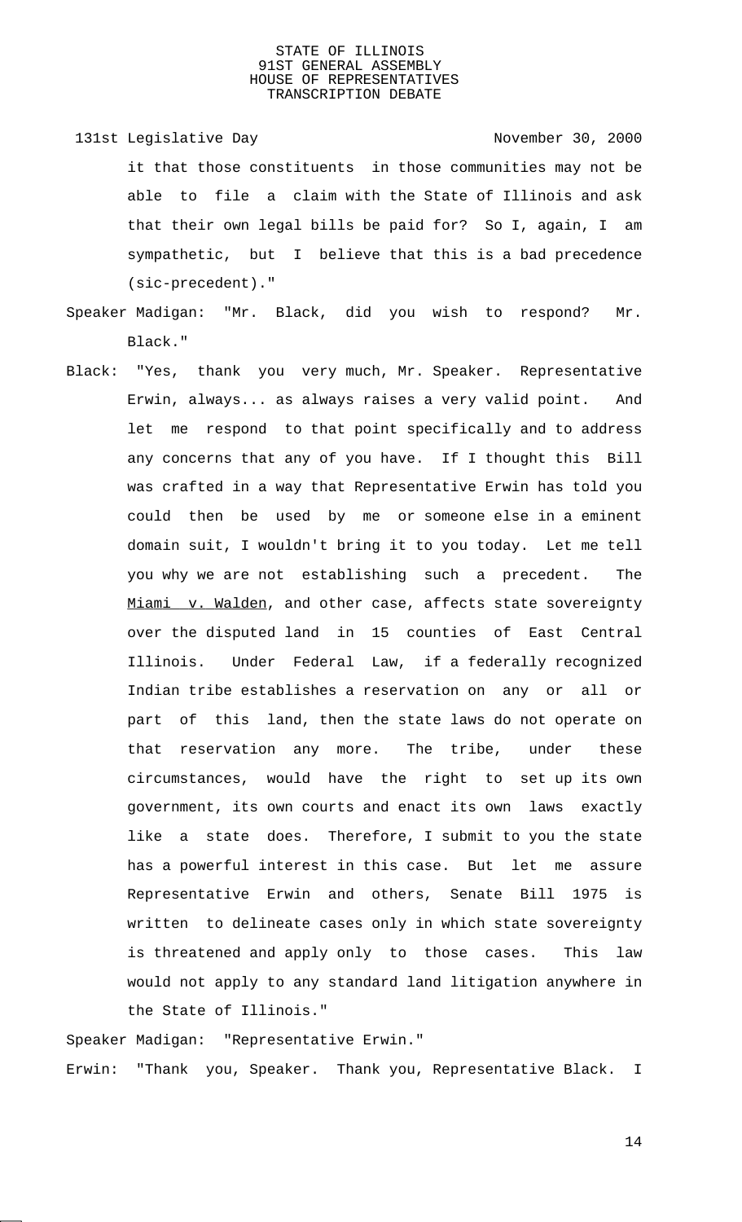it that those constituents in those communities may not be able to file a claim with the State of Illinois and ask that their own legal bills be paid for? So I, again, I am sympathetic, but I believe that this is a bad precedence (sic-precedent)."

Speaker Madigan: "Mr. Black, did you wish to respond? Mr. Black."

Black: "Yes, thank you very much, Mr. Speaker. Representative Erwin, always... as always raises a very valid point. And let me respond to that point specifically and to address any concerns that any of you have. If I thought this Bill was crafted in a way that Representative Erwin has told you could then be used by me or someone else in a eminent domain suit, I wouldn't bring it to you today. Let me tell you why we are not establishing such a precedent. The Miami v. Walden, and other case, affects state sovereignty over the disputed land in 15 counties of East Central Illinois. Under Federal Law, if a federally recognized Indian tribe establishes a reservation on any or all or part of this land, then the state laws do not operate on that reservation any more. The tribe, under these circumstances, would have the right to set up its own government, its own courts and enact its own laws exactly like a state does. Therefore, I submit to you the state has a powerful interest in this case. But let me assure Representative Erwin and others, Senate Bill 1975 is written to delineate cases only in which state sovereignty is threatened and apply only to those cases. This law would not apply to any standard land litigation anywhere in the State of Illinois."

Speaker Madigan: "Representative Erwin."

Erwin: "Thank you, Speaker. Thank you, Representative Black. I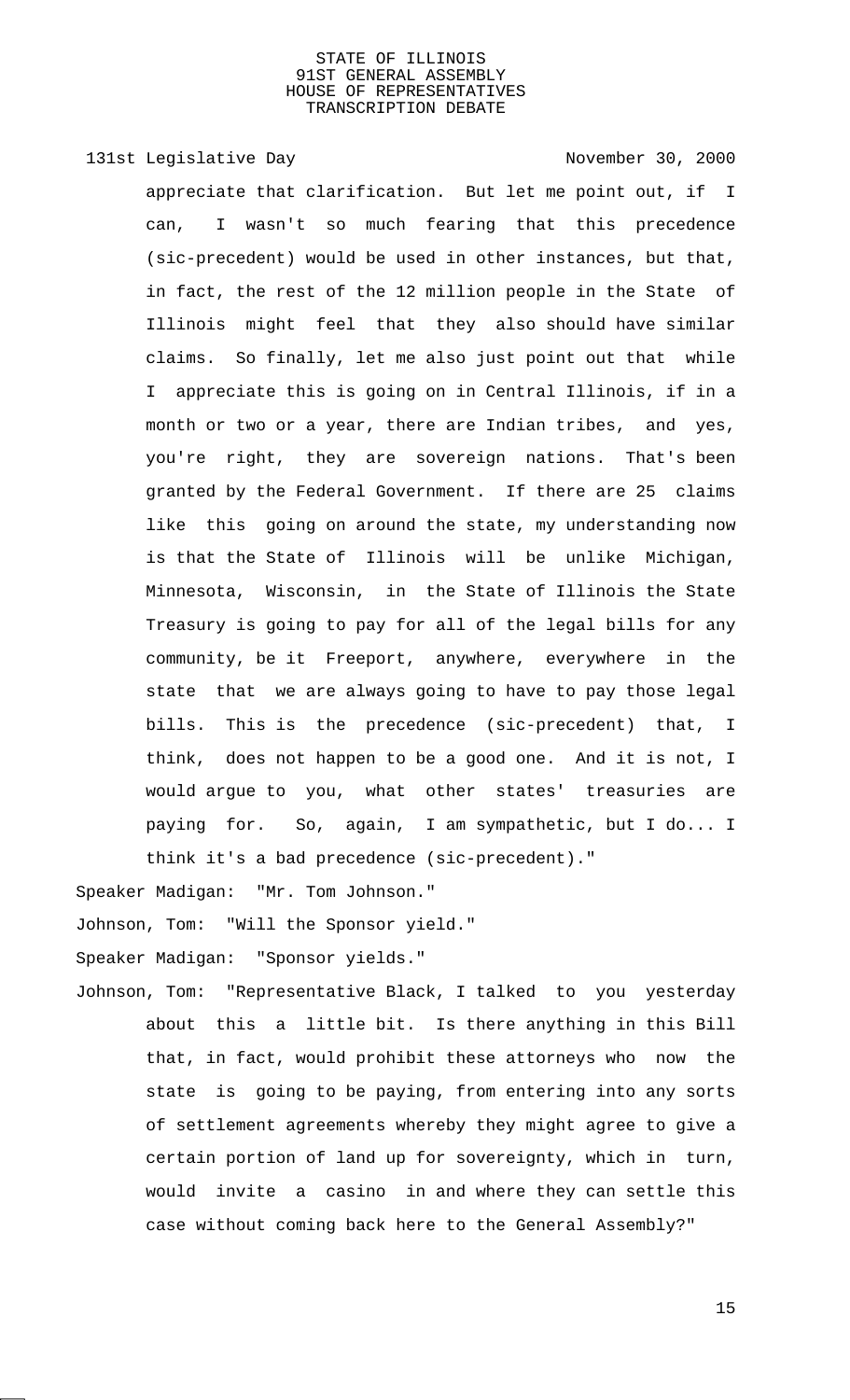appreciate that clarification. But let me point out, if I can, I wasn't so much fearing that this precedence (sic-precedent) would be used in other instances, but that, in fact, the rest of the 12 million people in the State of Illinois might feel that they also should have similar claims. So finally, let me also just point out that while I appreciate this is going on in Central Illinois, if in a month or two or a year, there are Indian tribes, and yes, you're right, they are sovereign nations. That's been granted by the Federal Government. If there are 25 claims like this going on around the state, my understanding now is that the State of Illinois will be unlike Michigan, Minnesota, Wisconsin, in the State of Illinois the State Treasury is going to pay for all of the legal bills for any community, be it Freeport, anywhere, everywhere in the state that we are always going to have to pay those legal bills. This is the precedence (sic-precedent) that, I think, does not happen to be a good one. And it is not, I would argue to you, what other states' treasuries are paying for. So, again, I am sympathetic, but I do... I think it's a bad precedence (sic-precedent)."

Speaker Madigan: "Mr. Tom Johnson."

Johnson, Tom: "Will the Sponsor yield."

Speaker Madigan: "Sponsor yields."

Johnson, Tom: "Representative Black, I talked to you yesterday about this a little bit. Is there anything in this Bill that, in fact, would prohibit these attorneys who now the state is going to be paying, from entering into any sorts of settlement agreements whereby they might agree to give a certain portion of land up for sovereignty, which in turn, would invite a casino in and where they can settle this case without coming back here to the General Assembly?"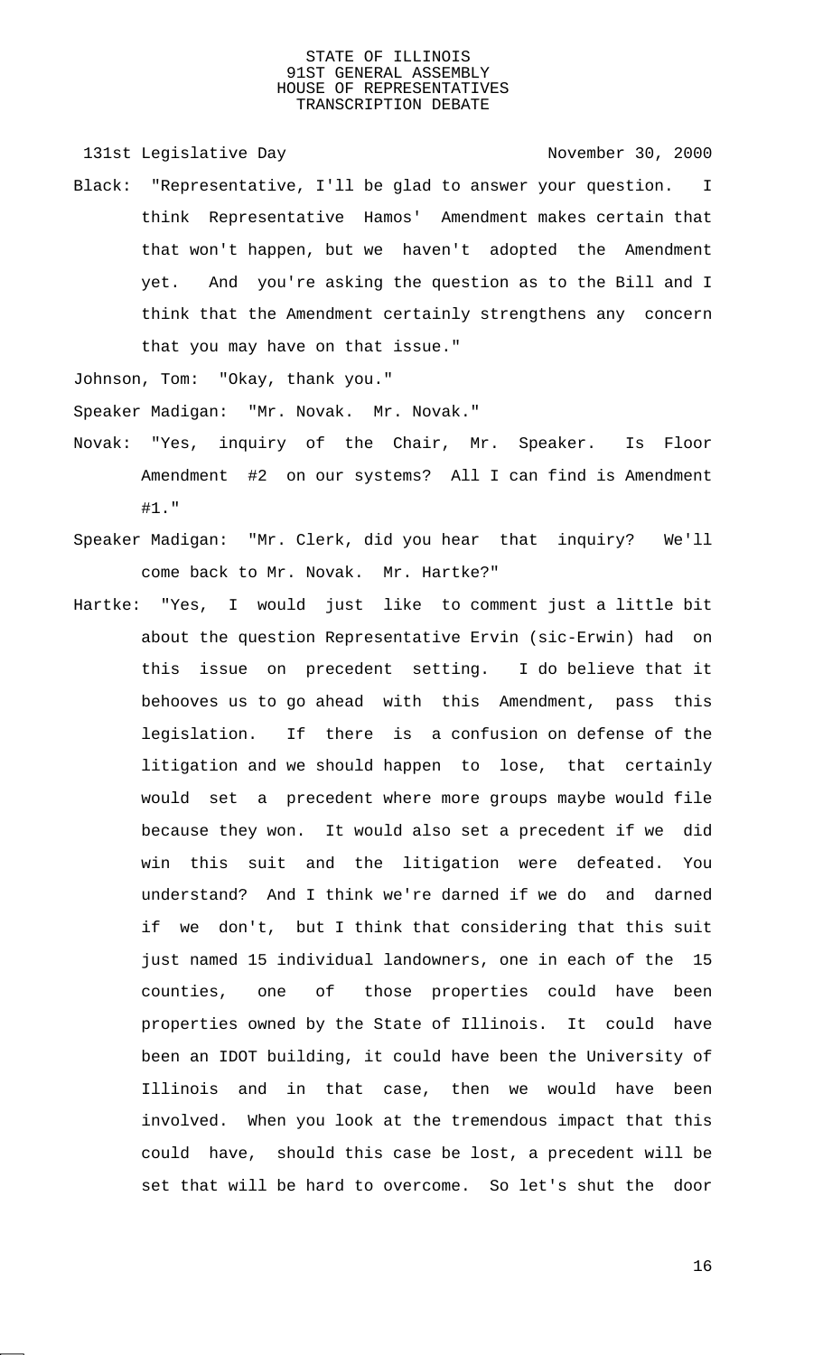Black: "Representative, I'll be glad to answer your question. I think Representative Hamos' Amendment makes certain that that won't happen, but we haven't adopted the Amendment yet. And you're asking the question as to the Bill and I think that the Amendment certainly strengthens any concern that you may have on that issue."

Johnson, Tom: "Okay, thank you."

Speaker Madigan: "Mr. Novak. Mr. Novak."

Novak: "Yes, inquiry of the Chair, Mr. Speaker. Is Floor Amendment #2 on our systems? All I can find is Amendment #1."

Speaker Madigan: "Mr. Clerk, did you hear that inquiry? We'll come back to Mr. Novak. Mr. Hartke?"

Hartke: "Yes, I would just like to comment just a little bit about the question Representative Ervin (sic-Erwin) had on this issue on precedent setting. I do believe that it behooves us to go ahead with this Amendment, pass this legislation. If there is a confusion on defense of the litigation and we should happen to lose, that certainly would set a precedent where more groups maybe would file because they won. It would also set a precedent if we did win this suit and the litigation were defeated. You understand? And I think we're darned if we do and darned if we don't, but I think that considering that this suit just named 15 individual landowners, one in each of the 15 counties, one of those properties could have been properties owned by the State of Illinois. It could have been an IDOT building, it could have been the University of Illinois and in that case, then we would have been involved. When you look at the tremendous impact that this could have, should this case be lost, a precedent will be set that will be hard to overcome. So let's shut the door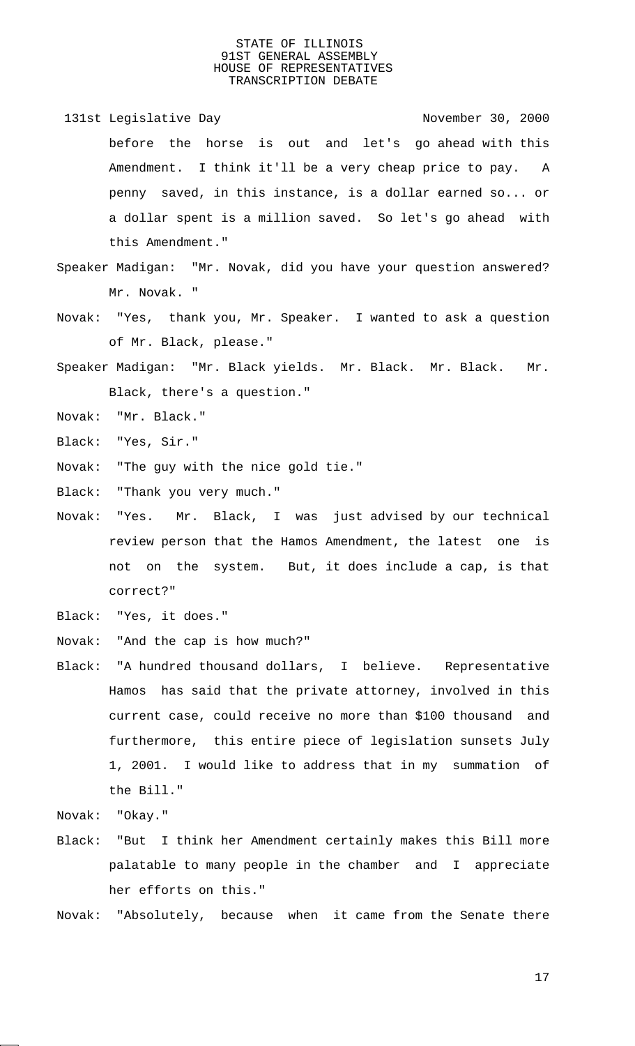before the horse is out and let's go ahead with this Amendment. I think it'll be a very cheap price to pay. A penny saved, in this instance, is a dollar earned so... or a dollar spent is a million saved. So let's go ahead with this Amendment."

Speaker Madigan: "Mr. Novak, did you have your question answered? Mr. Novak. "

Novak: "Yes, thank you, Mr. Speaker. I wanted to ask a question of Mr. Black, please."

Speaker Madigan: "Mr. Black yields. Mr. Black. Mr. Black. Mr. Black, there's a question."

Novak: "Mr. Black."

Black: "Yes, Sir."

Novak: "The guy with the nice gold tie."

Black: "Thank you very much."

Novak: "Yes. Mr. Black, I was just advised by our technical review person that the Hamos Amendment, the latest one is not on the system. But, it does include a cap, is that correct?"

Black: "Yes, it does."

Novak: "And the cap is how much?"

Black: "A hundred thousand dollars, I believe. Representative Hamos has said that the private attorney, involved in this current case, could receive no more than $100 thousand and furthermore, this entire piece of legislation sunsets July 1, 2001. I would like to address that in my summation of the Bill."

Novak: "Okay."

Black: "But I think her Amendment certainly makes this Bill more palatable to many people in the chamber and I appreciate her efforts on this."

Novak: "Absolutely, because when it came from the Senate there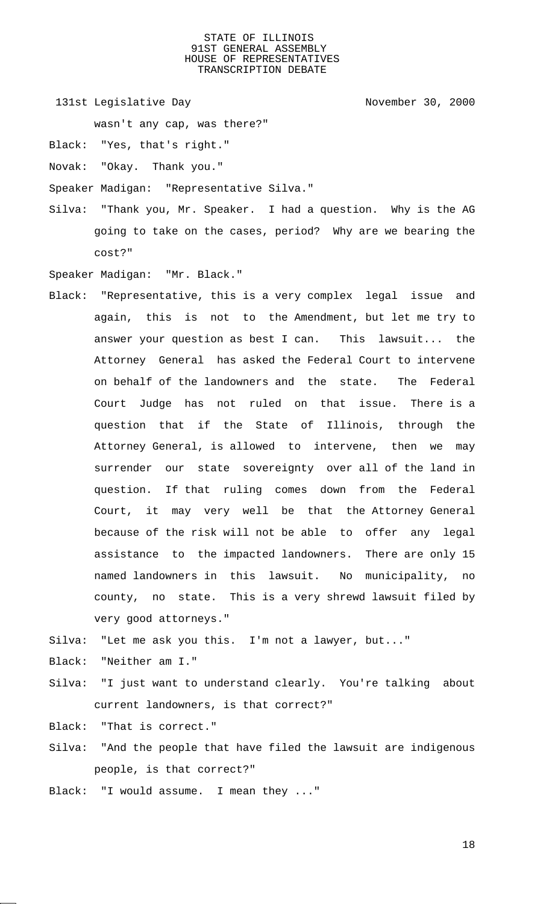wasn't any cap, was there?"

Black: "Yes, that's right."

Novak: "Okay. Thank you."

Speaker Madigan: "Representative Silva."

Silva: "Thank you, Mr. Speaker. I had a question. Why is the AG going to take on the cases, period? Why are we bearing the cost?"

Speaker Madigan: "Mr. Black."

Black: "Representative, this is a very complex legal issue and again, this is not to the Amendment, but let me try to answer your question as best I can. This lawsuit... the Attorney General has asked the Federal Court to intervene on behalf of the landowners and the state. The Federal Court Judge has not ruled on that issue. There is a question that if the State of Illinois, through the Attorney General, is allowed to intervene, then we may surrender our state sovereignty over all of the land in question. If that ruling comes down from the Federal Court, it may very well be that the Attorney General because of the risk will not be able to offer any legal assistance to the impacted landowners. There are only 15 named landowners in this lawsuit. No municipality, no county, no state. This is a very shrewd lawsuit filed by very good attorneys."

Silva: "Let me ask you this. I'm not a lawyer, but..."

Black: "Neither am I."

Silva: "I just want to understand clearly. You're talking about current landowners, is that correct?"

Black: "That is correct."

Silva: "And the people that have filed the lawsuit are indigenous people, is that correct?"

Black: "I would assume. I mean they ..."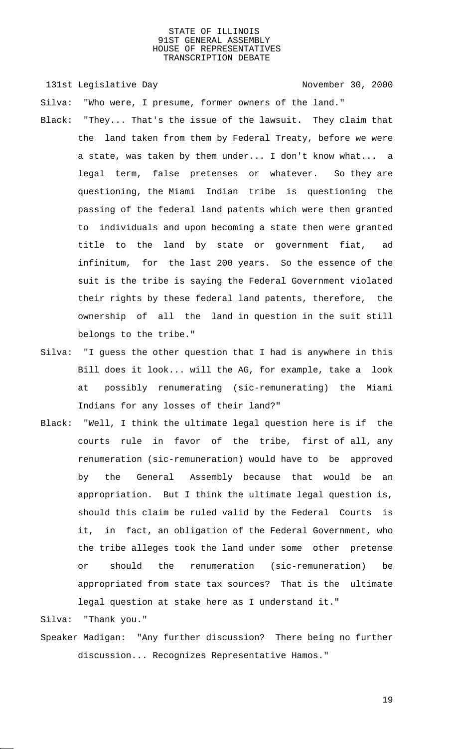Silva: "Who were, I presume, former owners of the land."

Black: "They... That's the issue of the lawsuit. They claim that the land taken from them by Federal Treaty, before we were a state, was taken by them under... I don't know what... a legal term, false pretenses or whatever. So they are questioning, the Miami Indian tribe is questioning the passing of the federal land patents which were then granted to individuals and upon becoming a state then were granted title to the land by state or government fiat, ad infinitum, for the last 200 years. So the essence of the suit is the tribe is saying the Federal Government violated their rights by these federal land patents, therefore, the ownership of all the land in question in the suit still belongs to the tribe."

Silva: "I guess the other question that I had is anywhere in this Bill does it look... will the AG, for example, take a look at possibly renumerating (sic-remunerating) the Miami Indians for any losses of their land?"

Black: "Well, I think the ultimate legal question here is if the courts rule in favor of the tribe, first of all, any renumeration (sic-remuneration) would have to be approved by the General Assembly because that would be an appropriation. But I think the ultimate legal question is, should this claim be ruled valid by the Federal Courts is it, in fact, an obligation of the Federal Government, who the tribe alleges took the land under some other pretense or should the renumeration (sic-remuneration) be appropriated from state tax sources? That is the ultimate legal question at stake here as I understand it."

Silva: "Thank you."

Speaker Madigan: "Any further discussion? There being no further discussion... Recognizes Representative Hamos."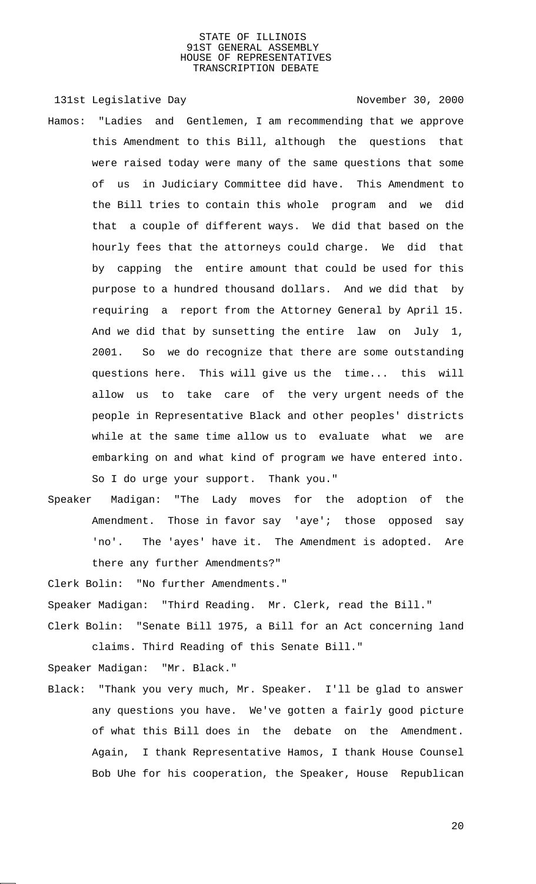131st Legislative Day November 30, 2000

Hamos: "Ladies and Gentlemen, I am recommending that we approve this Amendment to this Bill, although the questions that were raised today were many of the same questions that some of us in Judiciary Committee did have. This Amendment to the Bill tries to contain this whole program and we did that a couple of different ways. We did that based on the hourly fees that the attorneys could charge. We did that by capping the entire amount that could be used for this purpose to a hundred thousand dollars. And we did that by requiring a report from the Attorney General by April 15. And we did that by sunsetting the entire law on July 1, 2001. So we do recognize that there are some outstanding questions here. This will give us the time... this will allow us to take care of the very urgent needs of the people in Representative Black and other peoples' districts while at the same time allow us to evaluate what we are embarking on and what kind of program we have entered into. So I do urge your support. Thank you."

Speaker Madigan: "The Lady moves for the adoption of the Amendment. Those in favor say 'aye'; those opposed say 'no'. The 'ayes' have it. The Amendment is adopted. Are there any further Amendments?"

Clerk Bolin: "No further Amendments."

Speaker Madigan: "Third Reading. Mr. Clerk, read the Bill."

Clerk Bolin: "Senate Bill 1975, a Bill for an Act concerning land claims. Third Reading of this Senate Bill."

Speaker Madigan: "Mr. Black."

Black: "Thank you very much, Mr. Speaker. I'll be glad to answer any questions you have. We've gotten a fairly good picture of what this Bill does in the debate on the Amendment. Again, I thank Representative Hamos, I thank House Counsel Bob Uhe for his cooperation, the Speaker, House Republican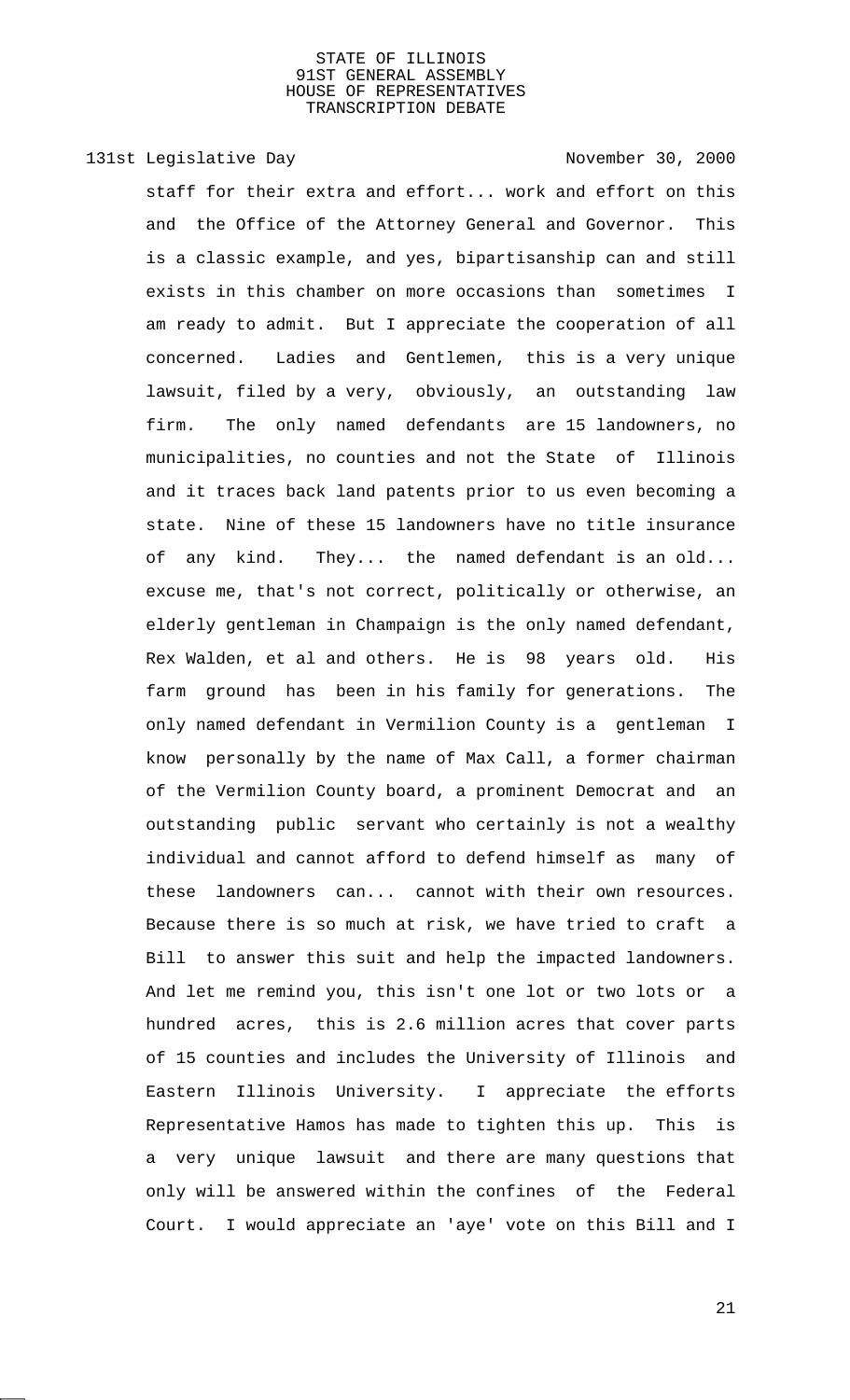staff for their extra and effort... work and effort on this and the Office of the Attorney General and Governor. This is a classic example, and yes, bipartisanship can and still exists in this chamber on more occasions than sometimes I am ready to admit. But I appreciate the cooperation of all concerned. Ladies and Gentlemen, this is a very unique lawsuit, filed by a very, obviously, an outstanding law firm. The only named defendants are 15 landowners, no municipalities, no counties and not the State of Illinois and it traces back land patents prior to us even becoming a state. Nine of these 15 landowners have no title insurance of any kind. They... the named defendant is an old... excuse me, that's not correct, politically or otherwise, an elderly gentleman in Champaign is the only named defendant, Rex Walden, et al and others. He is 98 years old. His farm ground has been in his family for generations. The only named defendant in Vermilion County is a gentleman I know personally by the name of Max Call, a former chairman of the Vermilion County board, a prominent Democrat and an outstanding public servant who certainly is not a wealthy individual and cannot afford to defend himself as many of these landowners can... cannot with their own resources. Because there is so much at risk, we have tried to craft a Bill to answer this suit and help the impacted landowners. And let me remind you, this isn't one lot or two lots or a hundred acres, this is 2.6 million acres that cover parts of 15 counties and includes the University of Illinois and Eastern Illinois University. I appreciate the efforts Representative Hamos has made to tighten this up. This is a very unique lawsuit and there are many questions that only will be answered within the confines of the Federal Court. I would appreciate an 'aye' vote on this Bill and I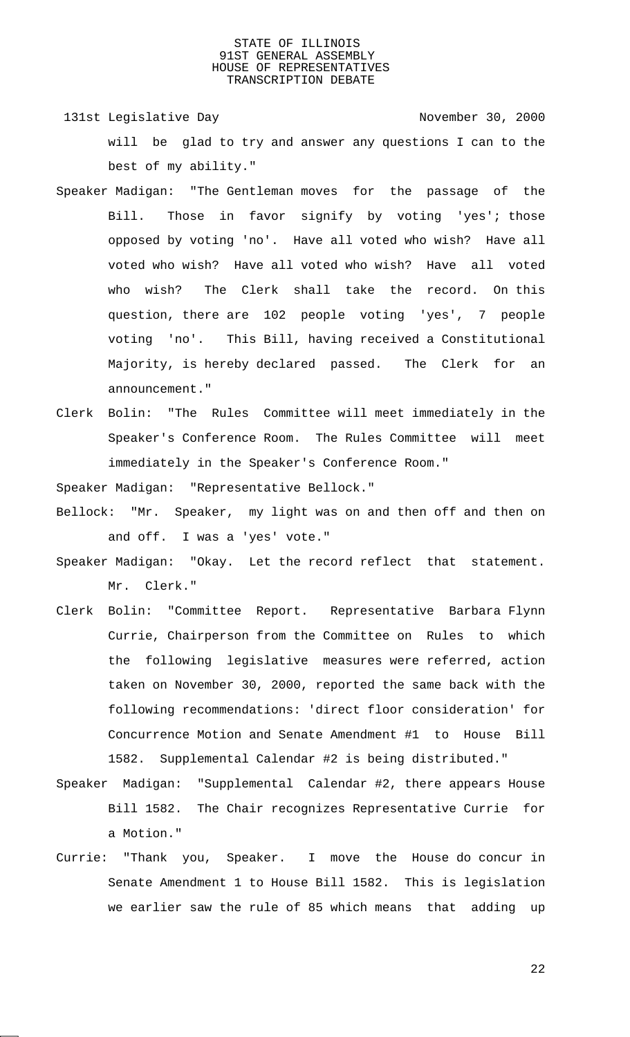will be glad to try and answer any questions I can to the best of my ability."

Speaker Madigan: "The Gentleman moves for the passage of the Bill. Those in favor signify by voting 'yes'; those opposed by voting 'no'. Have all voted who wish? Have all voted who wish? Have all voted who wish? Have all voted who wish? The Clerk shall take the record. On this question, there are 102 people voting 'yes', 7 people voting 'no'. This Bill, having received a Constitutional Majority, is hereby declared passed. The Clerk for an announcement."

Clerk Bolin: "The Rules Committee will meet immediately in the Speaker's Conference Room. The Rules Committee will meet immediately in the Speaker's Conference Room."

Speaker Madigan: "Representative Bellock."

Bellock: "Mr. Speaker, my light was on and then off and then on and off. I was a 'yes' vote."

Speaker Madigan: "Okay. Let the record reflect that statement. Mr. Clerk."

Clerk Bolin: "Committee Report. Representative Barbara Flynn Currie, Chairperson from the Committee on Rules to which the following legislative measures were referred, action taken on November 30, 2000, reported the same back with the following recommendations: 'direct floor consideration' for Concurrence Motion and Senate Amendment #1 to House Bill 1582. Supplemental Calendar #2 is being distributed."

Speaker Madigan: "Supplemental Calendar #2, there appears House Bill 1582. The Chair recognizes Representative Currie for a Motion."

Currie: "Thank you, Speaker. I move the House do concur in Senate Amendment 1 to House Bill 1582. This is legislation we earlier saw the rule of 85 which means that adding up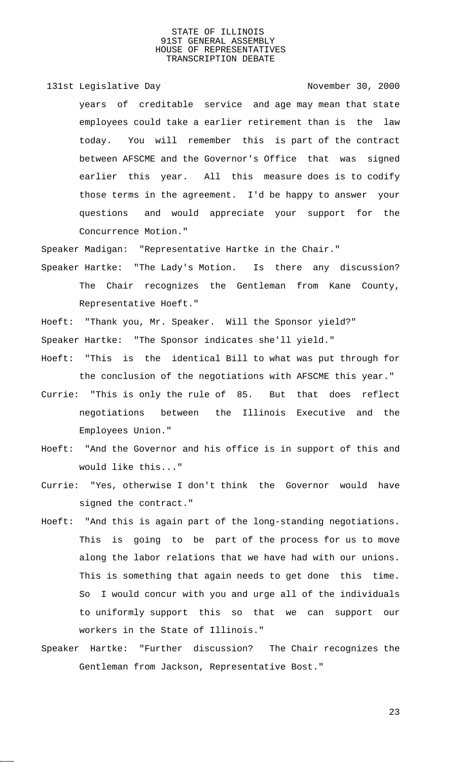years of creditable service and age may mean that state employees could take a earlier retirement than is the law today. You will remember this is part of the contract between AFSCME and the Governor's Office that was signed earlier this year. All this measure does is to codify those terms in the agreement. I'd be happy to answer your questions and would appreciate your support for the Concurrence Motion."

Speaker Madigan: "Representative Hartke in the Chair."

Speaker Hartke: "The Lady's Motion. Is there any discussion? The Chair recognizes the Gentleman from Kane County, Representative Hoeft."

Hoeft: "Thank you, Mr. Speaker. Will the Sponsor yield?"

Speaker Hartke: "The Sponsor indicates she'll yield."

Hoeft: "This is the identical Bill to what was put through for the conclusion of the negotiations with AFSCME this year."

Currie: "This is only the rule of 85. But that does reflect negotiations between the Illinois Executive and the Employees Union."

Hoeft: "And the Governor and his office is in support of this and would like this..."

Currie: "Yes, otherwise I don't think the Governor would have signed the contract."

Hoeft: "And this is again part of the long-standing negotiations. This is going to be part of the process for us to move along the labor relations that we have had with our unions. This is something that again needs to get done this time. So I would concur with you and urge all of the individuals to uniformly support this so that we can support our workers in the State of Illinois."

Speaker Hartke: "Further discussion? The Chair recognizes the Gentleman from Jackson, Representative Bost."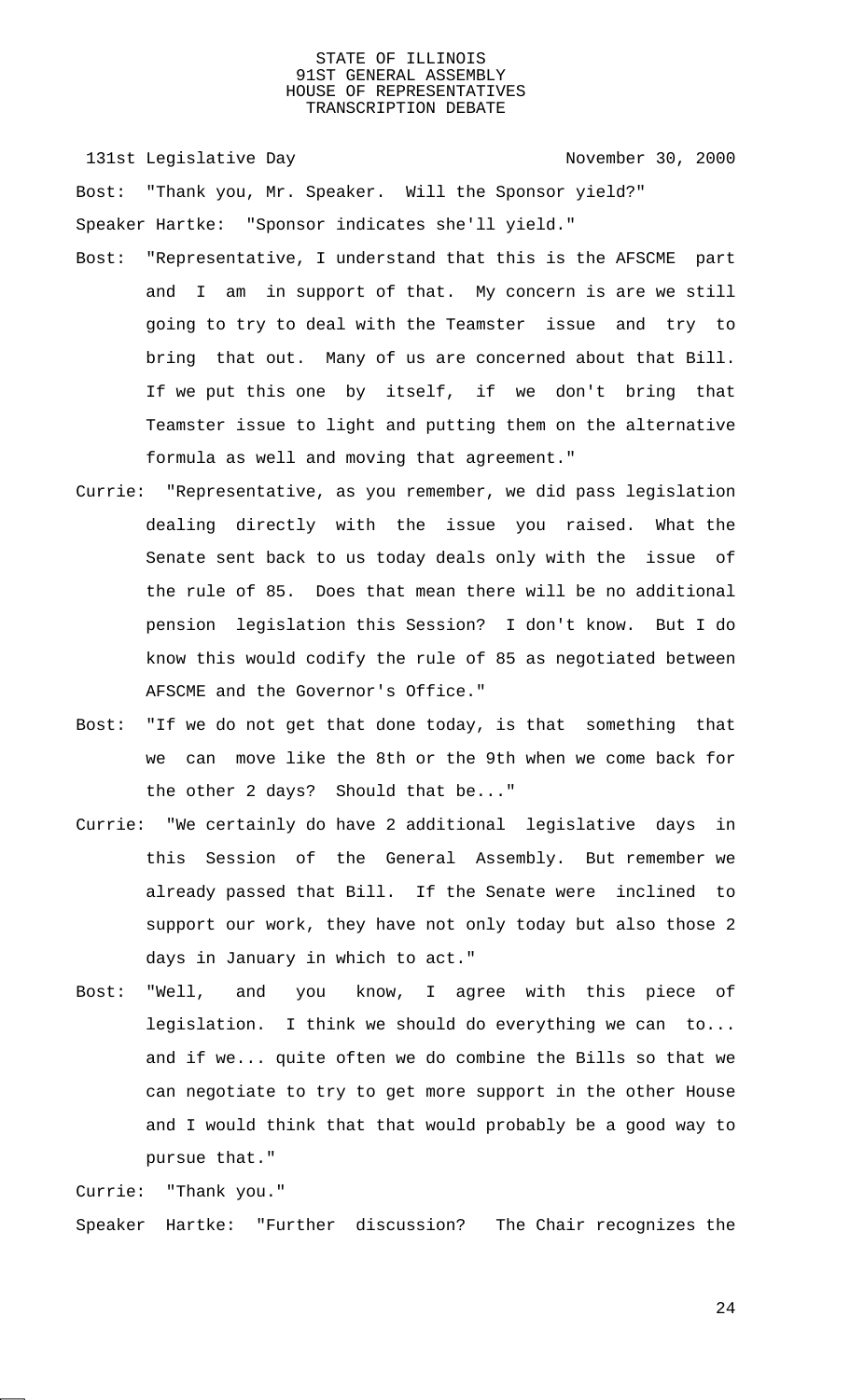Bost: "Thank you, Mr. Speaker. Will the Sponsor yield?"

Speaker Hartke: "Sponsor indicates she'll yield."

Bost: "Representative, I understand that this is the AFSCME part and I am in support of that. My concern is are we still going to try to deal with the Teamster issue and try to bring that out. Many of us are concerned about that Bill. If we put this one by itself, if we don't bring that Teamster issue to light and putting them on the alternative formula as well and moving that agreement."

Currie: "Representative, as you remember, we did pass legislation dealing directly with the issue you raised. What the Senate sent back to us today deals only with the issue of the rule of 85. Does that mean there will be no additional pension legislation this Session? I don't know. But I do know this would codify the rule of 85 as negotiated between AFSCME and the Governor's Office."

Bost: "If we do not get that done today, is that something that we can move like the 8th or the 9th when we come back for the other 2 days? Should that be..."

Currie: "We certainly do have 2 additional legislative days in this Session of the General Assembly. But remember we already passed that Bill. If the Senate were inclined to support our work, they have not only today but also those 2 days in January in which to act."

Bost: "Well, and you know, I agree with this piece of legislation. I think we should do everything we can to... and if we... quite often we do combine the Bills so that we can negotiate to try to get more support in the other House and I would think that that would probably be a good way to pursue that."

Currie: "Thank you."

Speaker Hartke: "Further discussion? The Chair recognizes the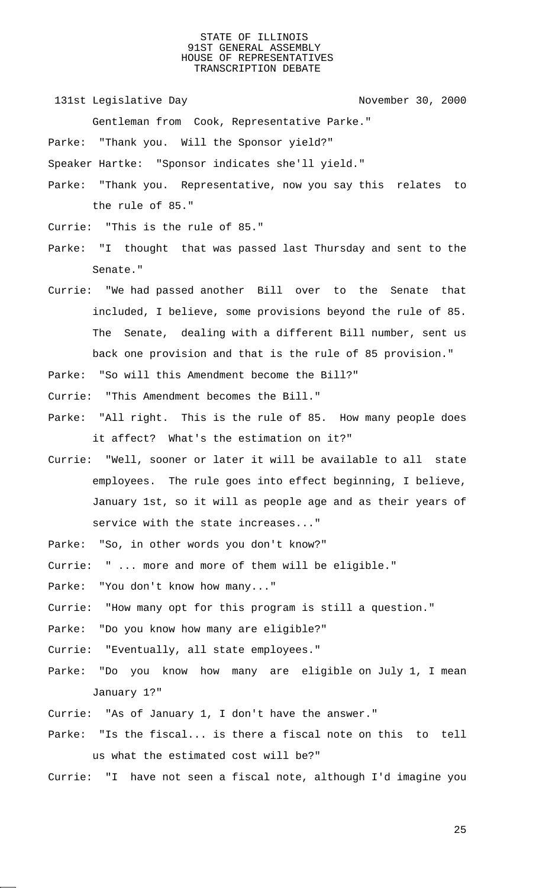Gentleman from Cook, Representative Parke."

Parke: "Thank you. Will the Sponsor yield?"

Speaker Hartke: "Sponsor indicates she'll yield."

Parke: "Thank you. Representative, now you say this relates to the rule of 85."

Currie: "This is the rule of 85."

Parke: "I thought that was passed last Thursday and sent to the Senate."

Currie: "We had passed another Bill over to the Senate that included, I believe, some provisions beyond the rule of 85. The Senate, dealing with a different Bill number, sent us back one provision and that is the rule of 85 provision."

Parke: "So will this Amendment become the Bill?"

Currie: "This Amendment becomes the Bill."

Parke: "All right. This is the rule of 85. How many people does it affect? What's the estimation on it?"

Currie: "Well, sooner or later it will be available to all state employees. The rule goes into effect beginning, I believe, January 1st, so it will as people age and as their years of service with the state increases..."

Parke: "So, in other words you don't know?"

Currie: " ... more and more of them will be eligible."

Parke: "You don't know how many..."

Currie: "How many opt for this program is still a question."

Parke: "Do you know how many are eligible?"

Currie: "Eventually, all state employees."

Parke: "Do you know how many are eligible on July 1, I mean January 1?"

Currie: "As of January 1, I don't have the answer."

Parke: "Is the fiscal... is there a fiscal note on this to tell us what the estimated cost will be?"

Currie: "I have not seen a fiscal note, although I'd imagine you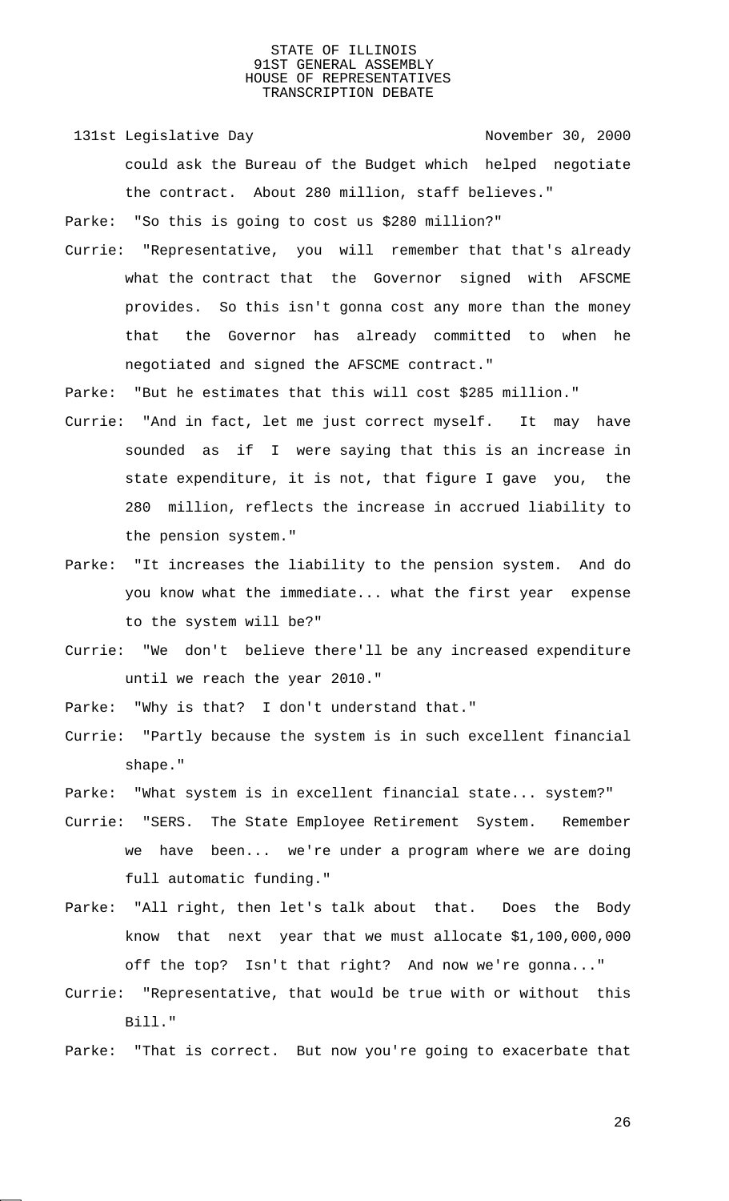could ask the Bureau of the Budget which helped negotiate the contract. About 280 million, staff believes."

Parke: "So this is going to cost us $280 million?"

Currie: "Representative, you will remember that that's already what the contract that the Governor signed with AFSCME provides. So this isn't gonna cost any more than the money that the Governor has already committed to when he negotiated and signed the AFSCME contract."

Parke: "But he estimates that this will cost $285 million."

Currie: "And in fact, let me just correct myself. It may have sounded as if I were saying that this is an increase in state expenditure, it is not, that figure I gave you, the 280 million, reflects the increase in accrued liability to the pension system."

Parke: "It increases the liability to the pension system. And do you know what the immediate... what the first year expense to the system will be?"

Currie: "We don't believe there'll be any increased expenditure until we reach the year 2010."

Parke: "Why is that? I don't understand that."

Currie: "Partly because the system is in such excellent financial shape."

Parke: "What system is in excellent financial state... system?"

Currie: "SERS. The State Employee Retirement System. Remember we have been... we're under a program where we are doing full automatic funding."

Parke: "All right, then let's talk about that. Does the Body know that next year that we must allocate $1,100,000,000 off the top? Isn't that right? And now we're gonna..."

Currie: "Representative, that would be true with or without this Bill."

Parke: "That is correct. But now you're going to exacerbate that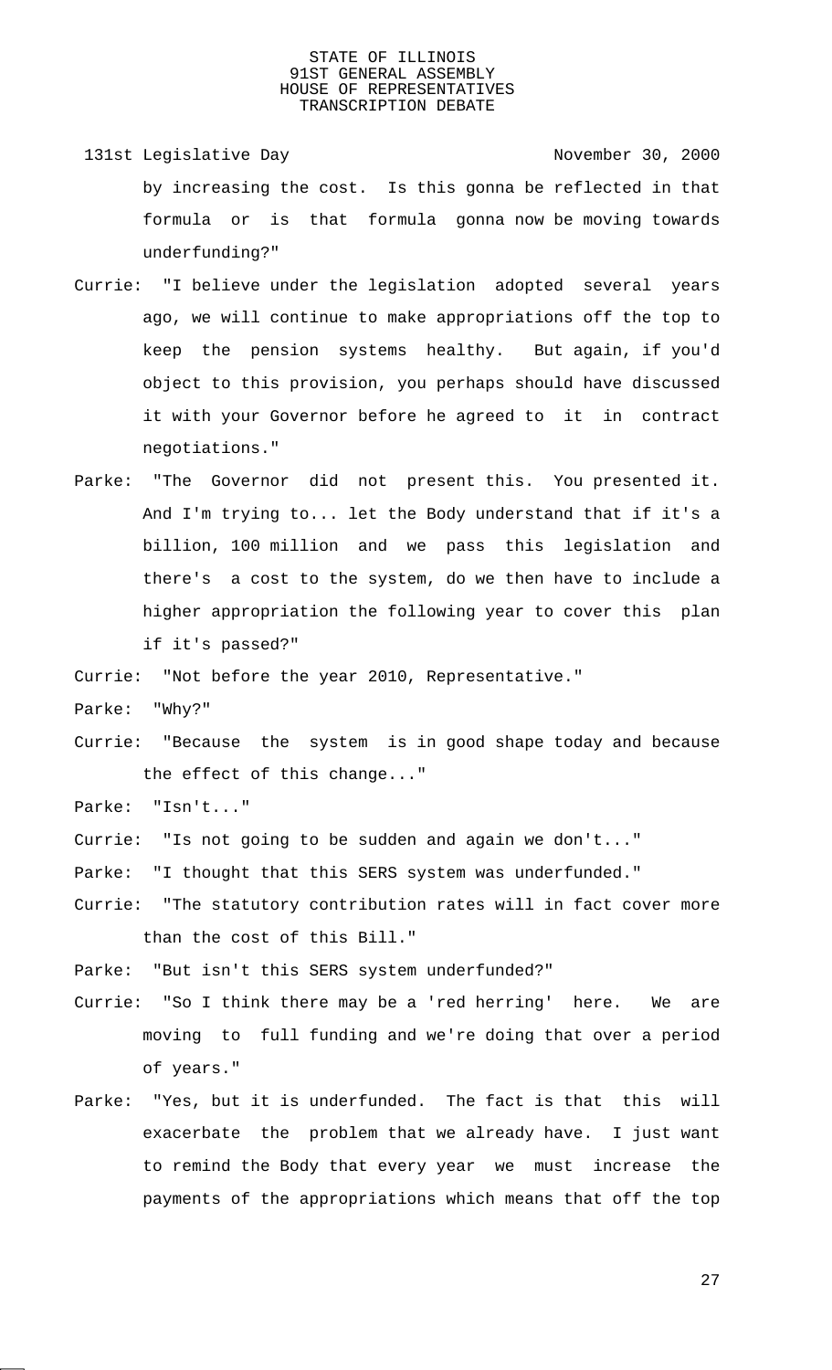by increasing the cost. Is this gonna be reflected in that formula or is that formula gonna now be moving towards underfunding?"

Currie: "I believe under the legislation adopted several years ago, we will continue to make appropriations off the top to keep the pension systems healthy. But again, if you'd object to this provision, you perhaps should have discussed it with your Governor before he agreed to it in contract negotiations."

Parke: "The Governor did not present this. You presented it. And I'm trying to... let the Body understand that if it's a billion, 100 million and we pass this legislation and there's a cost to the system, do we then have to include a higher appropriation the following year to cover this plan if it's passed?"

Currie: "Not before the year 2010, Representative."

Parke: "Why?"

Currie: "Because the system is in good shape today and because the effect of this change..."

Parke: "Isn't..."

Currie: "Is not going to be sudden and again we don't..."

Parke: "I thought that this SERS system was underfunded."

Currie: "The statutory contribution rates will in fact cover more than the cost of this Bill."

Parke: "But isn't this SERS system underfunded?"

Currie: "So I think there may be a 'red herring' here. We are moving to full funding and we're doing that over a period of years."

Parke: "Yes, but it is underfunded. The fact is that this will exacerbate the problem that we already have. I just want to remind the Body that every year we must increase the payments of the appropriations which means that off the top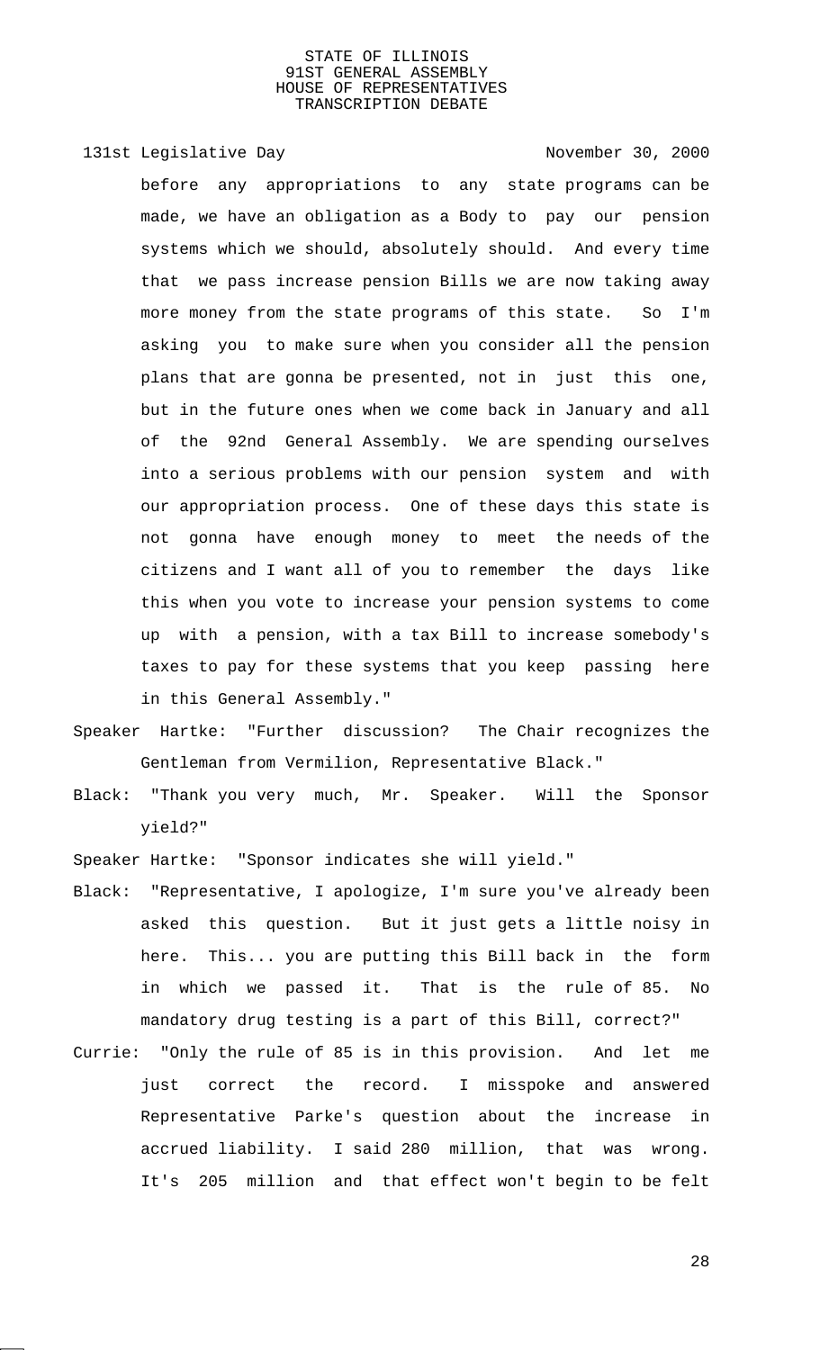before any appropriations to any state programs can be made, we have an obligation as a Body to pay our pension systems which we should, absolutely should. And every time that we pass increase pension Bills we are now taking away more money from the state programs of this state. So I'm asking you to make sure when you consider all the pension plans that are gonna be presented, not in just this one, but in the future ones when we come back in January and all of the 92nd General Assembly. We are spending ourselves into a serious problems with our pension system and with our appropriation process. One of these days this state is not gonna have enough money to meet the needs of the citizens and I want all of you to remember the days like this when you vote to increase your pension systems to come up with a pension, with a tax Bill to increase somebody's taxes to pay for these systems that you keep passing here in this General Assembly."

Speaker Hartke: "Further discussion? The Chair recognizes the Gentleman from Vermilion, Representative Black."

Black: "Thank you very much, Mr. Speaker. Will the Sponsor yield?"

Speaker Hartke: "Sponsor indicates she will yield."

Black: "Representative, I apologize, I'm sure you've already been asked this question. But it just gets a little noisy in here. This... you are putting this Bill back in the form in which we passed it. That is the rule of 85. No mandatory drug testing is a part of this Bill, correct?"

Currie: "Only the rule of 85 is in this provision. And let me just correct the record. I misspoke and answered Representative Parke's question about the increase in accrued liability. I said 280 million, that was wrong. It's 205 million and that effect won't begin to be felt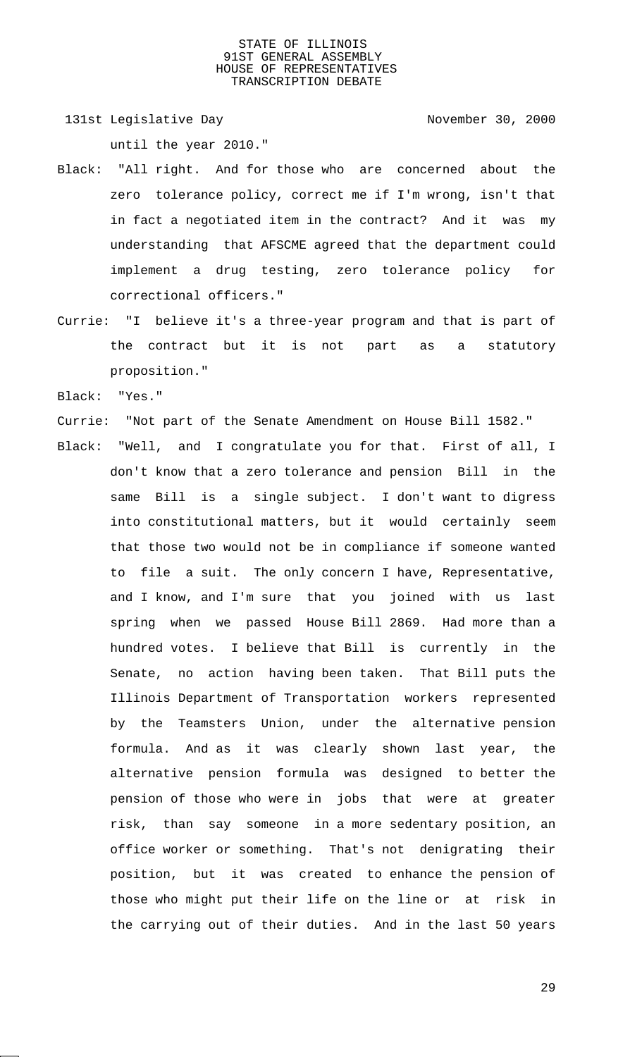until the year 2010."

Black: "All right. And for those who are concerned about the zero tolerance policy, correct me if I'm wrong, isn't that in fact a negotiated item in the contract? And it was my understanding that AFSCME agreed that the department could implement a drug testing, zero tolerance policy for correctional officers."

Currie: "I believe it's a three-year program and that is part of the contract but it is not part as a statutory proposition."

Black: "Yes."

Currie: "Not part of the Senate Amendment on House Bill 1582."

Black: "Well, and I congratulate you for that. First of all, I don't know that a zero tolerance and pension Bill in the same Bill is a single subject. I don't want to digress into constitutional matters, but it would certainly seem that those two would not be in compliance if someone wanted to file a suit. The only concern I have, Representative, and I know, and I'm sure that you joined with us last spring when we passed House Bill 2869. Had more than a hundred votes. I believe that Bill is currently in the Senate, no action having been taken. That Bill puts the Illinois Department of Transportation workers represented by the Teamsters Union, under the alternative pension formula. And as it was clearly shown last year, the alternative pension formula was designed to better the pension of those who were in jobs that were at greater risk, than say someone in a more sedentary position, an office worker or something. That's not denigrating their position, but it was created to enhance the pension of those who might put their life on the line or at risk in the carrying out of their duties. And in the last 50 years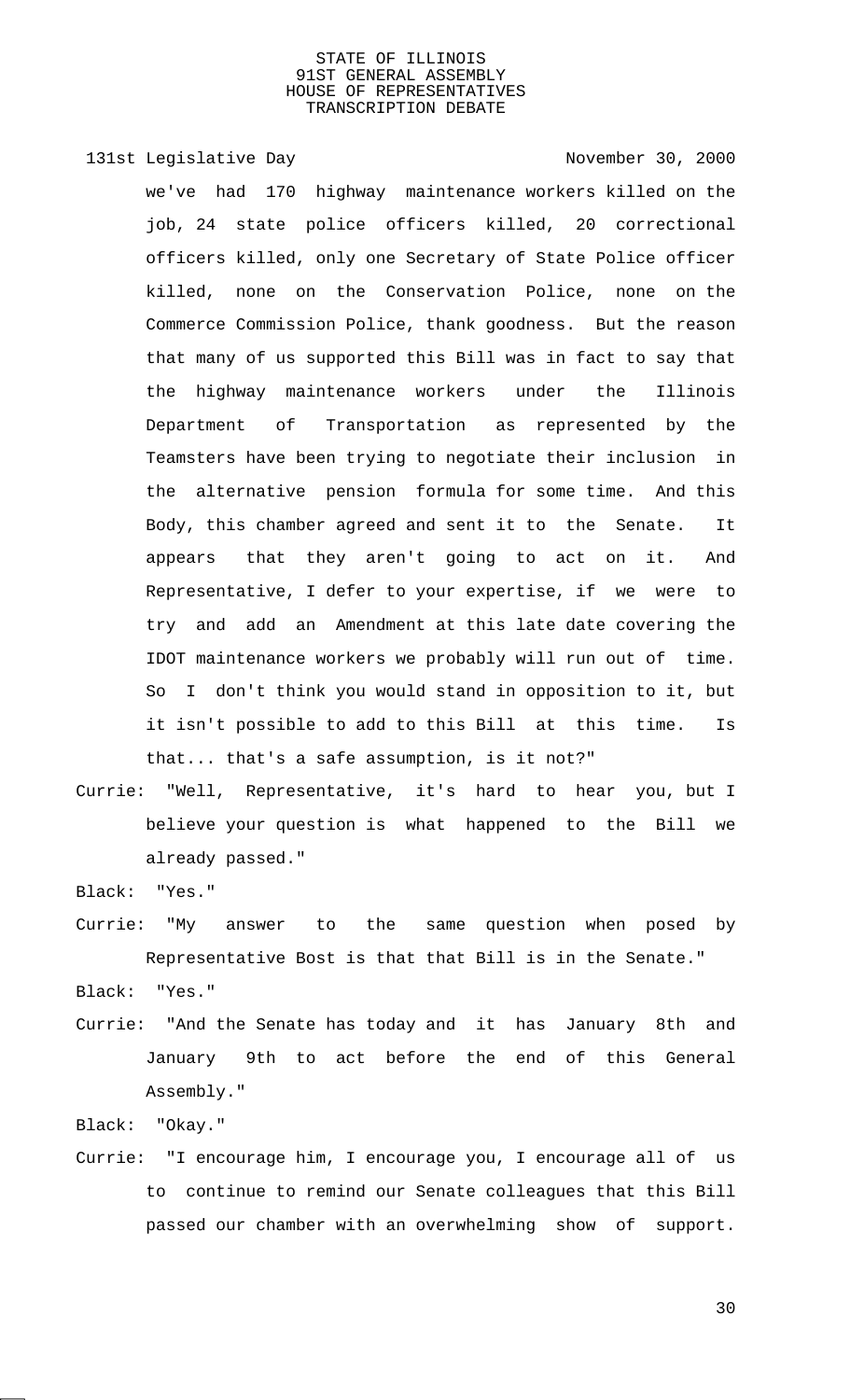we've had 170 highway maintenance workers killed on the job, 24 state police officers killed, 20 correctional officers killed, only one Secretary of State Police officer killed, none on the Conservation Police, none on the Commerce Commission Police, thank goodness. But the reason that many of us supported this Bill was in fact to say that the highway maintenance workers under the Illinois Department of Transportation as represented by the Teamsters have been trying to negotiate their inclusion in the alternative pension formula for some time. And this Body, this chamber agreed and sent it to the Senate. It appears that they aren't going to act on it. And Representative, I defer to your expertise, if we were to try and add an Amendment at this late date covering the IDOT maintenance workers we probably will run out of time. So I don't think you would stand in opposition to it, but it isn't possible to add to this Bill at this time. Is that... that's a safe assumption, is it not?"

Currie: "Well, Representative, it's hard to hear you, but I believe your question is what happened to the Bill we already passed."

Black: "Yes."

Currie: "My answer to the same question when posed by Representative Bost is that that Bill is in the Senate."

Black: "Yes."

Currie: "And the Senate has today and it has January 8th and January 9th to act before the end of this General Assembly."

Black: "Okay."

Currie: "I encourage him, I encourage you, I encourage all of us to continue to remind our Senate colleagues that this Bill passed our chamber with an overwhelming show of support.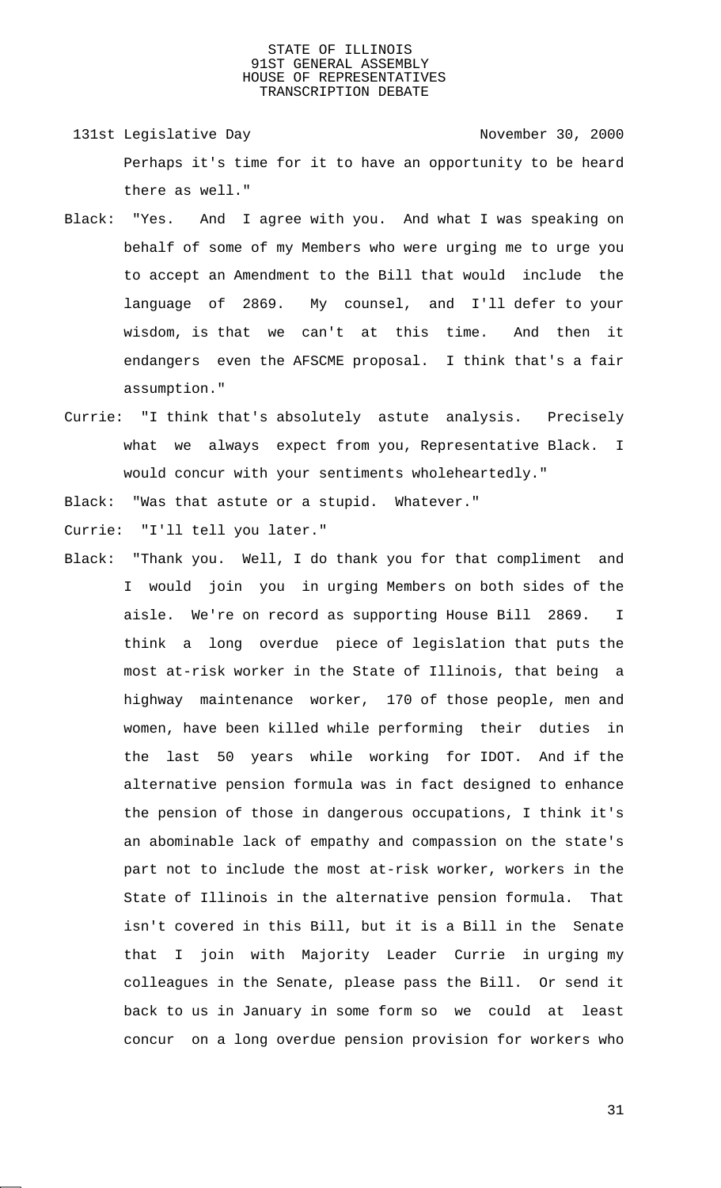Perhaps it's time for it to have an opportunity to be heard there as well."

Black: "Yes. And I agree with you. And what I was speaking on behalf of some of my Members who were urging me to urge you to accept an Amendment to the Bill that would include the language of 2869. My counsel, and I'll defer to your wisdom, is that we can't at this time. And then it endangers even the AFSCME proposal. I think that's a fair assumption."

Currie: "I think that's absolutely astute analysis. Precisely what we always expect from you, Representative Black. I would concur with your sentiments wholeheartedly."

Black: "Was that astute or a stupid. Whatever."

Currie: "I'll tell you later."

Black: "Thank you. Well, I do thank you for that compliment and I would join you in urging Members on both sides of the aisle. We're on record as supporting House Bill 2869. I think a long overdue piece of legislation that puts the most at-risk worker in the State of Illinois, that being a highway maintenance worker, 170 of those people, men and women, have been killed while performing their duties in the last 50 years while working for IDOT. And if the alternative pension formula was in fact designed to enhance the pension of those in dangerous occupations, I think it's an abominable lack of empathy and compassion on the state's part not to include the most at-risk worker, workers in the State of Illinois in the alternative pension formula. That isn't covered in this Bill, but it is a Bill in the Senate that I join with Majority Leader Currie in urging my colleagues in the Senate, please pass the Bill. Or send it back to us in January in some form so we could at least concur on a long overdue pension provision for workers who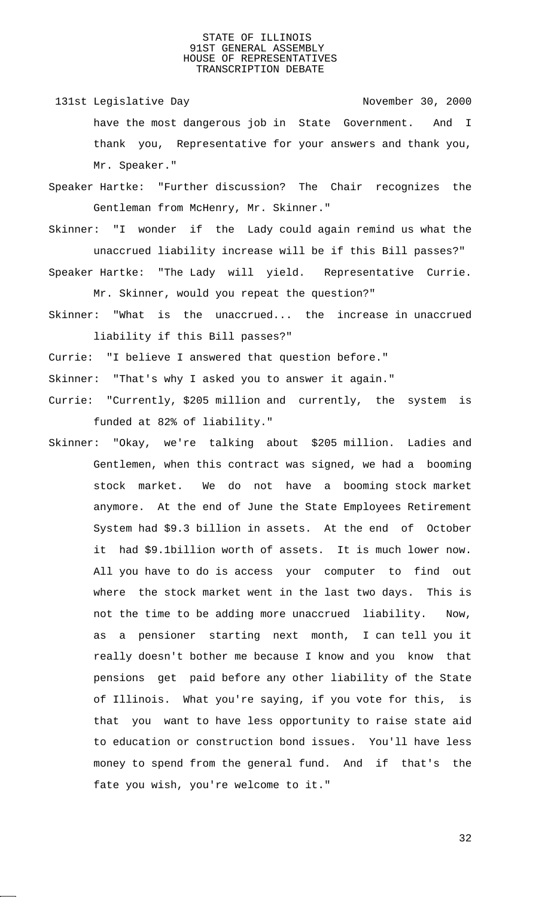have the most dangerous job in State Government. And I thank you, Representative for your answers and thank you, Mr. Speaker."

Speaker Hartke: "Further discussion? The Chair recognizes the Gentleman from McHenry, Mr. Skinner."

Skinner: "I wonder if the Lady could again remind us what the unaccrued liability increase will be if this Bill passes?"

Speaker Hartke: "The Lady will yield. Representative Currie. Mr. Skinner, would you repeat the question?"

Skinner: "What is the unaccrued... the increase in unaccrued liability if this Bill passes?"

Currie: "I believe I answered that question before."

Skinner: "That's why I asked you to answer it again."

Currie: "Currently, $205 million and currently, the system is funded at 82% of liability."

Skinner: "Okay, we're talking about $205 million. Ladies and Gentlemen, when this contract was signed, we had a booming stock market. We do not have a booming stock market anymore. At the end of June the State Employees Retirement System had $9.3 billion in assets. At the end of October it had $9.1billion worth of assets. It is much lower now. All you have to do is access your computer to find out where the stock market went in the last two days. This is not the time to be adding more unaccrued liability. Now, as a pensioner starting next month, I can tell you it really doesn't bother me because I know and you know that pensions get paid before any other liability of the State of Illinois. What you're saying, if you vote for this, is that you want to have less opportunity to raise state aid to education or construction bond issues. You'll have less money to spend from the general fund. And if that's the fate you wish, you're welcome to it."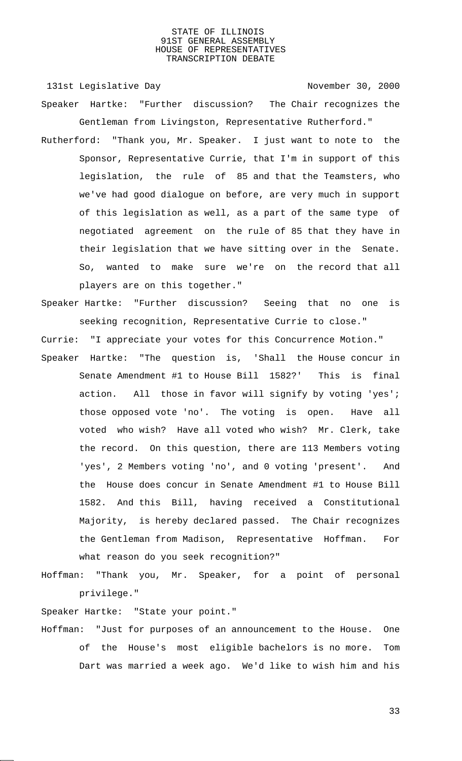Speaker Hartke: "Further discussion? The Chair recognizes the Gentleman from Livingston, Representative Rutherford."

Rutherford: "Thank you, Mr. Speaker. I just want to note to the Sponsor, Representative Currie, that I'm in support of this legislation, the rule of 85 and that the Teamsters, who we've had good dialogue on before, are very much in support of this legislation as well, as a part of the same type of negotiated agreement on the rule of 85 that they have in their legislation that we have sitting over in the Senate. So, wanted to make sure we're on the record that all players are on this together."

Speaker Hartke: "Further discussion? Seeing that no one is seeking recognition, Representative Currie to close."

Currie: "I appreciate your votes for this Concurrence Motion."

Speaker Hartke: "The question is, 'Shall the House concur in Senate Amendment #1 to House Bill 1582?' This is final action. All those in favor will signify by voting 'yes'; those opposed vote 'no'. The voting is open. Have all voted who wish? Have all voted who wish? Mr. Clerk, take the record. On this question, there are 113 Members voting 'yes', 2 Members voting 'no', and 0 voting 'present'. And the House does concur in Senate Amendment #1 to House Bill 1582. And this Bill, having received a Constitutional Majority, is hereby declared passed. The Chair recognizes the Gentleman from Madison, Representative Hoffman. For what reason do you seek recognition?"

Hoffman: "Thank you, Mr. Speaker, for a point of personal privilege."

Speaker Hartke: "State your point."

Hoffman: "Just for purposes of an announcement to the House. One of the House's most eligible bachelors is no more. Tom Dart was married a week ago. We'd like to wish him and his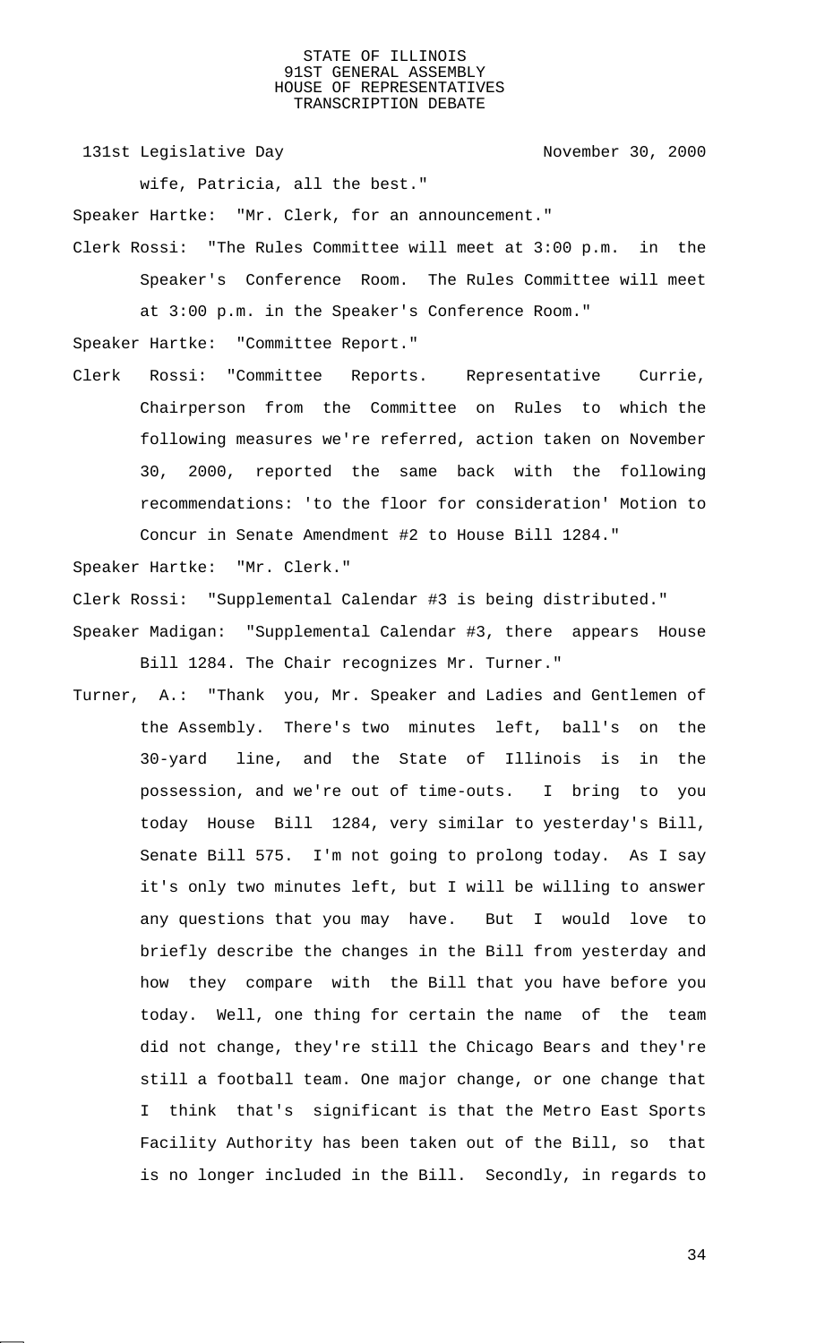wife, Patricia, all the best."

Speaker Hartke: "Mr. Clerk, for an announcement."

Clerk Rossi: "The Rules Committee will meet at 3:00 p.m. in the Speaker's Conference Room. The Rules Committee will meet at 3:00 p.m. in the Speaker's Conference Room."

Speaker Hartke: "Committee Report."

Clerk Rossi: "Committee Reports. Representative Currie, Chairperson from the Committee on Rules to which the following measures we're referred, action taken on November 30, 2000, reported the same back with the following recommendations: 'to the floor for consideration' Motion to Concur in Senate Amendment #2 to House Bill 1284."

Speaker Hartke: "Mr. Clerk."

Clerk Rossi: "Supplemental Calendar #3 is being distributed."

Speaker Madigan: "Supplemental Calendar #3, there appears House Bill 1284. The Chair recognizes Mr. Turner."

Turner, A.: "Thank you, Mr. Speaker and Ladies and Gentlemen of the Assembly. There's two minutes left, ball's on the 30-yard line, and the State of Illinois is in the possession, and we're out of time-outs. I bring to you today House Bill 1284, very similar to yesterday's Bill, Senate Bill 575. I'm not going to prolong today. As I say it's only two minutes left, but I will be willing to answer any questions that you may have. But I would love to briefly describe the changes in the Bill from yesterday and how they compare with the Bill that you have before you today. Well, one thing for certain the name of the team did not change, they're still the Chicago Bears and they're still a football team. One major change, or one change that I think that's significant is that the Metro East Sports Facility Authority has been taken out of the Bill, so that is no longer included in the Bill. Secondly, in regards to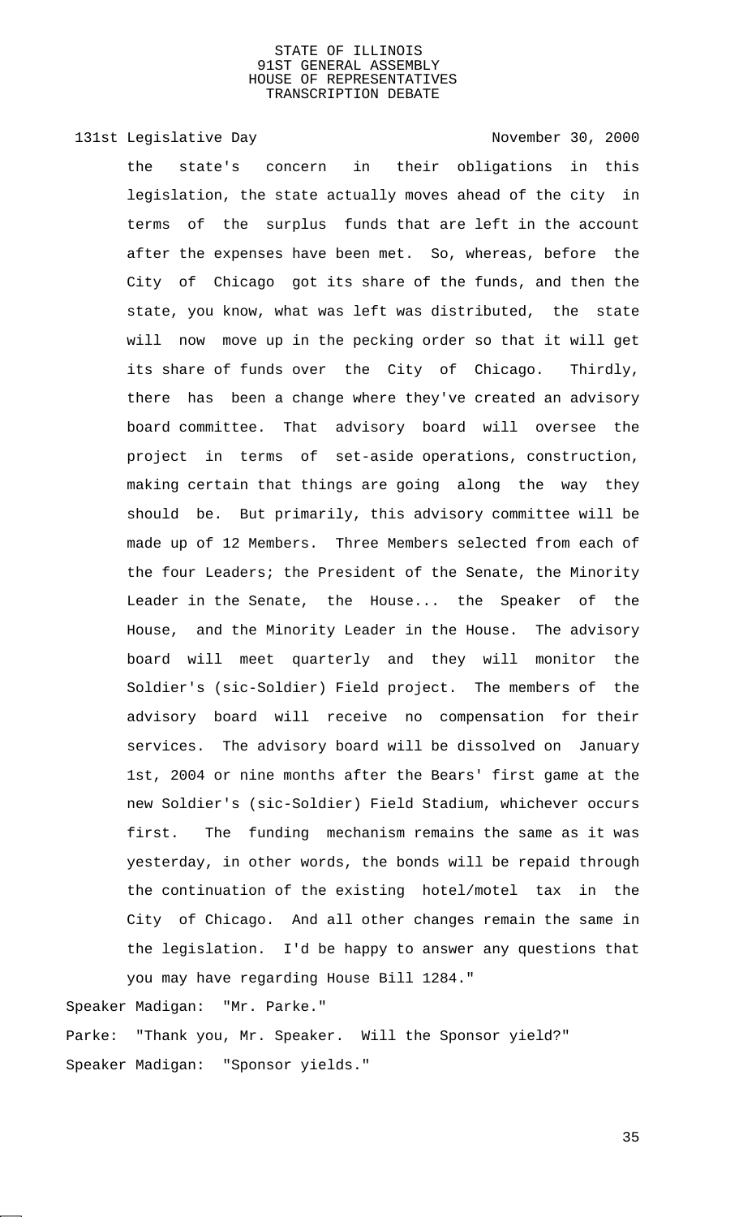the state's concern in their obligations in this legislation, the state actually moves ahead of the city in terms of the surplus funds that are left in the account after the expenses have been met. So, whereas, before the City of Chicago got its share of the funds, and then the state, you know, what was left was distributed, the state will now move up in the pecking order so that it will get its share of funds over the City of Chicago. Thirdly, there has been a change where they've created an advisory board committee. That advisory board will oversee the project in terms of set-aside operations, construction, making certain that things are going along the way they should be. But primarily, this advisory committee will be made up of 12 Members. Three Members selected from each of the four Leaders; the President of the Senate, the Minority Leader in the Senate, the House... the Speaker of the House, and the Minority Leader in the House. The advisory board will meet quarterly and they will monitor the Soldier's (sic-Soldier) Field project. The members of the advisory board will receive no compensation for their services. The advisory board will be dissolved on January 1st, 2004 or nine months after the Bears' first game at the new Soldier's (sic-Soldier) Field Stadium, whichever occurs first. The funding mechanism remains the same as it was yesterday, in other words, the bonds will be repaid through the continuation of the existing hotel/motel tax in the City of Chicago. And all other changes remain the same in the legislation. I'd be happy to answer any questions that you may have regarding House Bill 1284."

Speaker Madigan: "Mr. Parke."

Parke: "Thank you, Mr. Speaker. Will the Sponsor yield?"

Speaker Madigan: "Sponsor yields."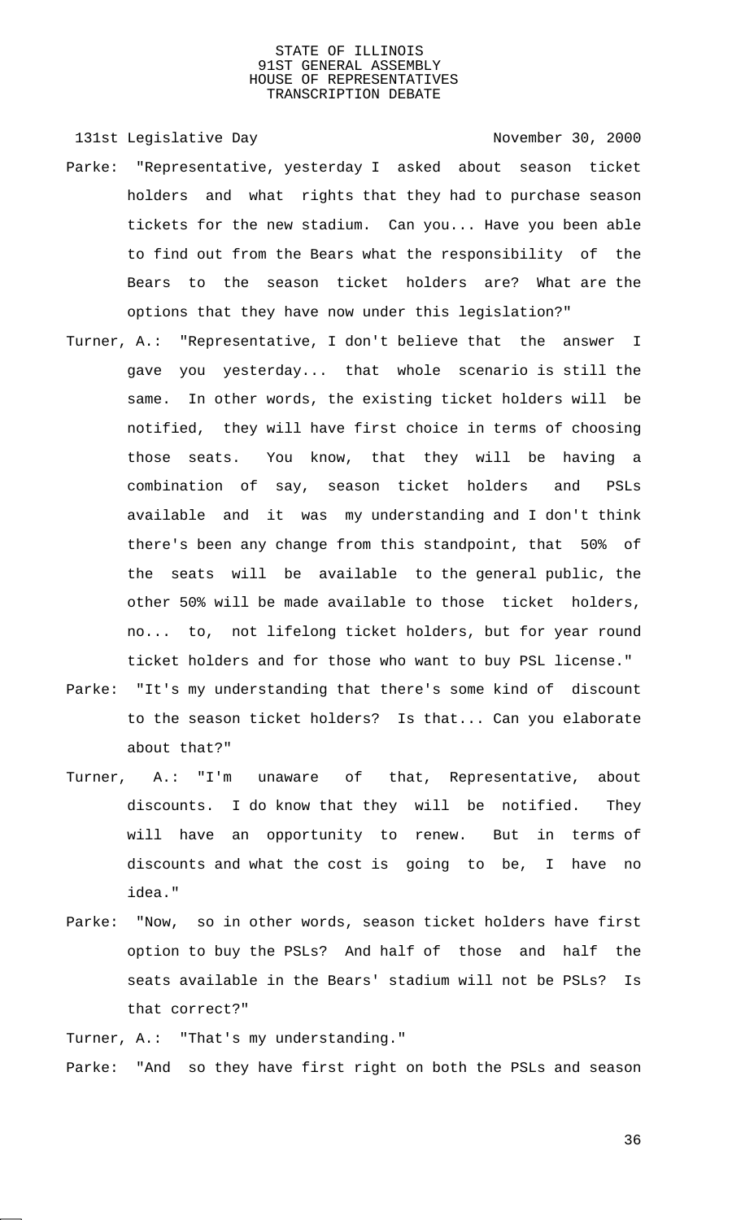131st Legislative Day November 30, 2000

Parke: "Representative, yesterday I asked about season ticket holders and what rights that they had to purchase season tickets for the new stadium. Can you... Have you been able to find out from the Bears what the responsibility of the Bears to the season ticket holders are? What are the options that they have now under this legislation?"

Turner, A.: "Representative, I don't believe that the answer I gave you yesterday... that whole scenario is still the same. In other words, the existing ticket holders will be notified, they will have first choice in terms of choosing those seats. You know, that they will be having a combination of say, season ticket holders and PSLs available and it was my understanding and I don't think there's been any change from this standpoint, that 50% of the seats will be available to the general public, the other 50% will be made available to those ticket holders, no... to, not lifelong ticket holders, but for year round ticket holders and for those who want to buy PSL license."

Parke: "It's my understanding that there's some kind of discount to the season ticket holders? Is that... Can you elaborate about that?"

Turner, A.: "I'm unaware of that, Representative, about discounts. I do know that they will be notified. They will have an opportunity to renew. But in terms of discounts and what the cost is going to be, I have no idea."

Parke: "Now, so in other words, season ticket holders have first option to buy the PSLs? And half of those and half the seats available in the Bears' stadium will not be PSLs? Is that correct?"

Turner, A.: "That's my understanding."

Parke: "And so they have first right on both the PSLs and season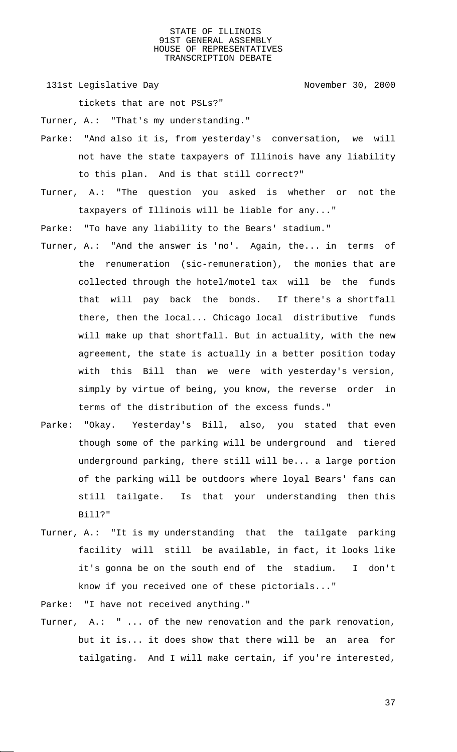tickets that are not PSLs?"

Turner, A.: "That's my understanding."

Parke: "And also it is, from yesterday's conversation, we will not have the state taxpayers of Illinois have any liability to this plan. And is that still correct?"

Turner, A.: "The question you asked is whether or not the taxpayers of Illinois will be liable for any..."

Parke: "To have any liability to the Bears' stadium."

Turner, A.: "And the answer is 'no'. Again, the... in terms of the renumeration (sic-remuneration), the monies that are collected through the hotel/motel tax will be the funds that will pay back the bonds. If there's a shortfall there, then the local... Chicago local distributive funds will make up that shortfall. But in actuality, with the new agreement, the state is actually in a better position today with this Bill than we were with yesterday's version, simply by virtue of being, you know, the reverse order in terms of the distribution of the excess funds."

Parke: "Okay. Yesterday's Bill, also, you stated that even though some of the parking will be underground and tiered underground parking, there still will be... a large portion of the parking will be outdoors where loyal Bears' fans can still tailgate. Is that your understanding then this Bill?"

Turner, A.: "It is my understanding that the tailgate parking facility will still be available, in fact, it looks like it's gonna be on the south end of the stadium. I don't know if you received one of these pictorials..."

Parke: "I have not received anything."

Turner, A.: " ... of the new renovation and the park renovation, but it is... it does show that there will be an area for tailgating. And I will make certain, if you're interested,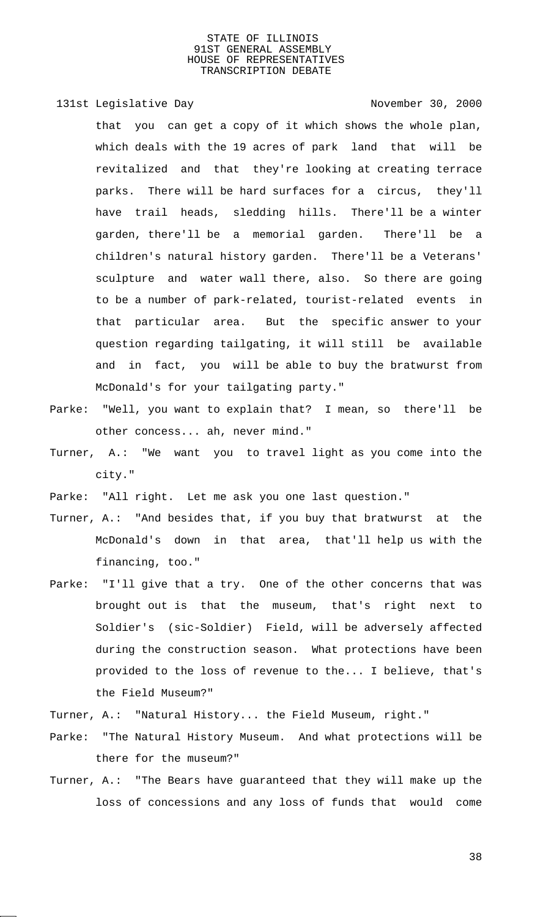that you can get a copy of it which shows the whole plan, which deals with the 19 acres of park land that will be revitalized and that they're looking at creating terrace parks. There will be hard surfaces for a circus, they'll have trail heads, sledding hills. There'll be a winter garden, there'll be a memorial garden. There'll be a children's natural history garden. There'll be a Veterans' sculpture and water wall there, also. So there are going to be a number of park-related, tourist-related events in that particular area. But the specific answer to your question regarding tailgating, it will still be available and in fact, you will be able to buy the bratwurst from McDonald's for your tailgating party."

Parke: "Well, you want to explain that? I mean, so there'll be other concess... ah, never mind."

Turner, A.: "We want you to travel light as you come into the city."

Parke: "All right. Let me ask you one last question."

Turner, A.: "And besides that, if you buy that bratwurst at the McDonald's down in that area, that'll help us with the financing, too."

Parke: "I'll give that a try. One of the other concerns that was brought out is that the museum, that's right next to Soldier's (sic-Soldier) Field, will be adversely affected during the construction season. What protections have been provided to the loss of revenue to the... I believe, that's the Field Museum?"

Turner, A.: "Natural History... the Field Museum, right."

Parke: "The Natural History Museum. And what protections will be there for the museum?"

Turner, A.: "The Bears have guaranteed that they will make up the loss of concessions and any loss of funds that would come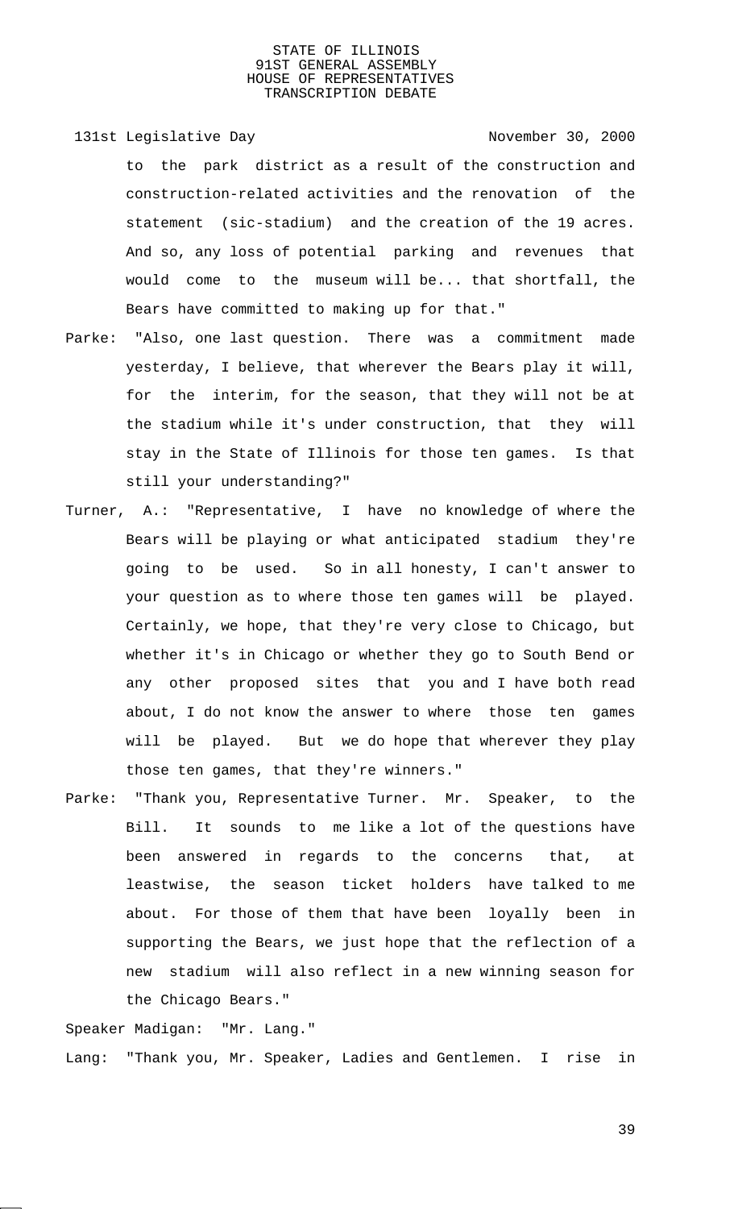to the park district as a result of the construction and construction-related activities and the renovation of the statement (sic-stadium) and the creation of the 19 acres. And so, any loss of potential parking and revenues that would come to the museum will be... that shortfall, the Bears have committed to making up for that."

Parke: "Also, one last question. There was a commitment made yesterday, I believe, that wherever the Bears play it will, for the interim, for the season, that they will not be at the stadium while it's under construction, that they will stay in the State of Illinois for those ten games. Is that still your understanding?"

Turner, A.: "Representative, I have no knowledge of where the Bears will be playing or what anticipated stadium they're going to be used. So in all honesty, I can't answer to your question as to where those ten games will be played. Certainly, we hope, that they're very close to Chicago, but whether it's in Chicago or whether they go to South Bend or any other proposed sites that you and I have both read about, I do not know the answer to where those ten games will be played. But we do hope that wherever they play those ten games, that they're winners."

Parke: "Thank you, Representative Turner. Mr. Speaker, to the Bill. It sounds to me like a lot of the questions have been answered in regards to the concerns that, at leastwise, the season ticket holders have talked to me about. For those of them that have been loyally been in supporting the Bears, we just hope that the reflection of a new stadium will also reflect in a new winning season for the Chicago Bears."

Speaker Madigan: "Mr. Lang."

Lang: "Thank you, Mr. Speaker, Ladies and Gentlemen. I rise in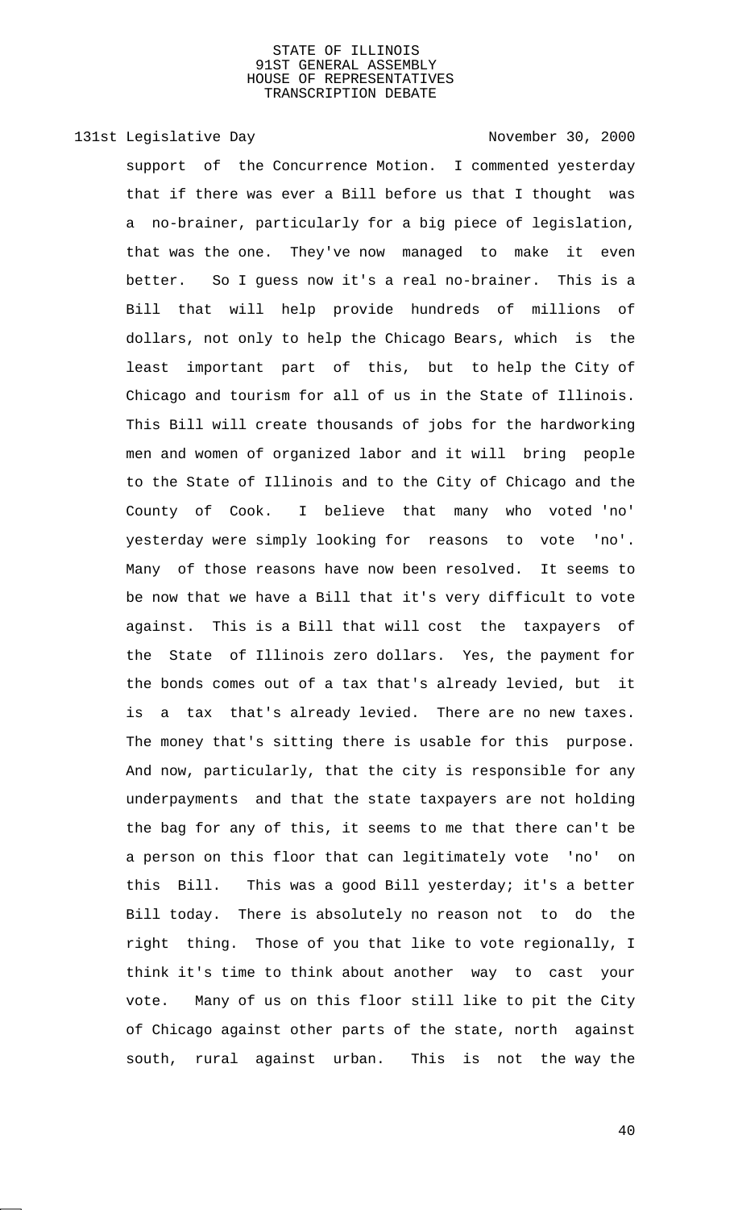support of the Concurrence Motion. I commented yesterday that if there was ever a Bill before us that I thought was a no-brainer, particularly for a big piece of legislation, that was the one. They've now managed to make it even better. So I guess now it's a real no-brainer. This is a Bill that will help provide hundreds of millions of dollars, not only to help the Chicago Bears, which is the least important part of this, but to help the City of Chicago and tourism for all of us in the State of Illinois. This Bill will create thousands of jobs for the hardworking men and women of organized labor and it will bring people to the State of Illinois and to the City of Chicago and the County of Cook. I believe that many who voted 'no' yesterday were simply looking for reasons to vote 'no'. Many of those reasons have now been resolved. It seems to be now that we have a Bill that it's very difficult to vote against. This is a Bill that will cost the taxpayers of the State of Illinois zero dollars. Yes, the payment for the bonds comes out of a tax that's already levied, but it is a tax that's already levied. There are no new taxes. The money that's sitting there is usable for this purpose. And now, particularly, that the city is responsible for any underpayments and that the state taxpayers are not holding the bag for any of this, it seems to me that there can't be a person on this floor that can legitimately vote 'no' on this Bill. This was a good Bill yesterday; it's a better Bill today. There is absolutely no reason not to do the right thing. Those of you that like to vote regionally, I think it's time to think about another way to cast your vote. Many of us on this floor still like to pit the City of Chicago against other parts of the state, north against south, rural against urban. This is not the way the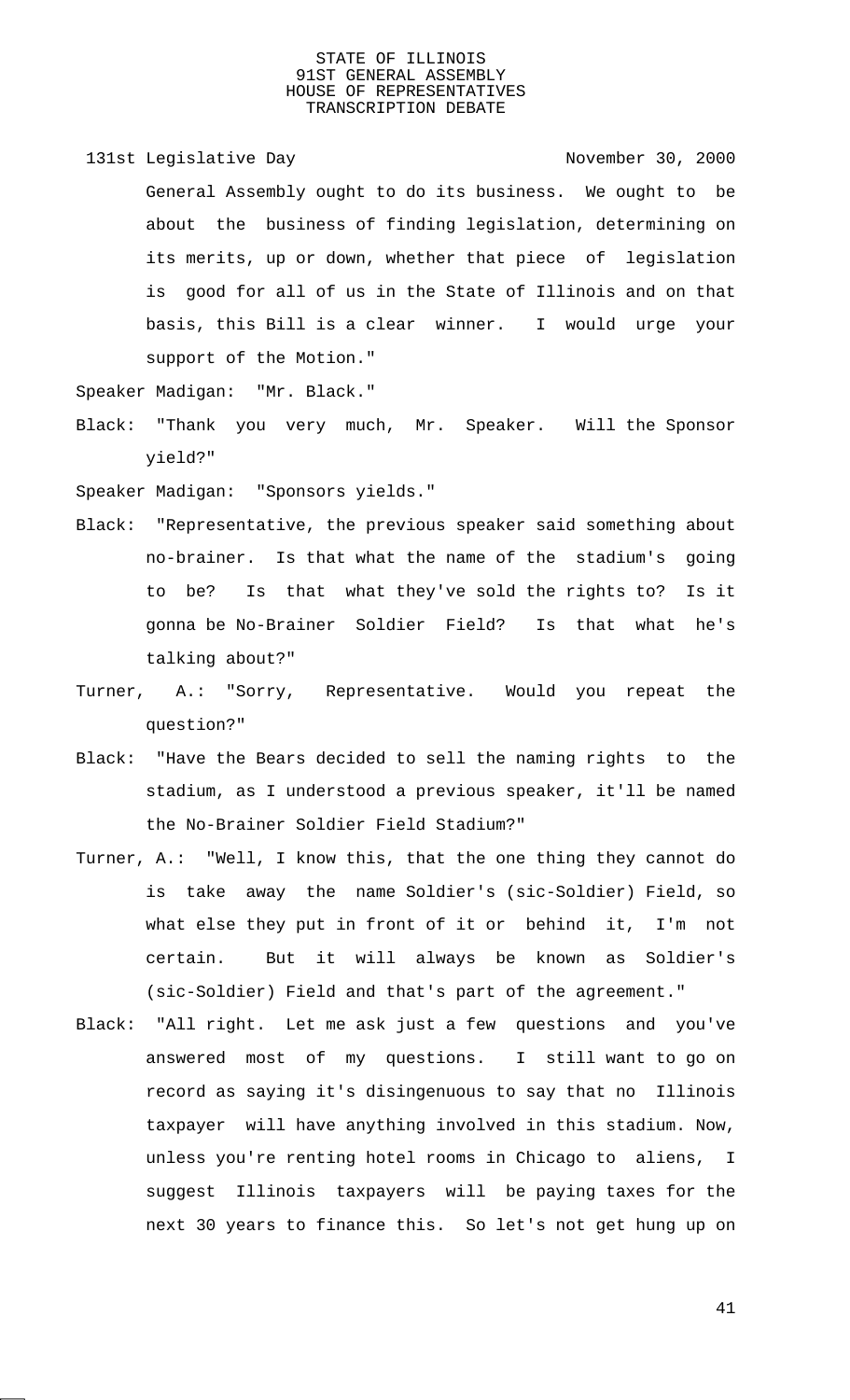General Assembly ought to do its business. We ought to be about the business of finding legislation, determining on its merits, up or down, whether that piece of legislation is good for all of us in the State of Illinois and on that basis, this Bill is a clear winner. I would urge your support of the Motion."

Speaker Madigan: "Mr. Black."

Black: "Thank you very much, Mr. Speaker. Will the Sponsor yield?"

Speaker Madigan: "Sponsors yields."

Black: "Representative, the previous speaker said something about no-brainer. Is that what the name of the stadium's going to be? Is that what they've sold the rights to? Is it gonna be No-Brainer Soldier Field? Is that what he's talking about?"

Turner, A.: "Sorry, Representative. Would you repeat the question?"

Black: "Have the Bears decided to sell the naming rights to the stadium, as I understood a previous speaker, it'll be named the No-Brainer Soldier Field Stadium?"

Turner, A.: "Well, I know this, that the one thing they cannot do is take away the name Soldier's (sic-Soldier) Field, so what else they put in front of it or behind it, I'm not certain. But it will always be known as Soldier's (sic-Soldier) Field and that's part of the agreement."

Black: "All right. Let me ask just a few questions and you've answered most of my questions. I still want to go on record as saying it's disingenuous to say that no Illinois taxpayer will have anything involved in this stadium. Now, unless you're renting hotel rooms in Chicago to aliens, I suggest Illinois taxpayers will be paying taxes for the next 30 years to finance this. So let's not get hung up on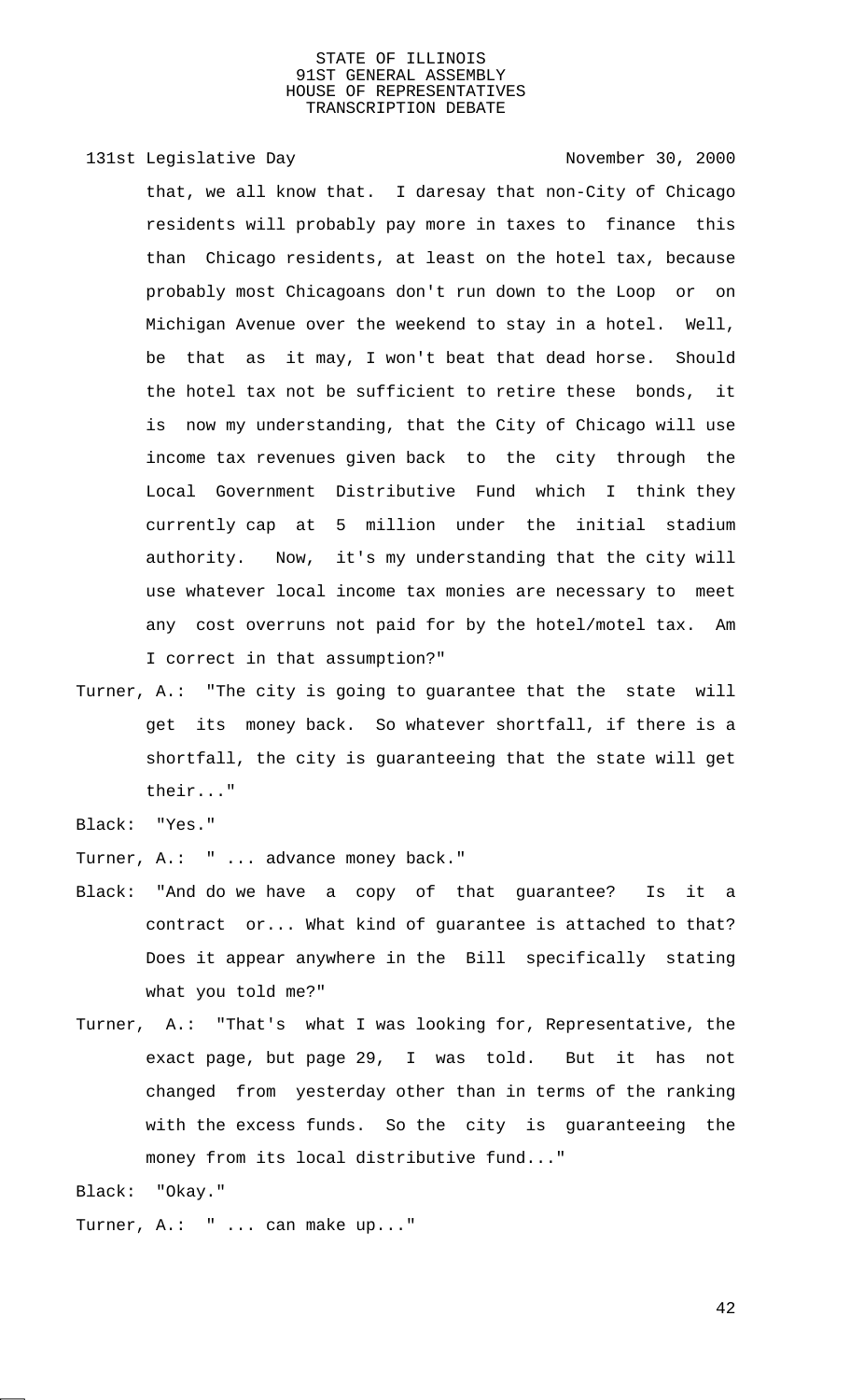that, we all know that. I daresay that non-City of Chicago residents will probably pay more in taxes to finance this than Chicago residents, at least on the hotel tax, because probably most Chicagoans don't run down to the Loop or on Michigan Avenue over the weekend to stay in a hotel. Well, be that as it may, I won't beat that dead horse. Should the hotel tax not be sufficient to retire these bonds, it is now my understanding, that the City of Chicago will use income tax revenues given back to the city through the Local Government Distributive Fund which I think they currently cap at 5 million under the initial stadium authority. Now, it's my understanding that the city will use whatever local income tax monies are necessary to meet any cost overruns not paid for by the hotel/motel tax. Am I correct in that assumption?"

Turner, A.: "The city is going to guarantee that the state will get its money back. So whatever shortfall, if there is a shortfall, the city is guaranteeing that the state will get their..."

Black: "Yes."

Turner, A.: " ... advance money back."

Black: "And do we have a copy of that guarantee? Is it a contract or... What kind of guarantee is attached to that? Does it appear anywhere in the Bill specifically stating what you told me?"

Turner, A.: "That's what I was looking for, Representative, the exact page, but page 29, I was told. But it has not changed from yesterday other than in terms of the ranking with the excess funds. So the city is guaranteeing the money from its local distributive fund..."

Black: "Okay."

Turner, A.: " ... can make up..."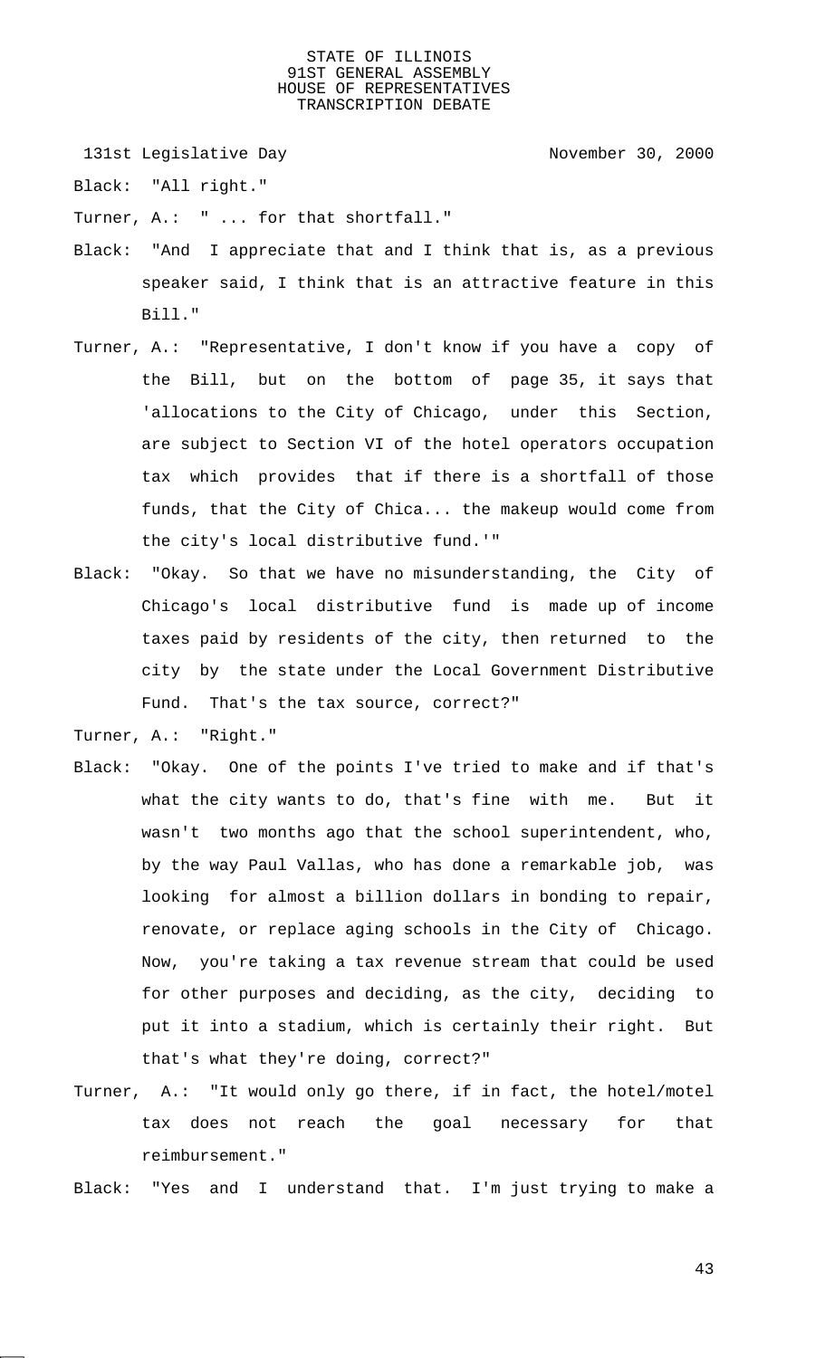Black: "All right."

Turner, A.: " ... for that shortfall."

Black: "And I appreciate that and I think that is, as a previous speaker said, I think that is an attractive feature in this Bill."

Turner, A.: "Representative, I don't know if you have a copy of the Bill, but on the bottom of page 35, it says that 'allocations to the City of Chicago, under this Section, are subject to Section VI of the hotel operators occupation tax which provides that if there is a shortfall of those funds, that the City of Chica... the makeup would come from the city's local distributive fund.'"

Black: "Okay. So that we have no misunderstanding, the City of Chicago's local distributive fund is made up of income taxes paid by residents of the city, then returned to the city by the state under the Local Government Distributive Fund. That's the tax source, correct?"

Turner, A.: "Right."

Black: "Okay. One of the points I've tried to make and if that's what the city wants to do, that's fine with me. But it wasn't two months ago that the school superintendent, who, by the way Paul Vallas, who has done a remarkable job, was looking for almost a billion dollars in bonding to repair, renovate, or replace aging schools in the City of Chicago. Now, you're taking a tax revenue stream that could be used for other purposes and deciding, as the city, deciding to put it into a stadium, which is certainly their right. But that's what they're doing, correct?"

Turner, A.: "It would only go there, if in fact, the hotel/motel tax does not reach the goal necessary for that reimbursement."

Black: "Yes and I understand that. I'm just trying to make a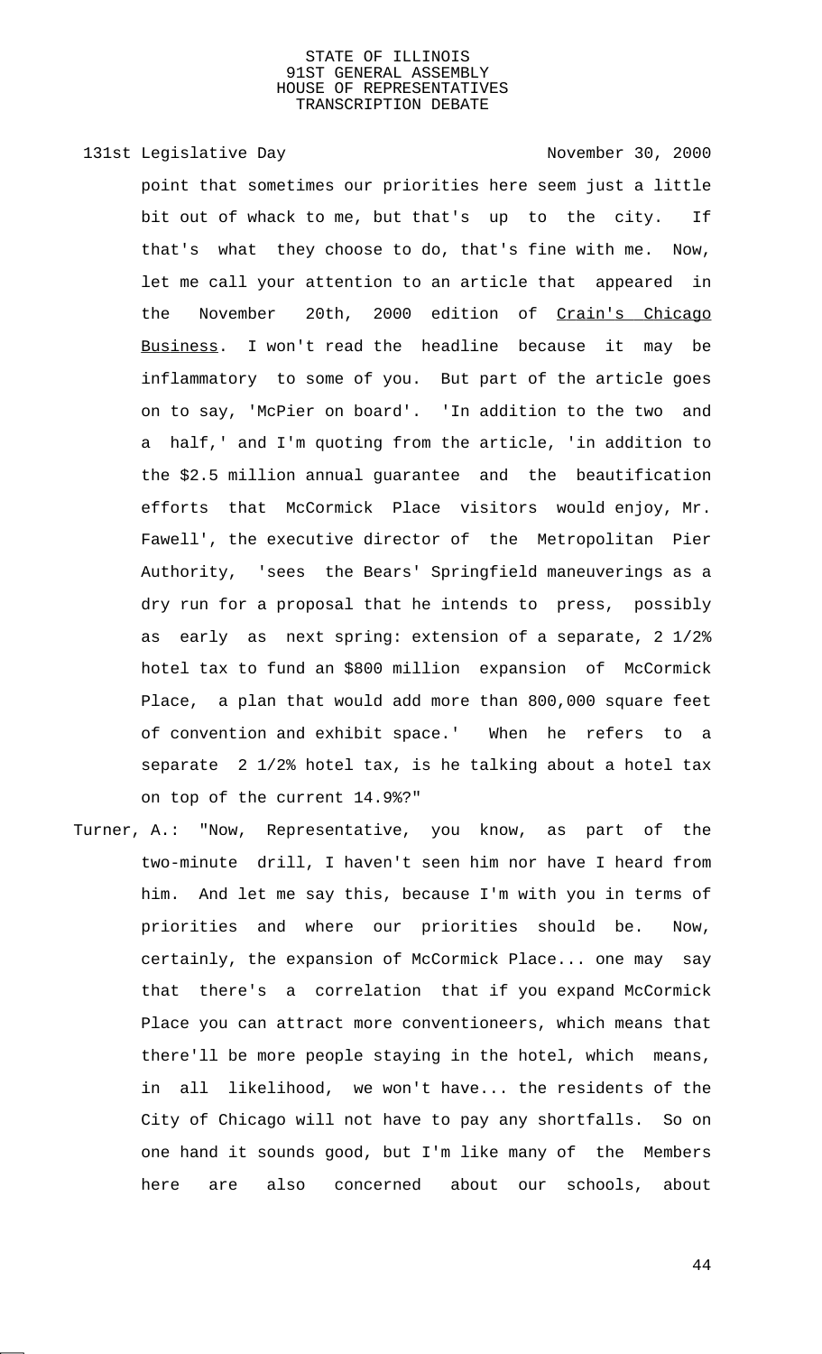point that sometimes our priorities here seem just a little bit out of whack to me, but that's up to the city. If that's what they choose to do, that's fine with me. Now, let me call your attention to an article that appeared in the November 20th, 2000 edition of Crain's Chicago Business. I won't read the headline because it may be inflammatory to some of you. But part of the article goes on to say, 'McPier on board'. 'In addition to the two and a half,' and I'm quoting from the article, 'in addition to the $2.5 million annual guarantee and the beautification efforts that McCormick Place visitors would enjoy, Mr. Fawell', the executive director of the Metropolitan Pier Authority, 'sees the Bears' Springfield maneuverings as a dry run for a proposal that he intends to press, possibly as early as next spring: extension of a separate, 2 1/2% hotel tax to fund an $800 million expansion of McCormick Place, a plan that would add more than 800,000 square feet of convention and exhibit space.' When he refers to a separate 2 1/2% hotel tax, is he talking about a hotel tax on top of the current 14.9%?"

Turner, A.: "Now, Representative, you know, as part of the two-minute drill, I haven't seen him nor have I heard from him. And let me say this, because I'm with you in terms of priorities and where our priorities should be. Now, certainly, the expansion of McCormick Place... one may say that there's a correlation that if you expand McCormick Place you can attract more conventioneers, which means that there'll be more people staying in the hotel, which means, in all likelihood, we won't have... the residents of the City of Chicago will not have to pay any shortfalls. So on one hand it sounds good, but I'm like many of the Members here are also concerned about our schools, about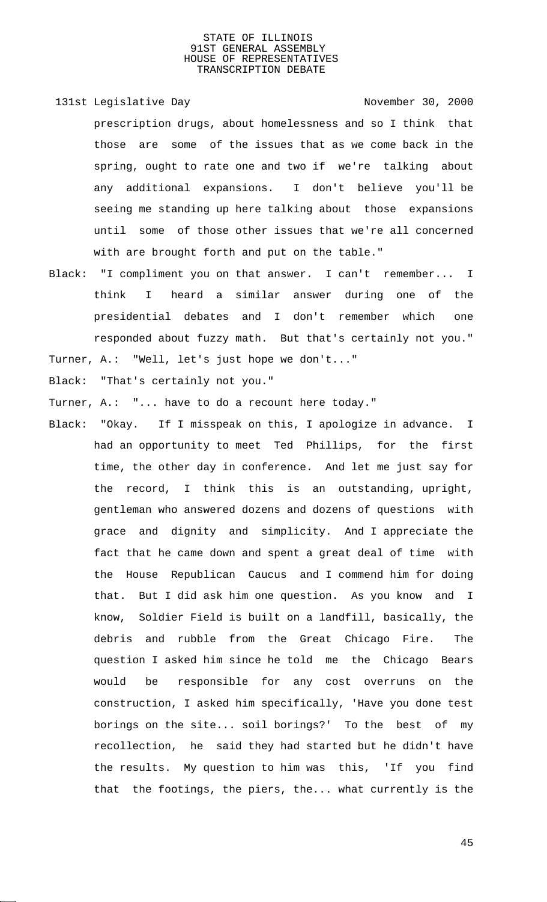prescription drugs, about homelessness and so I think that those are some of the issues that as we come back in the spring, ought to rate one and two if we're talking about any additional expansions. I don't believe you'll be seeing me standing up here talking about those expansions until some of those other issues that we're all concerned with are brought forth and put on the table."

Black: "I compliment you on that answer. I can't remember... I think I heard a similar answer during one of the presidential debates and I don't remember which one responded about fuzzy math. But that's certainly not you."

Turner, A.: "Well, let's just hope we don't..."

Black: "That's certainly not you."

Turner, A.: "... have to do a recount here today."

Black: "Okay. If I misspeak on this, I apologize in advance. I had an opportunity to meet Ted Phillips, for the first time, the other day in conference. And let me just say for the record, I think this is an outstanding, upright, gentleman who answered dozens and dozens of questions with grace and dignity and simplicity. And I appreciate the fact that he came down and spent a great deal of time with the House Republican Caucus and I commend him for doing that. But I did ask him one question. As you know and I know, Soldier Field is built on a landfill, basically, the debris and rubble from the Great Chicago Fire. The question I asked him since he told me the Chicago Bears would be responsible for any cost overruns on the construction, I asked him specifically, 'Have you done test borings on the site... soil borings?' To the best of my recollection, he said they had started but he didn't have the results. My question to him was this, 'If you find that the footings, the piers, the... what currently is the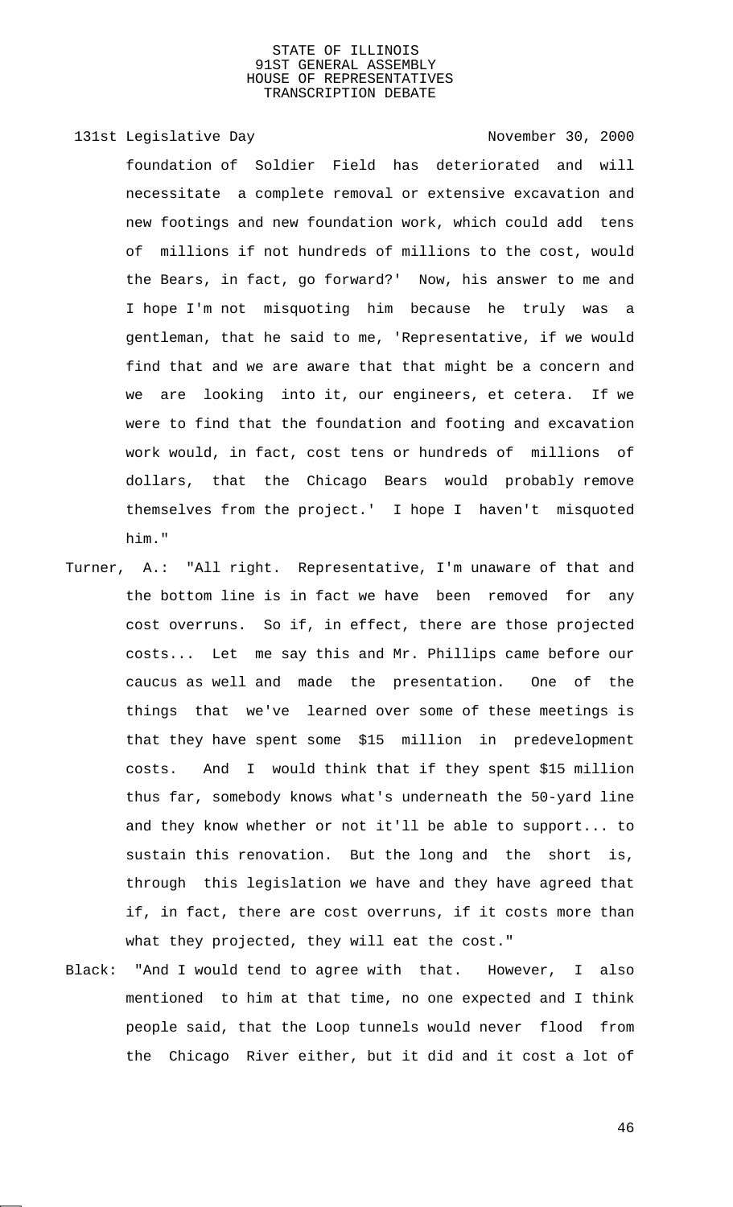foundation of Soldier Field has deteriorated and will necessitate a complete removal or extensive excavation and new footings and new foundation work, which could add tens of millions if not hundreds of millions to the cost, would the Bears, in fact, go forward?' Now, his answer to me and I hope I'm not misquoting him because he truly was a gentleman, that he said to me, 'Representative, if we would find that and we are aware that that might be a concern and we are looking into it, our engineers, et cetera. If we were to find that the foundation and footing and excavation work would, in fact, cost tens or hundreds of millions of dollars, that the Chicago Bears would probably remove themselves from the project.' I hope I haven't misquoted him."

Turner, A.: "All right. Representative, I'm unaware of that and the bottom line is in fact we have been removed for any cost overruns. So if, in effect, there are those projected costs... Let me say this and Mr. Phillips came before our caucus as well and made the presentation. One of the things that we've learned over some of these meetings is that they have spent some $15 million in predevelopment costs. And I would think that if they spent $15 million thus far, somebody knows what's underneath the 50-yard line and they know whether or not it'll be able to support... to sustain this renovation. But the long and the short is, through this legislation we have and they have agreed that if, in fact, there are cost overruns, if it costs more than what they projected, they will eat the cost."

Black: "And I would tend to agree with that. However, I also mentioned to him at that time, no one expected and I think people said, that the Loop tunnels would never flood from the Chicago River either, but it did and it cost a lot of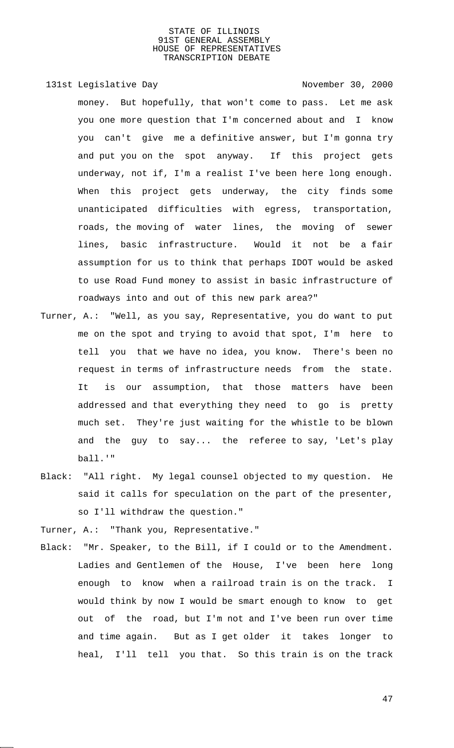money. But hopefully, that won't come to pass. Let me ask you one more question that I'm concerned about and I know you can't give me a definitive answer, but I'm gonna try and put you on the spot anyway. If this project gets underway, not if, I'm a realist I've been here long enough. When this project gets underway, the city finds some unanticipated difficulties with egress, transportation, roads, the moving of water lines, the moving of sewer lines, basic infrastructure. Would it not be a fair assumption for us to think that perhaps IDOT would be asked to use Road Fund money to assist in basic infrastructure of roadways into and out of this new park area?"

Turner, A.: "Well, as you say, Representative, you do want to put me on the spot and trying to avoid that spot, I'm here to tell you that we have no idea, you know. There's been no request in terms of infrastructure needs from the state. It is our assumption, that those matters have been addressed and that everything they need to go is pretty much set. They're just waiting for the whistle to be blown and the guy to say... the referee to say, 'Let's play ball.'"

Black: "All right. My legal counsel objected to my question. He said it calls for speculation on the part of the presenter, so I'll withdraw the question."

Turner, A.: "Thank you, Representative."

Black: "Mr. Speaker, to the Bill, if I could or to the Amendment. Ladies and Gentlemen of the House, I've been here long enough to know when a railroad train is on the track. I would think by now I would be smart enough to know to get out of the road, but I'm not and I've been run over time and time again. But as I get older it takes longer to heal, I'll tell you that. So this train is on the track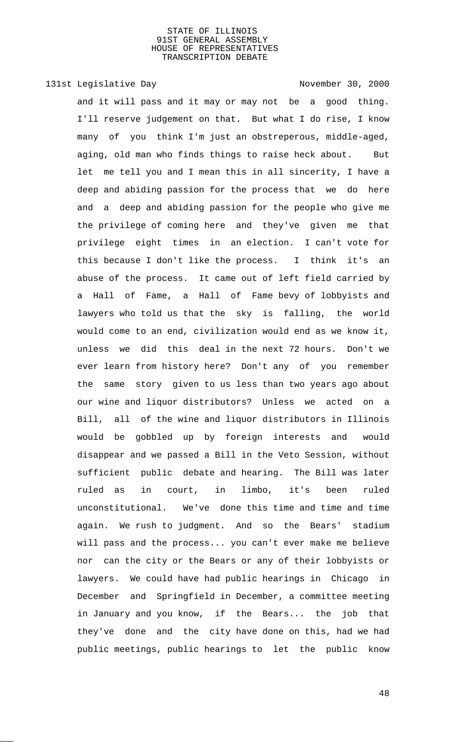and it will pass and it may or may not be a good thing. I'll reserve judgement on that. But what I do rise, I know many of you think I'm just an obstreperous, middle-aged, aging, old man who finds things to raise heck about. But let me tell you and I mean this in all sincerity, I have a deep and abiding passion for the process that we do here and a deep and abiding passion for the people who give me the privilege of coming here and they've given me that privilege eight times in an election. I can't vote for this because I don't like the process. I think it's an abuse of the process. It came out of left field carried by a Hall of Fame, a Hall of Fame bevy of lobbyists and lawyers who told us that the sky is falling, the world would come to an end, civilization would end as we know it, unless we did this deal in the next 72 hours. Don't we ever learn from history here? Don't any of you remember the same story given to us less than two years ago about our wine and liquor distributors? Unless we acted on a Bill, all of the wine and liquor distributors in Illinois would be gobbled up by foreign interests and would disappear and we passed a Bill in the Veto Session, without sufficient public debate and hearing. The Bill was later ruled as in court, in limbo, it's been ruled unconstitutional. We've done this time and time and time again. We rush to judgment. And so the Bears' stadium will pass and the process... you can't ever make me believe nor can the city or the Bears or any of their lobbyists or lawyers. We could have had public hearings in Chicago in December and Springfield in December, a committee meeting in January and you know, if the Bears... the job that they've done and the city have done on this, had we had public meetings, public hearings to let the public know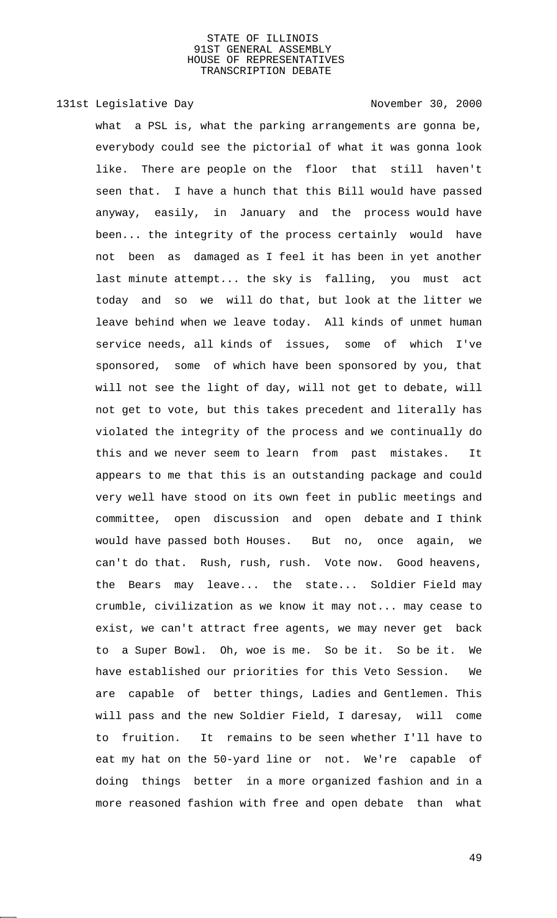what a PSL is, what the parking arrangements are gonna be, everybody could see the pictorial of what it was gonna look like. There are people on the floor that still haven't seen that. I have a hunch that this Bill would have passed anyway, easily, in January and the process would have been... the integrity of the process certainly would have not been as damaged as I feel it has been in yet another last minute attempt... the sky is falling, you must act today and so we will do that, but look at the litter we leave behind when we leave today. All kinds of unmet human service needs, all kinds of issues, some of which I've sponsored, some of which have been sponsored by you, that will not see the light of day, will not get to debate, will not get to vote, but this takes precedent and literally has violated the integrity of the process and we continually do this and we never seem to learn from past mistakes. It appears to me that this is an outstanding package and could very well have stood on its own feet in public meetings and committee, open discussion and open debate and I think would have passed both Houses. But no, once again, we can't do that. Rush, rush, rush. Vote now. Good heavens, the Bears may leave... the state... Soldier Field may crumble, civilization as we know it may not... may cease to exist, we can't attract free agents, we may never get back to a Super Bowl. Oh, woe is me. So be it. So be it. We have established our priorities for this Veto Session. We are capable of better things, Ladies and Gentlemen. This will pass and the new Soldier Field, I daresay, will come to fruition. It remains to be seen whether I'll have to eat my hat on the 50-yard line or not. We're capable of doing things better in a more organized fashion and in a more reasoned fashion with free and open debate than what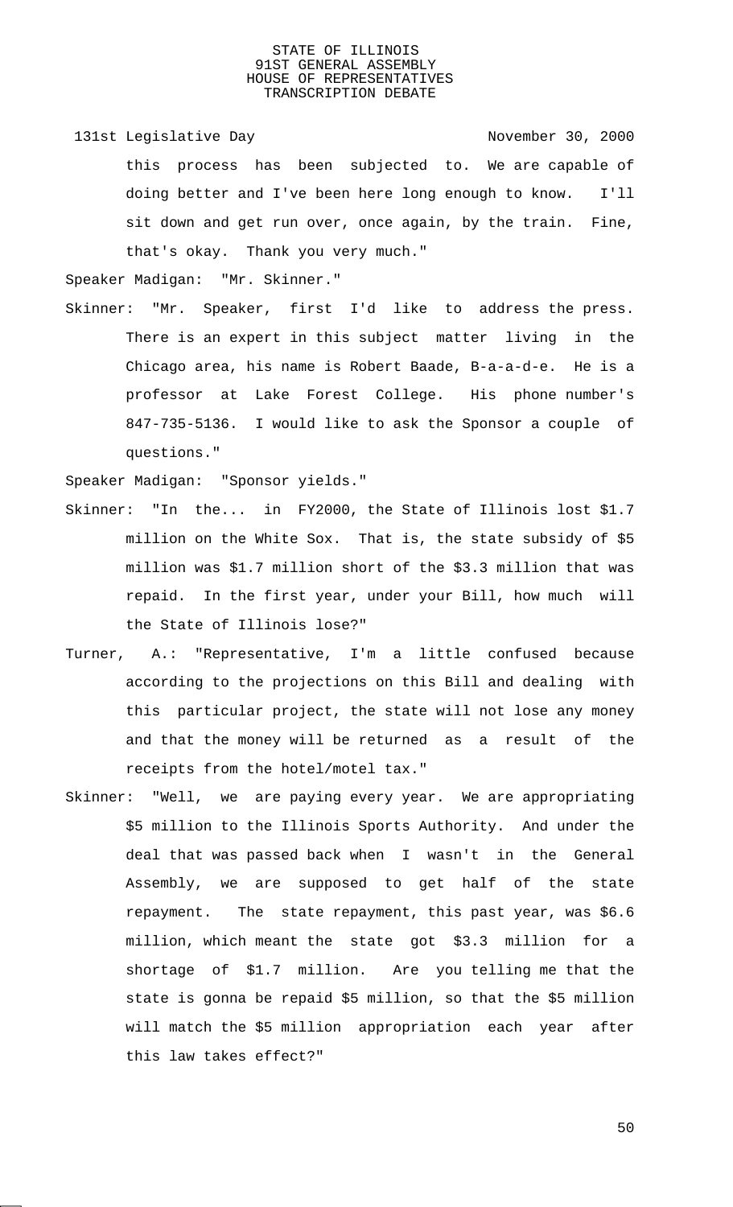this process has been subjected to. We are capable of doing better and I've been here long enough to know. I'll sit down and get run over, once again, by the train. Fine, that's okay. Thank you very much."

Speaker Madigan: "Mr. Skinner."

Skinner: "Mr. Speaker, first I'd like to address the press. There is an expert in this subject matter living in the Chicago area, his name is Robert Baade, B-a-a-d-e. He is a professor at Lake Forest College. His phone number's 847-735-5136. I would like to ask the Sponsor a couple of questions."

Speaker Madigan: "Sponsor yields."

Skinner: "In the... in FY2000, the State of Illinois lost $1.7 million on the White Sox. That is, the state subsidy of $5 million was $1.7 million short of the $3.3 million that was repaid. In the first year, under your Bill, how much will the State of Illinois lose?"

Turner, A.: "Representative, I'm a little confused because according to the projections on this Bill and dealing with this particular project, the state will not lose any money and that the money will be returned as a result of the receipts from the hotel/motel tax."

Skinner: "Well, we are paying every year. We are appropriating $5 million to the Illinois Sports Authority. And under the deal that was passed back when I wasn't in the General Assembly, we are supposed to get half of the state repayment. The state repayment, this past year, was $6.6 million, which meant the state got $3.3 million for a shortage of $1.7 million. Are you telling me that the state is gonna be repaid $5 million, so that the $5 million will match the $5 million appropriation each year after this law takes effect?"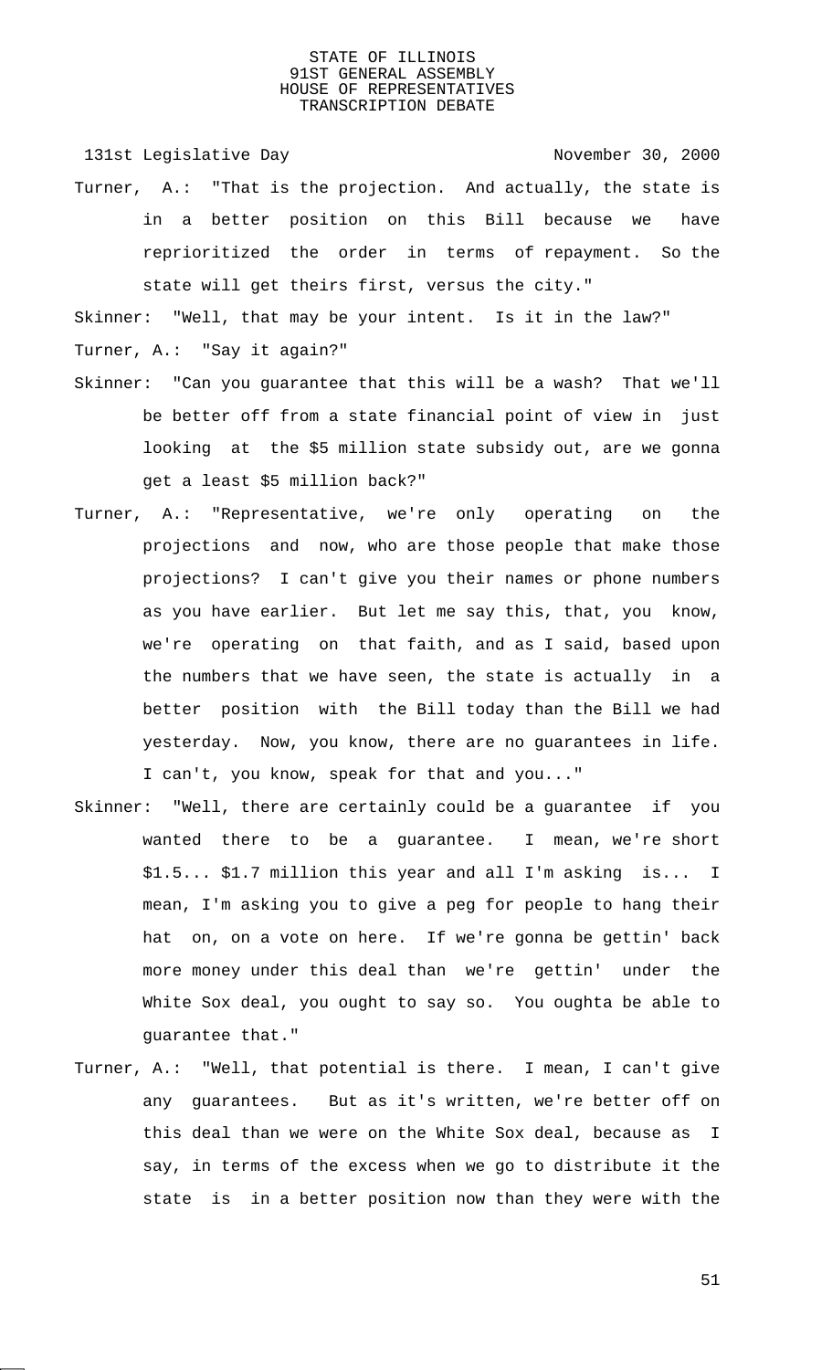Turner, A.: "That is the projection. And actually, the state is in a better position on this Bill because we have reprioritized the order in terms of repayment. So the state will get theirs first, versus the city."

Skinner: "Well, that may be your intent. Is it in the law?"

Turner, A.: "Say it again?"

Skinner: "Can you guarantee that this will be a wash? That we'll be better off from a state financial point of view in just looking at the $5 million state subsidy out, are we gonna get a least $5 million back?"

Turner, A.: "Representative, we're only operating on the projections and now, who are those people that make those projections? I can't give you their names or phone numbers as you have earlier. But let me say this, that, you know, we're operating on that faith, and as I said, based upon the numbers that we have seen, the state is actually in a better position with the Bill today than the Bill we had yesterday. Now, you know, there are no guarantees in life. I can't, you know, speak for that and you..."

Skinner: "Well, there are certainly could be a guarantee if you wanted there to be a guarantee. I mean, we're short $1.5... $1.7 million this year and all I'm asking is... I mean, I'm asking you to give a peg for people to hang their hat on, on a vote on here. If we're gonna be gettin' back more money under this deal than we're gettin' under the White Sox deal, you ought to say so. You oughta be able to guarantee that."

Turner, A.: "Well, that potential is there. I mean, I can't give any guarantees. But as it's written, we're better off on this deal than we were on the White Sox deal, because as I say, in terms of the excess when we go to distribute it the state is in a better position now than they were with the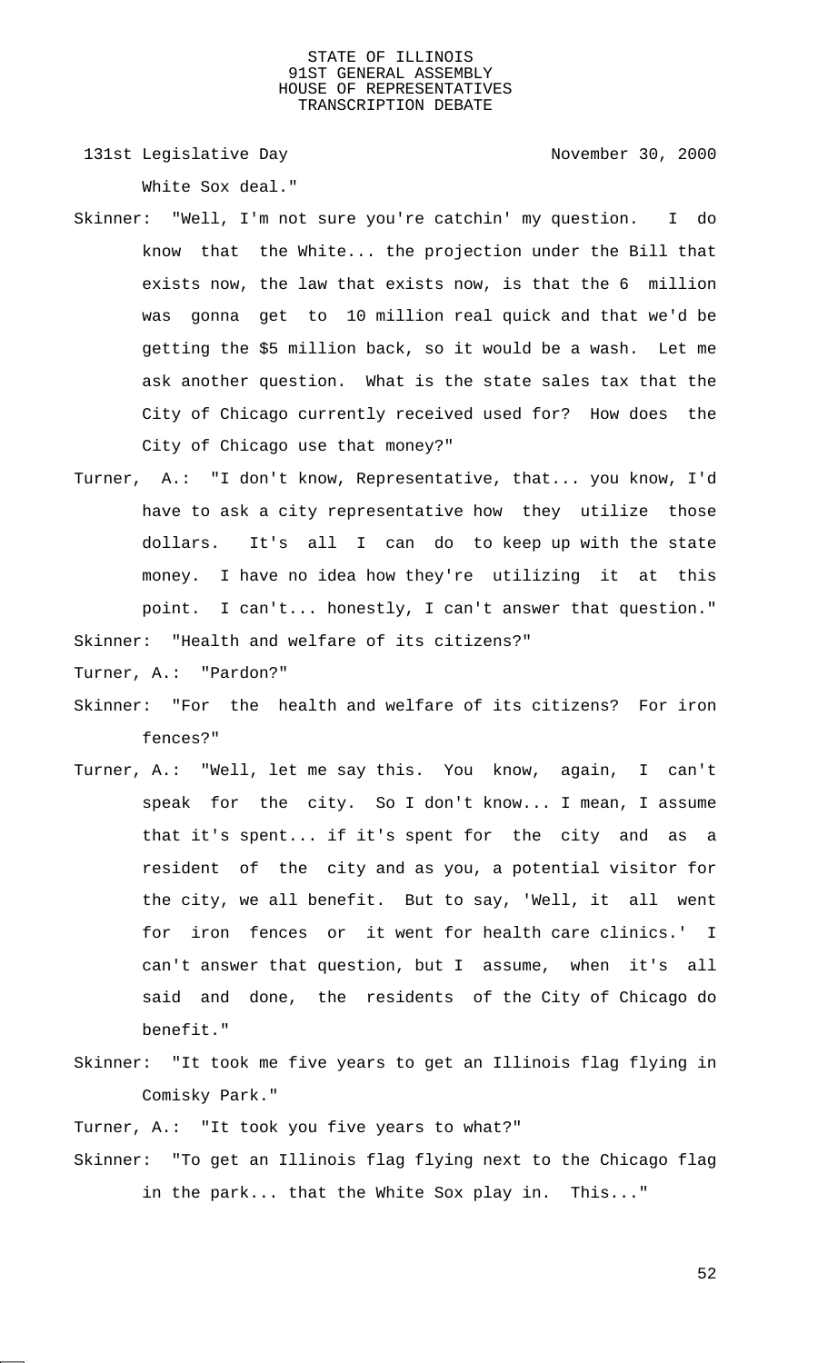White Sox deal."

Skinner: "Well, I'm not sure you're catchin' my question. I do know that the White... the projection under the Bill that exists now, the law that exists now, is that the 6 million was gonna get to 10 million real quick and that we'd be getting the $5 million back, so it would be a wash. Let me ask another question. What is the state sales tax that the City of Chicago currently received used for? How does the City of Chicago use that money?"

Turner, A.: "I don't know, Representative, that... you know, I'd have to ask a city representative how they utilize those dollars. It's all I can do to keep up with the state money. I have no idea how they're utilizing it at this point. I can't... honestly, I can't answer that question."

Skinner: "Health and welfare of its citizens?"

Turner, A.: "Pardon?"

Skinner: "For the health and welfare of its citizens? For iron fences?"

Turner, A.: "Well, let me say this. You know, again, I can't speak for the city. So I don't know... I mean, I assume that it's spent... if it's spent for the city and as a resident of the city and as you, a potential visitor for the city, we all benefit. But to say, 'Well, it all went for iron fences or it went for health care clinics.' I can't answer that question, but I assume, when it's all said and done, the residents of the City of Chicago do benefit."

Skinner: "It took me five years to get an Illinois flag flying in Comisky Park."

Turner, A.: "It took you five years to what?"

Skinner: "To get an Illinois flag flying next to the Chicago flag in the park... that the White Sox play in. This..."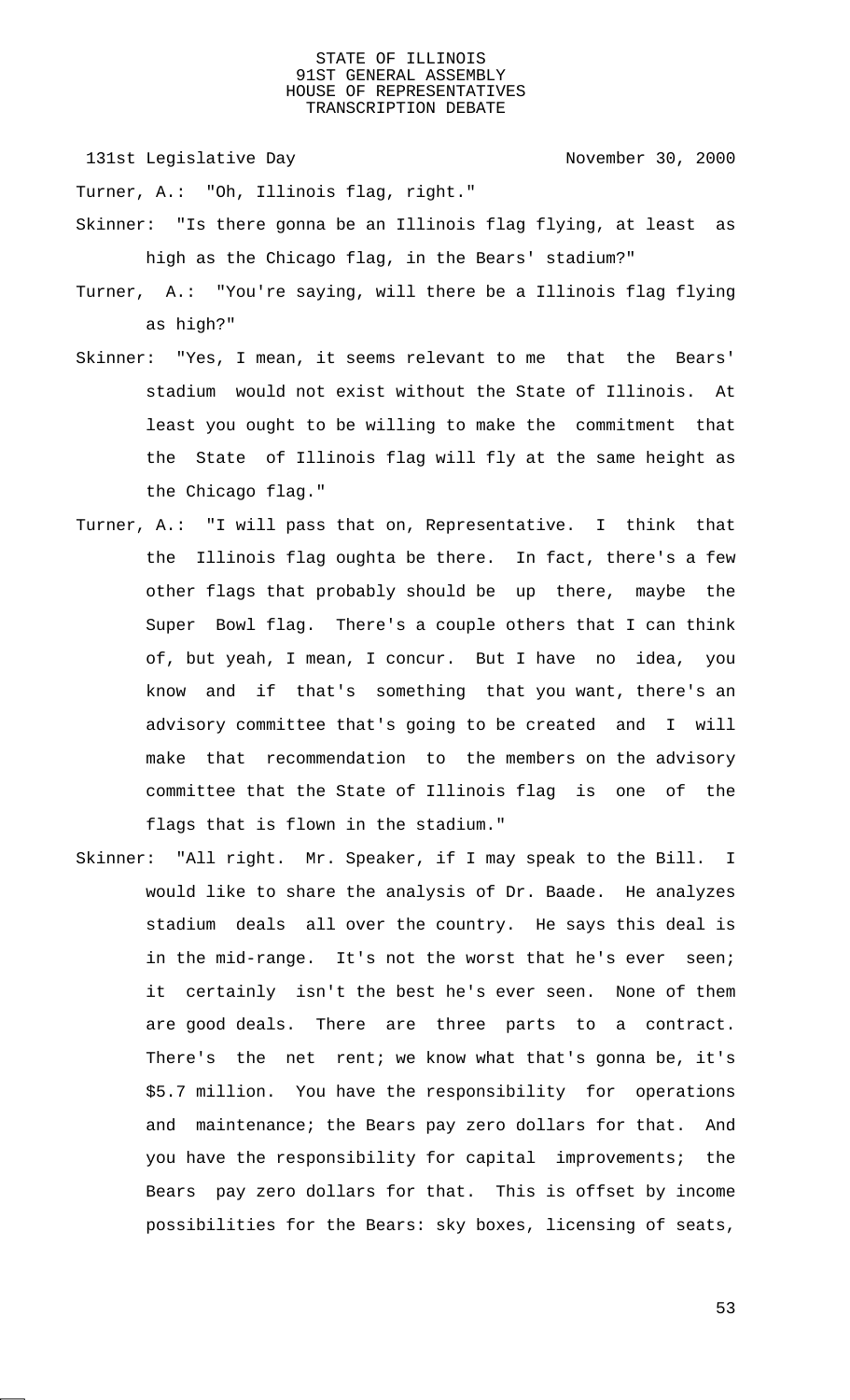Turner, A.: "Oh, Illinois flag, right."

Skinner: "Is there gonna be an Illinois flag flying, at least as high as the Chicago flag, in the Bears' stadium?"

Turner, A.: "You're saying, will there be a Illinois flag flying as high?"

Skinner: "Yes, I mean, it seems relevant to me that the Bears' stadium would not exist without the State of Illinois. At least you ought to be willing to make the commitment that the State of Illinois flag will fly at the same height as the Chicago flag."

Turner, A.: "I will pass that on, Representative. I think that the Illinois flag oughta be there. In fact, there's a few other flags that probably should be up there, maybe the Super Bowl flag. There's a couple others that I can think of, but yeah, I mean, I concur. But I have no idea, you know and if that's something that you want, there's an advisory committee that's going to be created and I will make that recommendation to the members on the advisory committee that the State of Illinois flag is one of the flags that is flown in the stadium."

Skinner: "All right. Mr. Speaker, if I may speak to the Bill. I would like to share the analysis of Dr. Baade. He analyzes stadium deals all over the country. He says this deal is in the mid-range. It's not the worst that he's ever seen; it certainly isn't the best he's ever seen. None of them are good deals. There are three parts to a contract. There's the net rent; we know what that's gonna be, it's $5.7 million. You have the responsibility for operations and maintenance; the Bears pay zero dollars for that. And you have the responsibility for capital improvements; the Bears pay zero dollars for that. This is offset by income possibilities for the Bears: sky boxes, licensing of seats,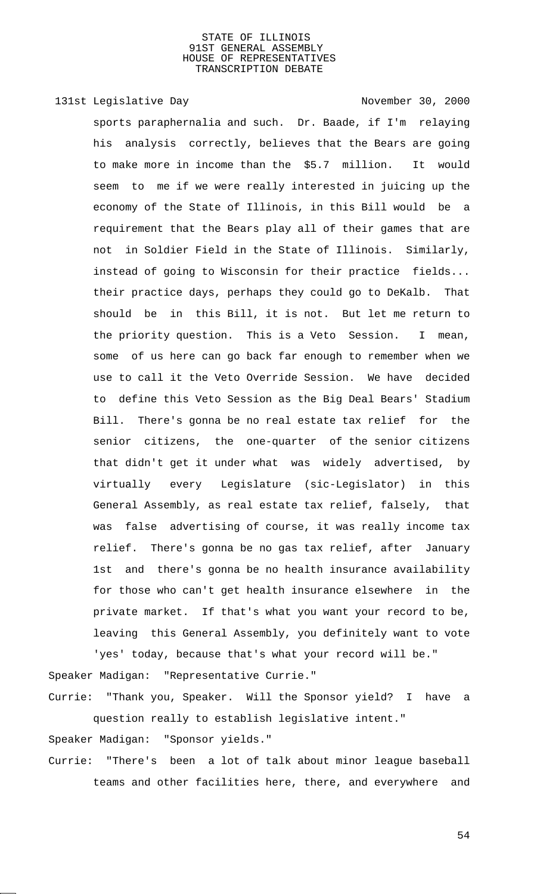sports paraphernalia and such. Dr. Baade, if I'm relaying his analysis correctly, believes that the Bears are going to make more in income than the $5.7 million. It would seem to me if we were really interested in juicing up the economy of the State of Illinois, in this Bill would be a requirement that the Bears play all of their games that are not in Soldier Field in the State of Illinois. Similarly, instead of going to Wisconsin for their practice fields... their practice days, perhaps they could go to DeKalb. That should be in this Bill, it is not. But let me return to the priority question. This is a Veto Session. I mean, some of us here can go back far enough to remember when we use to call it the Veto Override Session. We have decided to define this Veto Session as the Big Deal Bears' Stadium Bill. There's gonna be no real estate tax relief for the senior citizens, the one-quarter of the senior citizens that didn't get it under what was widely advertised, by virtually every Legislature (sic-Legislator) in this General Assembly, as real estate tax relief, falsely, that was false advertising of course, it was really income tax relief. There's gonna be no gas tax relief, after January 1st and there's gonna be no health insurance availability for those who can't get health insurance elsewhere in the private market. If that's what you want your record to be, leaving this General Assembly, you definitely want to vote 'yes' today, because that's what your record will be."

Speaker Madigan: "Representative Currie."

Currie: "Thank you, Speaker. Will the Sponsor yield? I have a question really to establish legislative intent."

Speaker Madigan: "Sponsor yields."

Currie: "There's been a lot of talk about minor league baseball teams and other facilities here, there, and everywhere and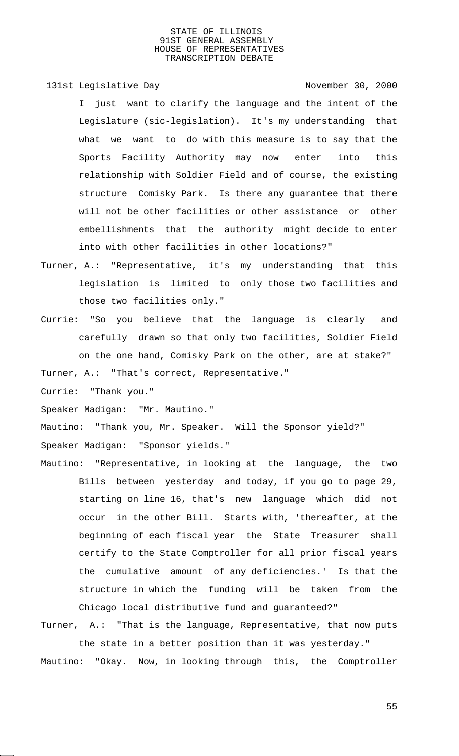I just want to clarify the language and the intent of the Legislature (sic-legislation). It's my understanding that what we want to do with this measure is to say that the Sports Facility Authority may now enter into this relationship with Soldier Field and of course, the existing structure Comisky Park. Is there any guarantee that there will not be other facilities or other assistance or other embellishments that the authority might decide to enter into with other facilities in other locations?"

Turner, A.: "Representative, it's my understanding that this legislation is limited to only those two facilities and those two facilities only."

Currie: "So you believe that the language is clearly and carefully drawn so that only two facilities, Soldier Field on the one hand, Comisky Park on the other, are at stake?"

Turner, A.: "That's correct, Representative."

Currie: "Thank you."

Speaker Madigan: "Mr. Mautino."

Mautino: "Thank you, Mr. Speaker. Will the Sponsor yield?"

Speaker Madigan: "Sponsor yields."

Mautino: "Representative, in looking at the language, the two Bills between yesterday and today, if you go to page 29, starting on line 16, that's new language which did not occur in the other Bill. Starts with, 'thereafter, at the beginning of each fiscal year the State Treasurer shall certify to the State Comptroller for all prior fiscal years the cumulative amount of any deficiencies.' Is that the structure in which the funding will be taken from the Chicago local distributive fund and guaranteed?"

Turner, A.: "That is the language, Representative, that now puts the state in a better position than it was yesterday."

Mautino: "Okay. Now, in looking through this, the Comptroller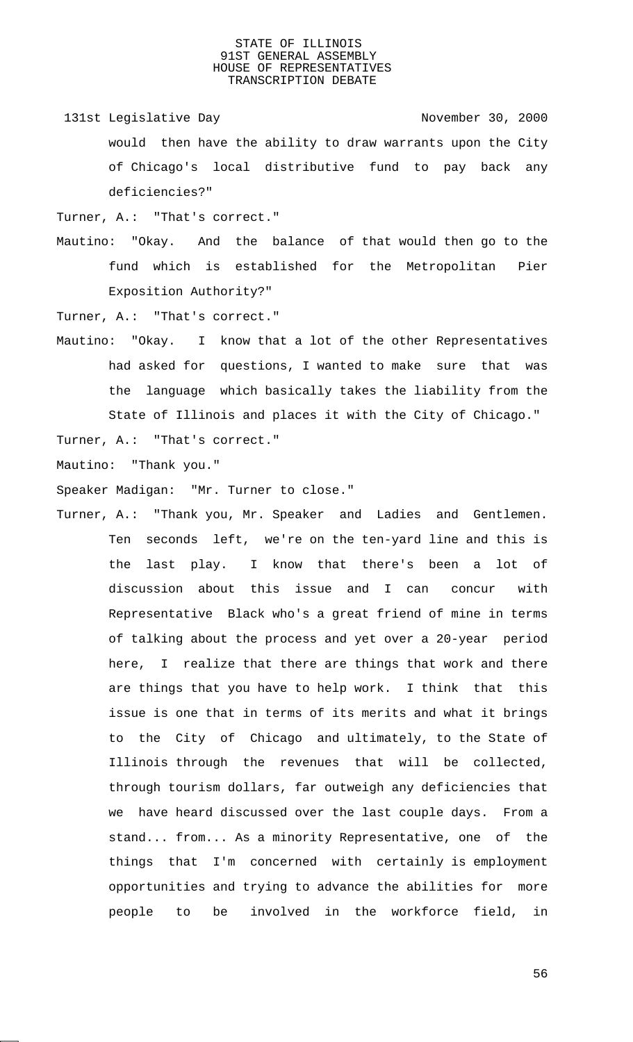would then have the ability to draw warrants upon the City of Chicago's local distributive fund to pay back any deficiencies?"

Turner, A.: "That's correct."

Mautino: "Okay. And the balance of that would then go to the fund which is established for the Metropolitan Pier Exposition Authority?"

Turner, A.: "That's correct."

Mautino: "Okay. I know that a lot of the other Representatives had asked for questions, I wanted to make sure that was the language which basically takes the liability from the State of Illinois and places it with the City of Chicago."

Turner, A.: "That's correct."

Mautino: "Thank you."

Speaker Madigan: "Mr. Turner to close."

Turner, A.: "Thank you, Mr. Speaker and Ladies and Gentlemen. Ten seconds left, we're on the ten-yard line and this is the last play. I know that there's been a lot of discussion about this issue and I can concur with Representative Black who's a great friend of mine in terms of talking about the process and yet over a 20-year period here, I realize that there are things that work and there are things that you have to help work. I think that this issue is one that in terms of its merits and what it brings to the City of Chicago and ultimately, to the State of Illinois through the revenues that will be collected, through tourism dollars, far outweigh any deficiencies that we have heard discussed over the last couple days. From a stand... from... As a minority Representative, one of the things that I'm concerned with certainly is employment opportunities and trying to advance the abilities for more people to be involved in the workforce field, in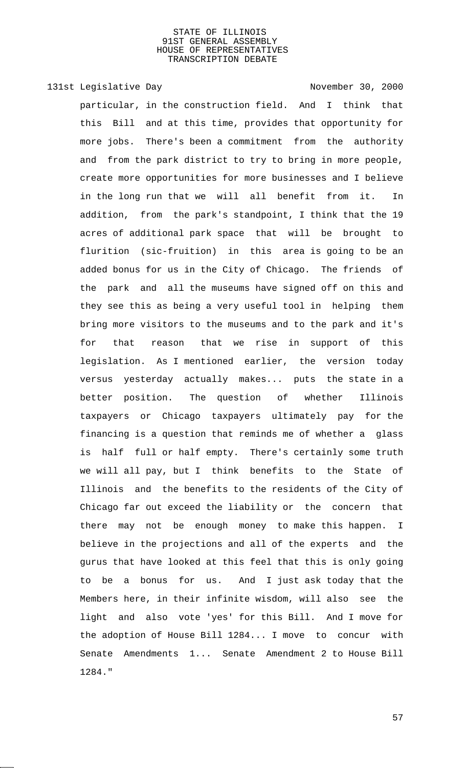particular, in the construction field. And I think that this Bill and at this time, provides that opportunity for more jobs. There's been a commitment from the authority and from the park district to try to bring in more people, create more opportunities for more businesses and I believe in the long run that we will all benefit from it. In addition, from the park's standpoint, I think that the 19 acres of additional park space that will be brought to flurition (sic-fruition) in this area is going to be an added bonus for us in the City of Chicago. The friends of the park and all the museums have signed off on this and they see this as being a very useful tool in helping them bring more visitors to the museums and to the park and it's for that reason that we rise in support of this legislation. As I mentioned earlier, the version today versus yesterday actually makes... puts the state in a better position. The question of whether Illinois taxpayers or Chicago taxpayers ultimately pay for the financing is a question that reminds me of whether a glass is half full or half empty. There's certainly some truth we will all pay, but I think benefits to the State of Illinois and the benefits to the residents of the City of Chicago far out exceed the liability or the concern that there may not be enough money to make this happen. I believe in the projections and all of the experts and the gurus that have looked at this feel that this is only going to be a bonus for us. And I just ask today that the Members here, in their infinite wisdom, will also see the light and also vote 'yes' for this Bill. And I move for the adoption of House Bill 1284... I move to concur with Senate Amendments 1... Senate Amendment 2 to House Bill 1284."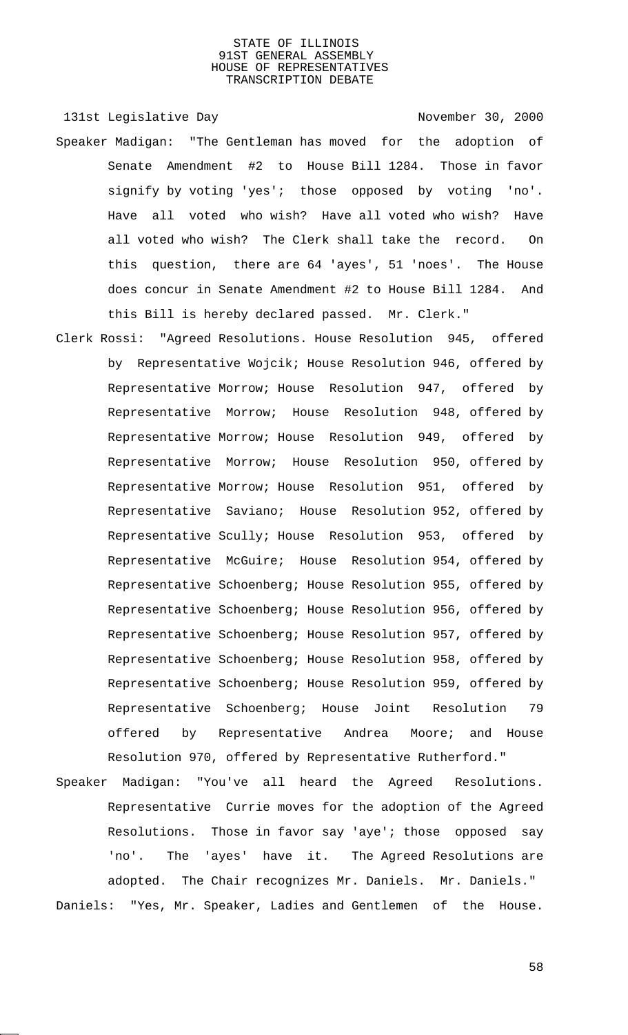131st Legislative Day November 30, 2000

Speaker Madigan: "The Gentleman has moved for the adoption of Senate Amendment #2 to House Bill 1284. Those in favor signify by voting 'yes'; those opposed by voting 'no'. Have all voted who wish? Have all voted who wish? Have all voted who wish? The Clerk shall take the record. On this question, there are 64 'ayes', 51 'noes'. The House does concur in Senate Amendment #2 to House Bill 1284. And this Bill is hereby declared passed. Mr. Clerk."

Clerk Rossi: "Agreed Resolutions. House Resolution 945, offered by Representative Wojcik; House Resolution 946, offered by Representative Morrow; House Resolution 947, offered by Representative Morrow; House Resolution 948, offered by Representative Morrow; House Resolution 949, offered by Representative Morrow; House Resolution 950, offered by Representative Morrow; House Resolution 951, offered by Representative Saviano; House Resolution 952, offered by Representative Scully; House Resolution 953, offered by Representative McGuire; House Resolution 954, offered by Representative Schoenberg; House Resolution 955, offered by Representative Schoenberg; House Resolution 956, offered by Representative Schoenberg; House Resolution 957, offered by Representative Schoenberg; House Resolution 958, offered by Representative Schoenberg; House Resolution 959, offered by Representative Schoenberg; House Joint Resolution 79 offered by Representative Andrea Moore; and House Resolution 970, offered by Representative Rutherford."

Speaker Madigan: "You've all heard the Agreed Resolutions. Representative Currie moves for the adoption of the Agreed Resolutions. Those in favor say 'aye'; those opposed say 'no'. The 'ayes' have it. The Agreed Resolutions are adopted. The Chair recognizes Mr. Daniels. Mr. Daniels."

Daniels: "Yes, Mr. Speaker, Ladies and Gentlemen of the House.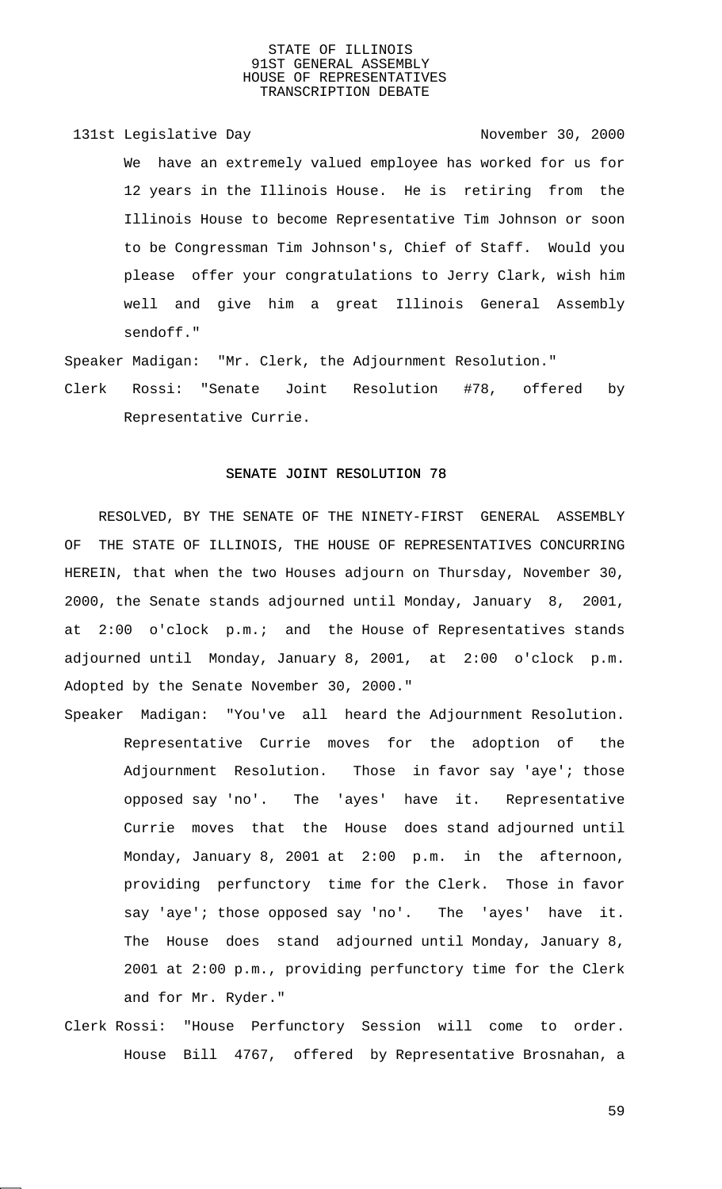131st Legislative Day November 30, 2000

We have an extremely valued employee has worked for us for 12 years in the Illinois House. He is retiring from the Illinois House to become Representative Tim Johnson or soon to be Congressman Tim Johnson's, Chief of Staff. Would you please offer your congratulations to Jerry Clark, wish him well and give him a great Illinois General Assembly sendoff."

Speaker Madigan: "Mr. Clerk, the Adjournment Resolution."

Clerk Rossi: "Senate Joint Resolution #78, offered by Representative Currie.

**SENATE JOINT RESOLUTION 78**

RESOLVED, BY THE SENATE OF THE NINETY-FIRST GENERAL ASSEMBLY OF THE STATE OF ILLINOIS, THE HOUSE OF REPRESENTATIVES CONCURRING HEREIN, that when the two Houses adjourn on Thursday, November 30, 2000, the Senate stands adjourned until Monday, January 8, 2001, at 2:00 o'clock p.m.; and the House of Representatives stands adjourned until Monday, January 8, 2001, at 2:00 o'clock p.m. Adopted by the Senate November 30, 2000."

Speaker Madigan: "You've all heard the Adjournment Resolution. Representative Currie moves for the adoption of the Adjournment Resolution. Those in favor say 'aye'; those opposed say 'no'. The 'ayes' have it. Representative Currie moves that the House does stand adjourned until Monday, January 8, 2001 at 2:00 p.m. in the afternoon, providing perfunctory time for the Clerk. Those in favor say 'aye'; those opposed say 'no'. The 'ayes' have it. The House does stand adjourned until Monday, January 8, 2001 at 2:00 p.m., providing perfunctory time for the Clerk and for Mr. Ryder."

Clerk Rossi: "House Perfunctory Session will come to order. House Bill 4767, offered by Representative Brosnahan, a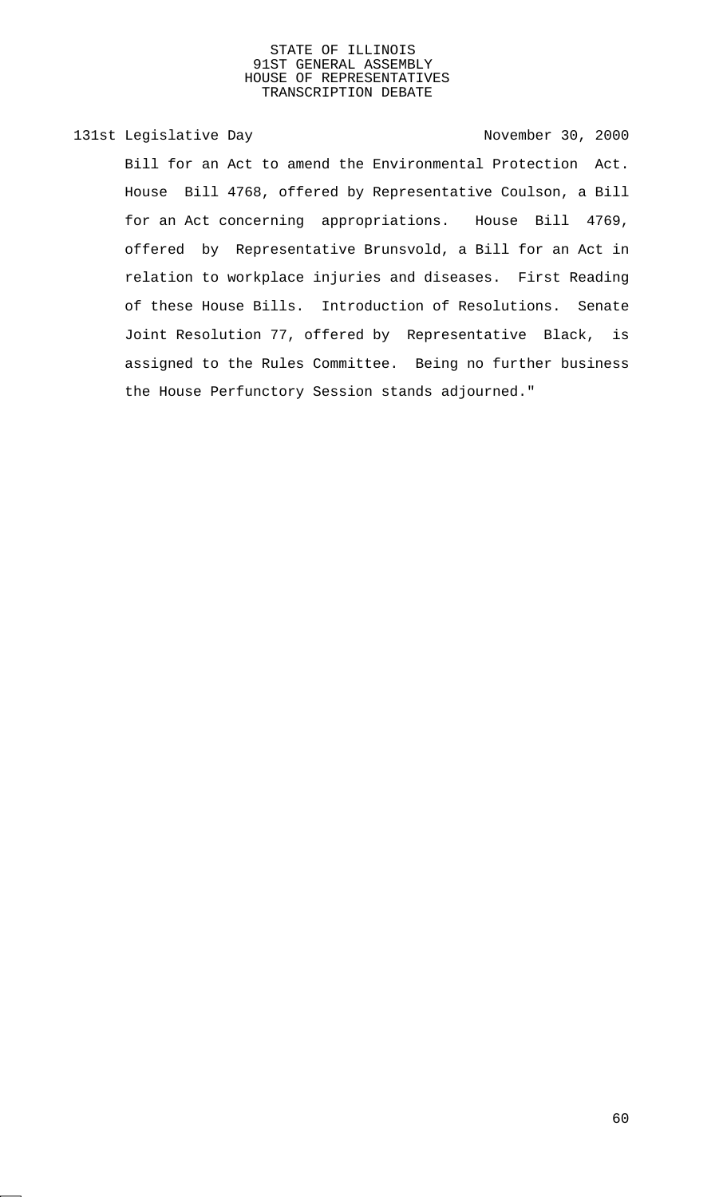Bill for an Act to amend the Environmental Protection Act. House Bill 4768, offered by Representative Coulson, a Bill for an Act concerning appropriations. House Bill 4769, offered by Representative Brunsvold, a Bill for an Act in relation to workplace injuries and diseases. First Reading of these House Bills. Introduction of Resolutions. Senate Joint Resolution 77, offered by Representative Black, is assigned to the Rules Committee. Being no further business the House Perfunctory Session stands adjourned."